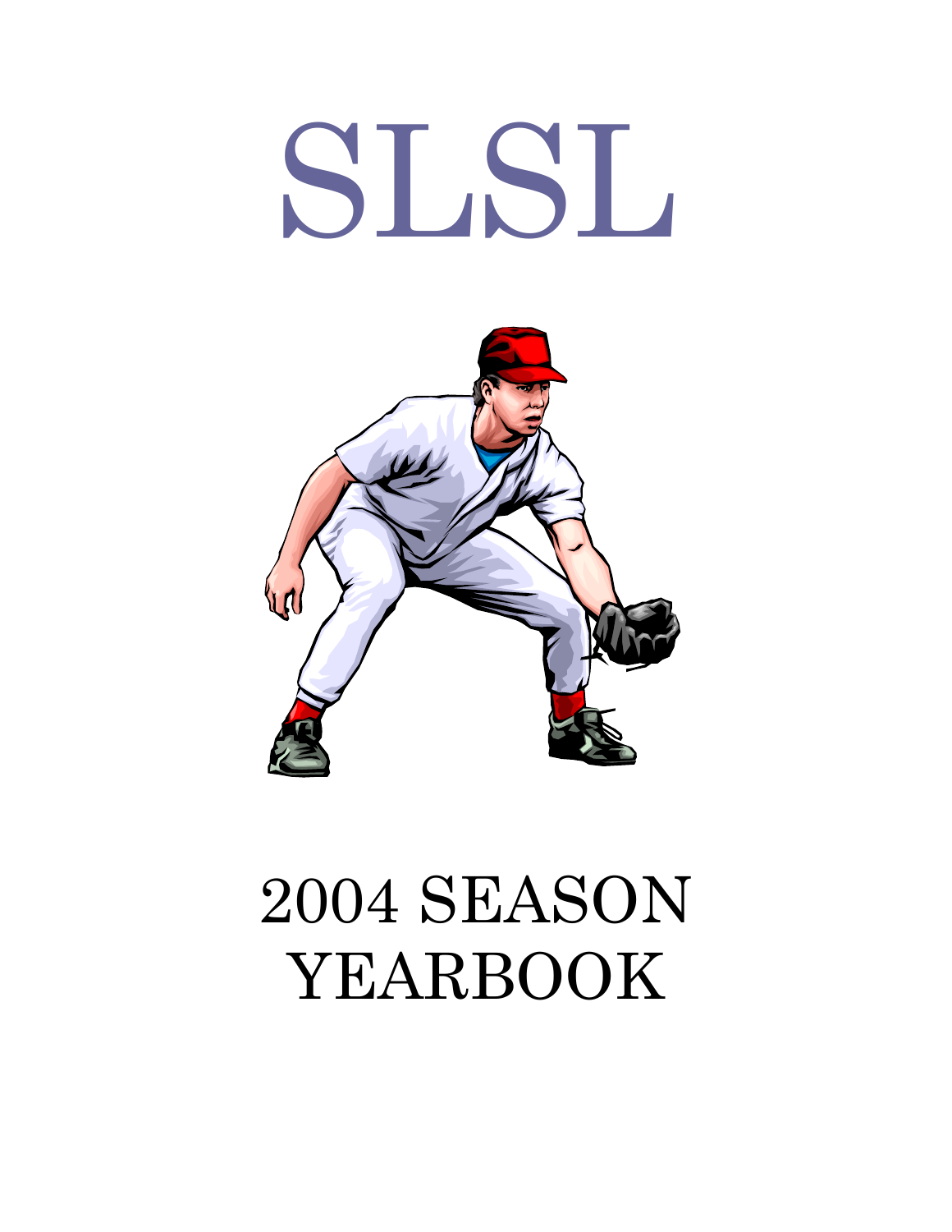# SLSL

# 2004 SEASON YEARBOOK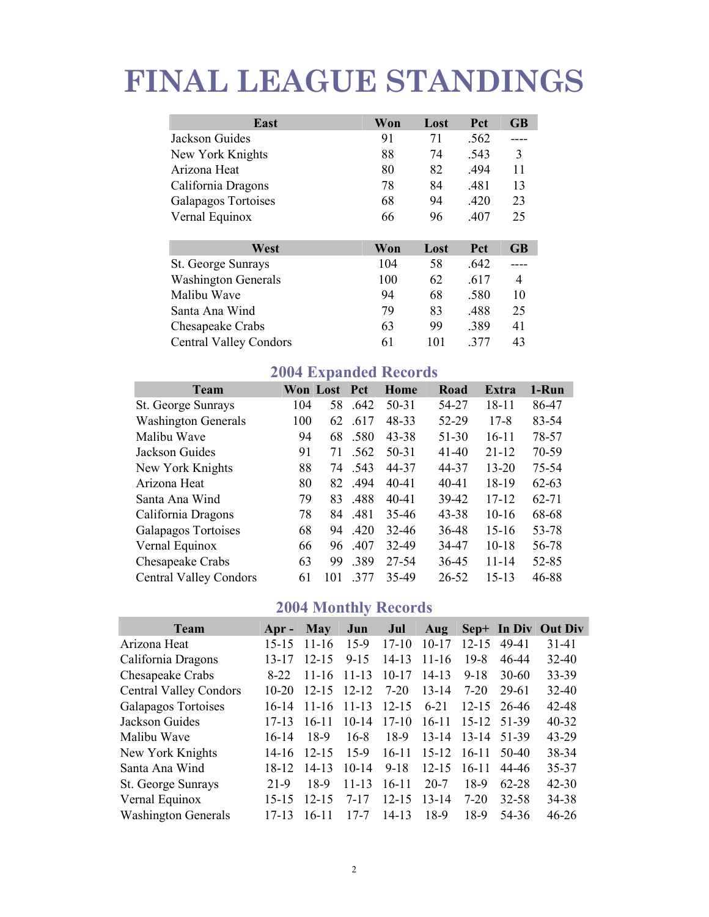# FINAL LEAGUE STANDINGS

| East | Won | Lost | Pct | GB |
|---|---|---|---|---|
| Jackson Guides | 91 | 71 | .562 | ---- |
| New York Knights | 88 | 74 | .543 | 3 |
| Arizona Heat | 80 | 82 | .494 | 11 |
| California Dragons | 78 | 84 | .481 | 13 |
| Galapagos Tortoises | 68 | 94 | .420 | 23 |
| Vernal Equinox | 66 | 96 | .407 | 25 |

| West | Won | Lost | Pct | GB |
|---|---|---|---|---|
| St. George Sunrays | 104 | 58 | .642 | ---- |
| Washington Generals | 100 | 62 | .617 | 4 |
| Malibu Wave | 94 | 68 | .580 | 10 |
| Santa Ana Wind | 79 | 83 | .488 | 25 |
| Chesapeake Crabs | 63 | 99 | .389 | 41 |
| Central Valley Condors | 61 | 101 | .377 | 43 |

## 2004 Expanded Records

| Team | Won | Lost | Pct | Home | Road | Extra | 1-Run |
|---|---|---|---|---|---|---|---|
| St. George Sunrays | 104 | 58 | .642 | 50-31 | 54-27 | 18-11 | 86-47 |
| Washington Generals | 100 | 62 | .617 | 48-33 | 52-29 | 17-8 | 83-54 |
| Malibu Wave | 94 | 68 | .580 | 43-38 | 51-30 | 16-11 | 78-57 |
| Jackson Guides | 91 | 71 | .562 | 50-31 | 41-40 | 21-12 | 70-59 |
| New York Knights | 88 | 74 | .543 | 44-37 | 44-37 | 13-20 | 75-54 |
| Arizona Heat | 80 | 82 | .494 | 40-41 | 40-41 | 18-19 | 62-63 |
| Santa Ana Wind | 79 | 83 | .488 | 40-41 | 39-42 | 17-12 | 62-71 |
| California Dragons | 78 | 84 | .481 | 35-46 | 43-38 | 10-16 | 68-68 |
| Galapagos Tortoises | 68 | 94 | .420 | 32-46 | 36-48 | 15-16 | 53-78 |
| Vernal Equinox | 66 | 96 | .407 | 32-49 | 34-47 | 10-18 | 56-78 |
| Chesapeake Crabs | 63 | 99 | .389 | 27-54 | 36-45 | 11-14 | 52-85 |
| Central Valley Condors | 61 | 101 | .377 | 35-49 | 26-52 | 15-13 | 46-88 |

## 2004 Monthly Records

| Team | Apr - | May | Jun | Jul | Aug | Sep+ | In Div | Out Div |
|---|---|---|---|---|---|---|---|---|
| Arizona Heat | 15-15 | 11-16 | 15-9 | 17-10 | 10-17 | 12-15 | 49-41 | 31-41 |
| California Dragons | 13-17 | 12-15 | 9-15 | 14-13 | 11-16 | 19-8 | 46-44 | 32-40 |
| Chesapeake Crabs | 8-22 | 11-16 | 11-13 | 10-17 | 14-13 | 9-18 | 30-60 | 33-39 |
| Central Valley Condors | 10-20 | 12-15 | 12-12 | 7-20 | 13-14 | 7-20 | 29-61 | 32-40 |
| Galapagos Tortoises | 16-14 | 11-16 | 11-13 | 12-15 | 6-21 | 12-15 | 26-46 | 42-48 |
| Jackson Guides | 17-13 | 16-11 | 10-14 | 17-10 | 16-11 | 15-12 | 51-39 | 40-32 |
| Malibu Wave | 16-14 | 18-9 | 16-8 | 18-9 | 13-14 | 13-14 | 51-39 | 43-29 |
| New York Knights | 14-16 | 12-15 | 15-9 | 16-11 | 15-12 | 16-11 | 50-40 | 38-34 |
| Santa Ana Wind | 18-12 | 14-13 | 10-14 | 9-18 | 12-15 | 16-11 | 44-46 | 35-37 |
| St. George Sunrays | 21-9 | 18-9 | 11-13 | 16-11 | 20-7 | 18-9 | 62-28 | 42-30 |
| Vernal Equinox | 15-15 | 12-15 | 7-17 | 12-15 | 13-14 | 7-20 | 32-58 | 34-38 |
| Washington Generals | 17-13 | 16-11 | 17-7 | 14-13 | 18-9 | 18-9 | 54-36 | 46-26 |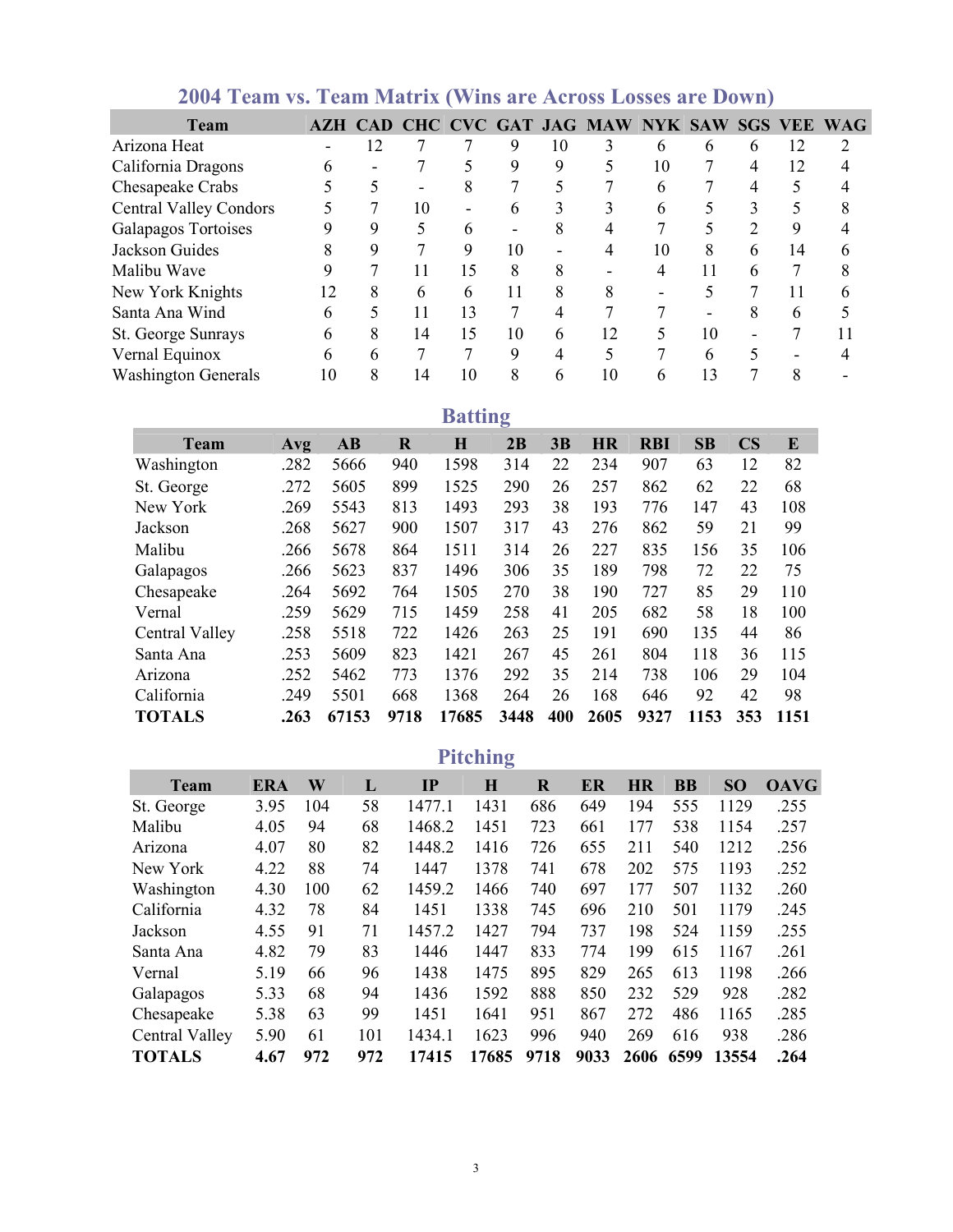## 2004 Team vs. Team Matrix (Wins are Across Losses are Down)

| Team | AZH | CAD | CHC | CVC | GAT | JAG | MAW | NYK | SAW | SGS | VEE | WAG |
|---|---|---|---|---|---|---|---|---|---|---|---|---|
| Arizona Heat | - | 12 | 7 | 7 | 9 | 10 | 3 | 6 | 6 | 6 | 12 | 2 |
| California Dragons | 6 | - | 7 | 5 | 9 | 9 | 5 | 10 | 7 | 4 | 12 | 4 |
| Chesapeake Crabs | 5 | 5 | - | 8 | 7 | 5 | 7 | 6 | 7 | 4 | 5 | 4 |
| Central Valley Condors | 5 | 7 | 10 | - | 6 | 3 | 3 | 6 | 5 | 3 | 5 | 8 |
| Galapagos Tortoises | 9 | 9 | 5 | 6 | - | 8 | 4 | 7 | 5 | 2 | 9 | 4 |
| Jackson Guides | 8 | 9 | 7 | 9 | 10 | - | 4 | 10 | 8 | 6 | 14 | 6 |
| Malibu Wave | 9 | 7 | 11 | 15 | 8 | 8 | - | 4 | 11 | 6 | 7 | 8 |
| New York Knights | 12 | 8 | 6 | 6 | 11 | 8 | 8 | - | 5 | 7 | 11 | 6 |
| Santa Ana Wind | 6 | 5 | 11 | 13 | 7 | 4 | 7 | 7 | - | 8 | 6 | 5 |
| St. George Sunrays | 6 | 8 | 14 | 15 | 10 | 6 | 12 | 5 | 10 | - | 7 | 11 |
| Vernal Equinox | 6 | 6 | 7 | 7 | 9 | 4 | 5 | 7 | 6 | 5 | - | 4 |
| Washington Generals | 10 | 8 | 14 | 10 | 8 | 6 | 10 | 6 | 13 | 7 | 8 | - |

## Batting

| Team | Avg | AB | R | H | 2B | 3B | HR | RBI | SB | CS | E |
|---|---|---|---|---|---|---|---|---|---|---|---|
| Washington | .282 | 5666 | 940 | 1598 | 314 | 22 | 234 | 907 | 63 | 12 | 82 |
| St. George | .272 | 5605 | 899 | 1525 | 290 | 26 | 257 | 862 | 62 | 22 | 68 |
| New York | .269 | 5543 | 813 | 1493 | 293 | 38 | 193 | 776 | 147 | 43 | 108 |
| Jackson | .268 | 5627 | 900 | 1507 | 317 | 43 | 276 | 862 | 59 | 21 | 99 |
| Malibu | .266 | 5678 | 864 | 1511 | 314 | 26 | 227 | 835 | 156 | 35 | 106 |
| Galapagos | .266 | 5623 | 837 | 1496 | 306 | 35 | 189 | 798 | 72 | 22 | 75 |
| Chesapeake | .264 | 5692 | 764 | 1505 | 270 | 38 | 190 | 727 | 85 | 29 | 110 |
| Vernal | .259 | 5629 | 715 | 1459 | 258 | 41 | 205 | 682 | 58 | 18 | 100 |
| Central Valley | .258 | 5518 | 722 | 1426 | 263 | 25 | 191 | 690 | 135 | 44 | 86 |
| Santa Ana | .253 | 5609 | 823 | 1421 | 267 | 45 | 261 | 804 | 118 | 36 | 115 |
| Arizona | .252 | 5462 | 773 | 1376 | 292 | 35 | 214 | 738 | 106 | 29 | 104 |
| California | .249 | 5501 | 668 | 1368 | 264 | 26 | 168 | 646 | 92 | 42 | 98 |
| **TOTALS** | **.263** | **67153** | **9718** | **17685** | **3448** | **400** | **2605** | **9327** | **1153** | **353** | **1151** |

## Pitching

| Team | ERA | W | L | IP | H | R | ER | HR | BB | SO | OAVG |
|---|---|---|---|---|---|---|---|---|---|---|---|
| St. George | 3.95 | 104 | 58 | 1477.1 | 1431 | 686 | 649 | 194 | 555 | 1129 | .255 |
| Malibu | 4.05 | 94 | 68 | 1468.2 | 1451 | 723 | 661 | 177 | 538 | 1154 | .257 |
| Arizona | 4.07 | 80 | 82 | 1448.2 | 1416 | 726 | 655 | 211 | 540 | 1212 | .256 |
| New York | 4.22 | 88 | 74 | 1447 | 1378 | 741 | 678 | 202 | 575 | 1193 | .252 |
| Washington | 4.30 | 100 | 62 | 1459.2 | 1466 | 740 | 697 | 177 | 507 | 1132 | .260 |
| California | 4.32 | 78 | 84 | 1451 | 1338 | 745 | 696 | 210 | 501 | 1179 | .245 |
| Jackson | 4.55 | 91 | 71 | 1457.2 | 1427 | 794 | 737 | 198 | 524 | 1159 | .255 |
| Santa Ana | 4.82 | 79 | 83 | 1446 | 1447 | 833 | 774 | 199 | 615 | 1167 | .261 |
| Vernal | 5.19 | 66 | 96 | 1438 | 1475 | 895 | 829 | 265 | 613 | 1198 | .266 |
| Galapagos | 5.33 | 68 | 94 | 1436 | 1592 | 888 | 850 | 232 | 529 | 928 | .282 |
| Chesapeake | 5.38 | 63 | 99 | 1451 | 1641 | 951 | 867 | 272 | 486 | 1165 | .285 |
| Central Valley | 5.90 | 61 | 101 | 1434.1 | 1623 | 996 | 940 | 269 | 616 | 938 | .286 |
| **TOTALS** | **4.67** | **972** | **972** | **17415** | **17685** | **9718** | **9033** | **2606** | **6599** | **13554** | **.264** |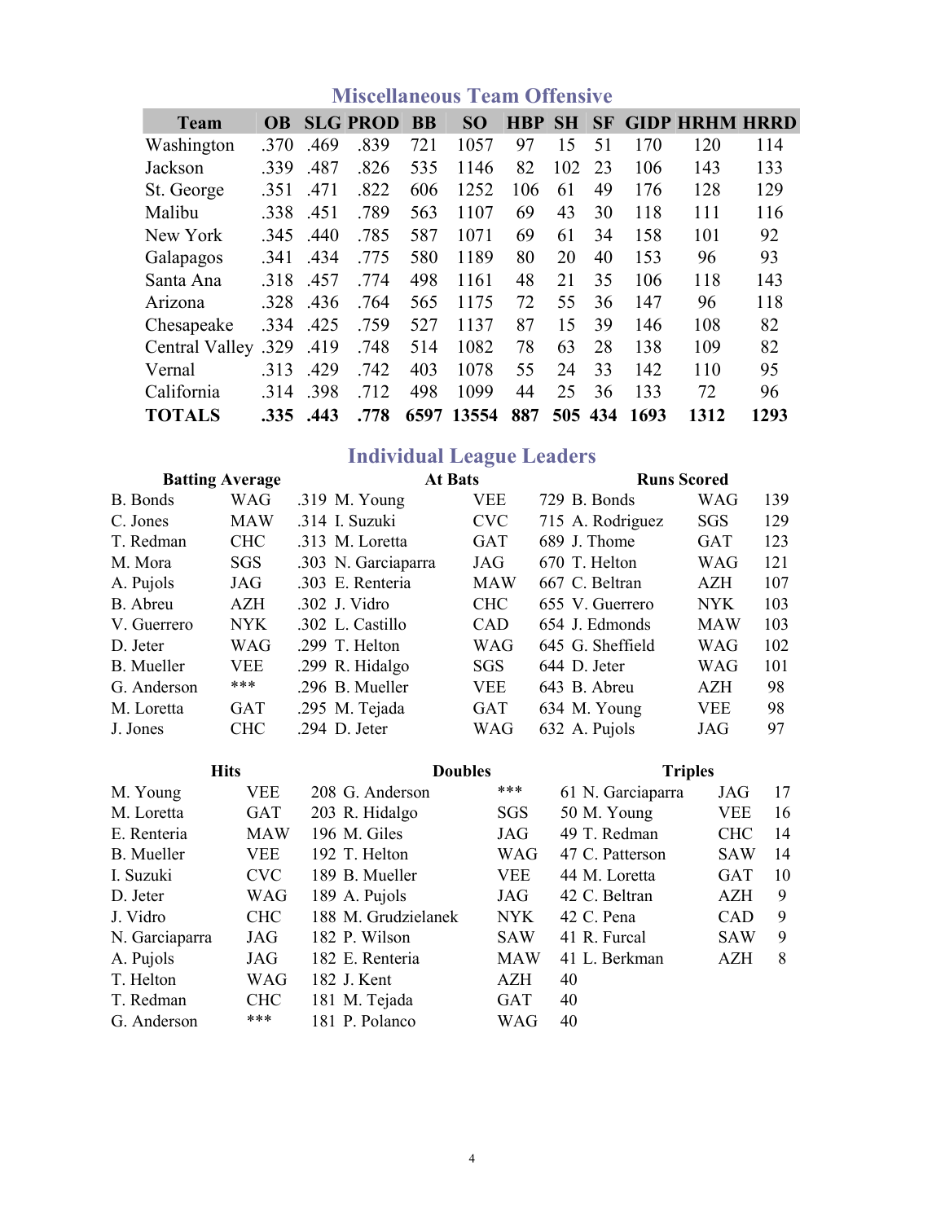## Miscellaneous Team Offensive

| Team | OB | SLG | PROD | BB | SO | HBP | SH | SF | GIDP | HRHM | HRRD |
|---|---|---|---|---|---|---|---|---|---|---|---|
| Washington | .370 | .469 | .839 | 721 | 1057 | 97 | 15 | 51 | 170 | 120 | 114 |
| Jackson | .339 | .487 | .826 | 535 | 1146 | 82 | 102 | 23 | 106 | 143 | 133 |
| St. George | .351 | .471 | .822 | 606 | 1252 | 106 | 61 | 49 | 176 | 128 | 129 |
| Malibu | .338 | .451 | .789 | 563 | 1107 | 69 | 43 | 30 | 118 | 111 | 116 |
| New York | .345 | .440 | .785 | 587 | 1071 | 69 | 61 | 34 | 158 | 101 | 92 |
| Galapagos | .341 | .434 | .775 | 580 | 1189 | 80 | 20 | 40 | 153 | 96 | 93 |
| Santa Ana | .318 | .457 | .774 | 498 | 1161 | 48 | 21 | 35 | 106 | 118 | 143 |
| Arizona | .328 | .436 | .764 | 565 | 1175 | 72 | 55 | 36 | 147 | 96 | 118 |
| Chesapeake | .334 | .425 | .759 | 527 | 1137 | 87 | 15 | 39 | 146 | 108 | 82 |
| Central Valley | .329 | .419 | .748 | 514 | 1082 | 78 | 63 | 28 | 138 | 109 | 82 |
| Vernal | .313 | .429 | .742 | 403 | 1078 | 55 | 24 | 33 | 142 | 110 | 95 |
| California | .314 | .398 | .712 | 498 | 1099 | 44 | 25 | 36 | 133 | 72 | 96 |
| **TOTALS** | **.335** | **.443** | **.778** | **6597** | **13554** | **887** | **505** | **434** | **1693** | **1312** | **1293** |

## Individual League Leaders

| Batting Average | | | At Bats | | | Runs Scored | | |
|---|---|---|---|---|---|---|---|---|
| B. Bonds | WAG | .319 | M. Young | VEE | 729 | B. Bonds | WAG | 139 |
| C. Jones | MAW | .314 | I. Suzuki | CVC | 715 | A. Rodriguez | SGS | 129 |
| T. Redman | CHC | .313 | M. Loretta | GAT | 689 | J. Thome | GAT | 123 |
| M. Mora | SGS | .303 | N. Garciaparra | JAG | 670 | T. Helton | WAG | 121 |
| A. Pujols | JAG | .303 | E. Renteria | MAW | 667 | C. Beltran | AZH | 107 |
| B. Abreu | AZH | .302 | J. Vidro | CHC | 655 | V. Guerrero | NYK | 103 |
| V. Guerrero | NYK | .302 | L. Castillo | CAD | 654 | J. Edmonds | MAW | 103 |
| D. Jeter | WAG | .299 | T. Helton | WAG | 645 | G. Sheffield | WAG | 102 |
| B. Mueller | VEE | .299 | R. Hidalgo | SGS | 644 | D. Jeter | WAG | 101 |
| G. Anderson | *** | .296 | B. Mueller | VEE | 643 | B. Abreu | AZH | 98 |
| M. Loretta | GAT | .295 | M. Tejada | GAT | 634 | M. Young | VEE | 98 |
| J. Jones | CHC | .294 | D. Jeter | WAG | 632 | A. Pujols | JAG | 97 |

| Hits | | | Doubles | | | Triples | | |
|---|---|---|---|---|---|---|---|---|
| M. Young | VEE | 208 | G. Anderson | *** | 61 | N. Garciaparra | JAG | 17 |
| M. Loretta | GAT | 203 | R. Hidalgo | SGS | 50 | M. Young | VEE | 16 |
| E. Renteria | MAW | 196 | M. Giles | JAG | 49 | T. Redman | CHC | 14 |
| B. Mueller | VEE | 192 | T. Helton | WAG | 47 | C. Patterson | SAW | 14 |
| I. Suzuki | CVC | 189 | B. Mueller | VEE | 44 | M. Loretta | GAT | 10 |
| D. Jeter | WAG | 189 | A. Pujols | JAG | 42 | C. Beltran | AZH | 9 |
| J. Vidro | CHC | 188 | M. Grudzielanek | NYK | 42 | C. Pena | CAD | 9 |
| N. Garciaparra | JAG | 182 | P. Wilson | SAW | 41 | R. Furcal | SAW | 9 |
| A. Pujols | JAG | 182 | E. Renteria | MAW | 41 | L. Berkman | AZH | 8 |
| T. Helton | WAG | 182 | J. Kent | AZH | 40 | | | |
| T. Redman | CHC | 181 | M. Tejada | GAT | 40 | | | |
| G. Anderson | *** | 181 | P. Polanco | WAG | 40 | | | |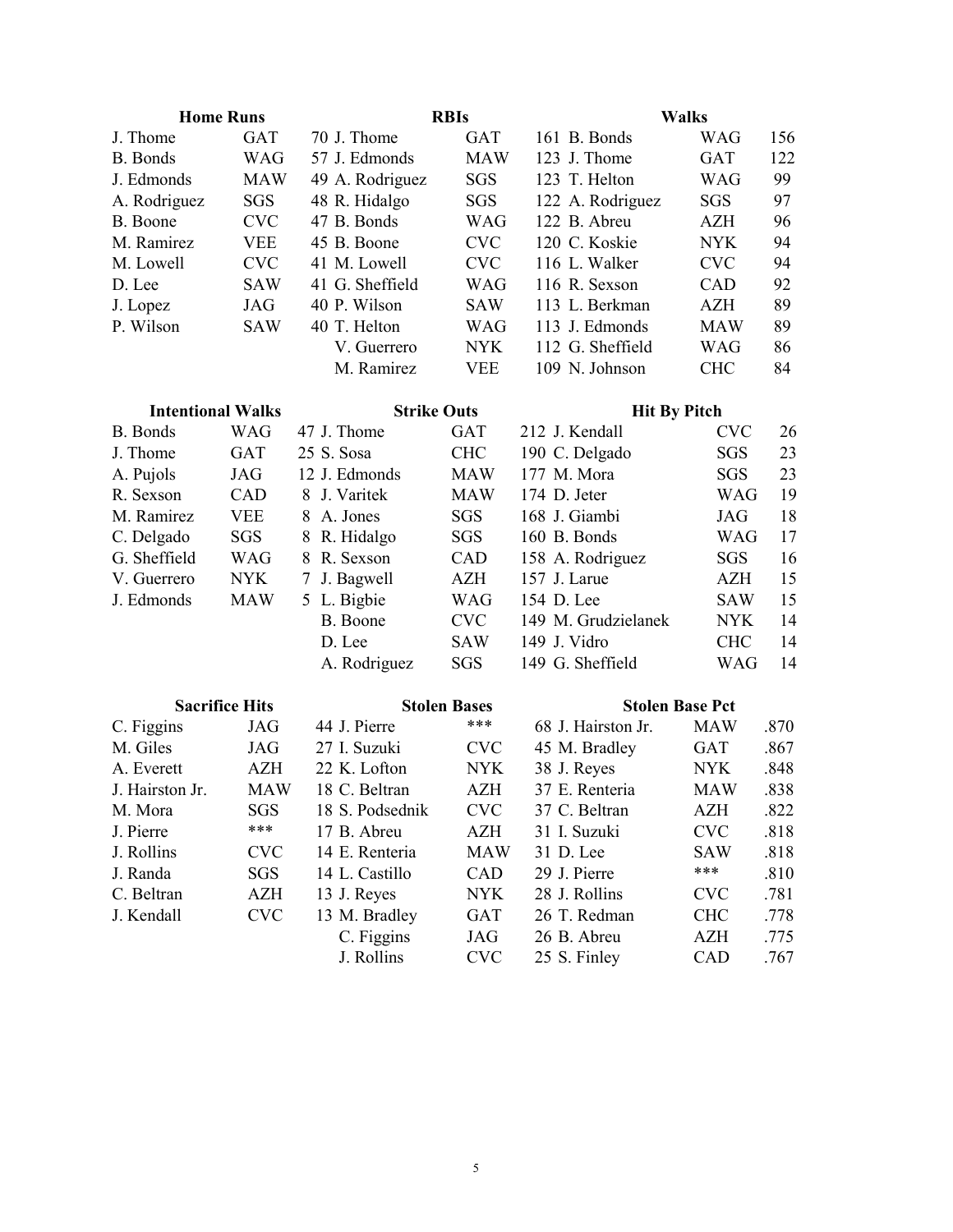### Home Runs

| Player | Team | HR |
|---|---|---|
| J. Thome | GAT | 70 |
| B. Bonds | WAG | 57 |
| J. Edmonds | MAW | 49 |
| A. Rodriguez | SGS | 48 |
| B. Boone | CVC | 47 |
| M. Ramirez | VEE | 45 |
| M. Lowell | CVC | 41 |
| D. Lee | SAW | 41 |
| J. Lopez | JAG | 40 |
| P. Wilson | SAW | 40 |

### RBIs

| Player | Team | RBI |
|---|---|---|
| J. Thome | GAT | 161 |
| J. Edmonds | MAW | 123 |
| A. Rodriguez | SGS | 123 |
| R. Hidalgo | SGS | 122 |
| B. Bonds | WAG | 122 |
| B. Boone | CVC | 120 |
| M. Lowell | CVC | 116 |
| G. Sheffield | WAG | 116 |
| P. Wilson | SAW | 113 |
| T. Helton | WAG | 113 |
| V. Guerrero | NYK | 112 |
| M. Ramirez | VEE | 109 |

### Walks

| Player | Team | BB |
|---|---|---|
| B. Bonds | WAG | 156 |
| J. Thome | GAT | 122 |
| T. Helton | WAG | 99 |
| A. Rodriguez | SGS | 97 |
| B. Abreu | AZH | 96 |
| C. Koskie | NYK | 94 |
| L. Walker | CVC | 94 |
| R. Sexson | CAD | 92 |
| L. Berkman | AZH | 89 |
| J. Edmonds | MAW | 89 |
| G. Sheffield | WAG | 86 |
| N. Johnson | CHC | 84 |

### Intentional Walks

| Player | Team | IBB |
|---|---|---|
| B. Bonds | WAG | 47 |
| J. Thome | GAT | 25 |
| A. Pujols | JAG | 12 |
| R. Sexson | CAD | 8 |
| M. Ramirez | VEE | 8 |
| C. Delgado | SGS | 8 |
| G. Sheffield | WAG | 8 |
| V. Guerrero | NYK | 7 |
| J. Edmonds | MAW | 5 |

### Strike Outs

| Player | Team | SO |
|---|---|---|
| J. Thome | GAT | 212 |
| S. Sosa | CHC | 190 |
| J. Edmonds | MAW | 177 |
| J. Varitek | MAW | 174 |
| A. Jones | SGS | 168 |
| R. Hidalgo | SGS | 160 |
| R. Sexson | CAD | 158 |
| J. Bagwell | AZH | 157 |
| L. Bigbie | WAG | 154 |
| B. Boone | CVC | 149 |
| D. Lee | SAW | 149 |
| A. Rodriguez | SGS | 149 |

### Hit By Pitch

| Player | Team | HBP |
|---|---|---|
| J. Kendall | CVC | 26 |
| C. Delgado | SGS | 23 |
| M. Mora | SGS | 23 |
| D. Jeter | WAG | 19 |
| J. Giambi | JAG | 18 |
| B. Bonds | WAG | 17 |
| A. Rodriguez | SGS | 16 |
| J. Larue | AZH | 15 |
| D. Lee | SAW | 15 |
| M. Grudzielanek | NYK | 14 |
| J. Vidro | CHC | 14 |
| G. Sheffield | WAG | 14 |

### Sacrifice Hits

| Player | Team | SH |
|---|---|---|
| C. Figgins | JAG | 44 |
| M. Giles | JAG | 27 |
| A. Everett | AZH | 22 |
| J. Hairston Jr. | MAW | 18 |
| M. Mora | SGS | 18 |
| J. Pierre | *** | 17 |
| J. Rollins | CVC | 14 |
| J. Randa | SGS | 14 |
| C. Beltran | AZH | 13 |
| J. Kendall | CVC | 13 |

### Stolen Bases

| Player | Team | SB |
|---|---|---|
| J. Pierre | *** | 68 |
| I. Suzuki | CVC | 45 |
| K. Lofton | NYK | 38 |
| C. Beltran | AZH | 37 |
| S. Podsednik | CVC | 37 |
| B. Abreu | AZH | 31 |
| E. Renteria | MAW | 31 |
| L. Castillo | CAD | 29 |
| J. Reyes | NYK | 28 |
| M. Bradley | GAT | 26 |
| C. Figgins | JAG | 26 |
| J. Rollins | CVC | 25 |

### Stolen Base Pct

| Player | Team | Pct |
|---|---|---|
| J. Hairston Jr. | MAW | .870 |
| M. Bradley | GAT | .867 |
| J. Reyes | NYK | .848 |
| E. Renteria | MAW | .838 |
| C. Beltran | AZH | .822 |
| I. Suzuki | CVC | .818 |
| D. Lee | SAW | .818 |
| J. Pierre | *** | .810 |
| J. Rollins | CVC | .781 |
| T. Redman | CHC | .778 |
| B. Abreu | AZH | .775 |
| S. Finley | CAD | .767 |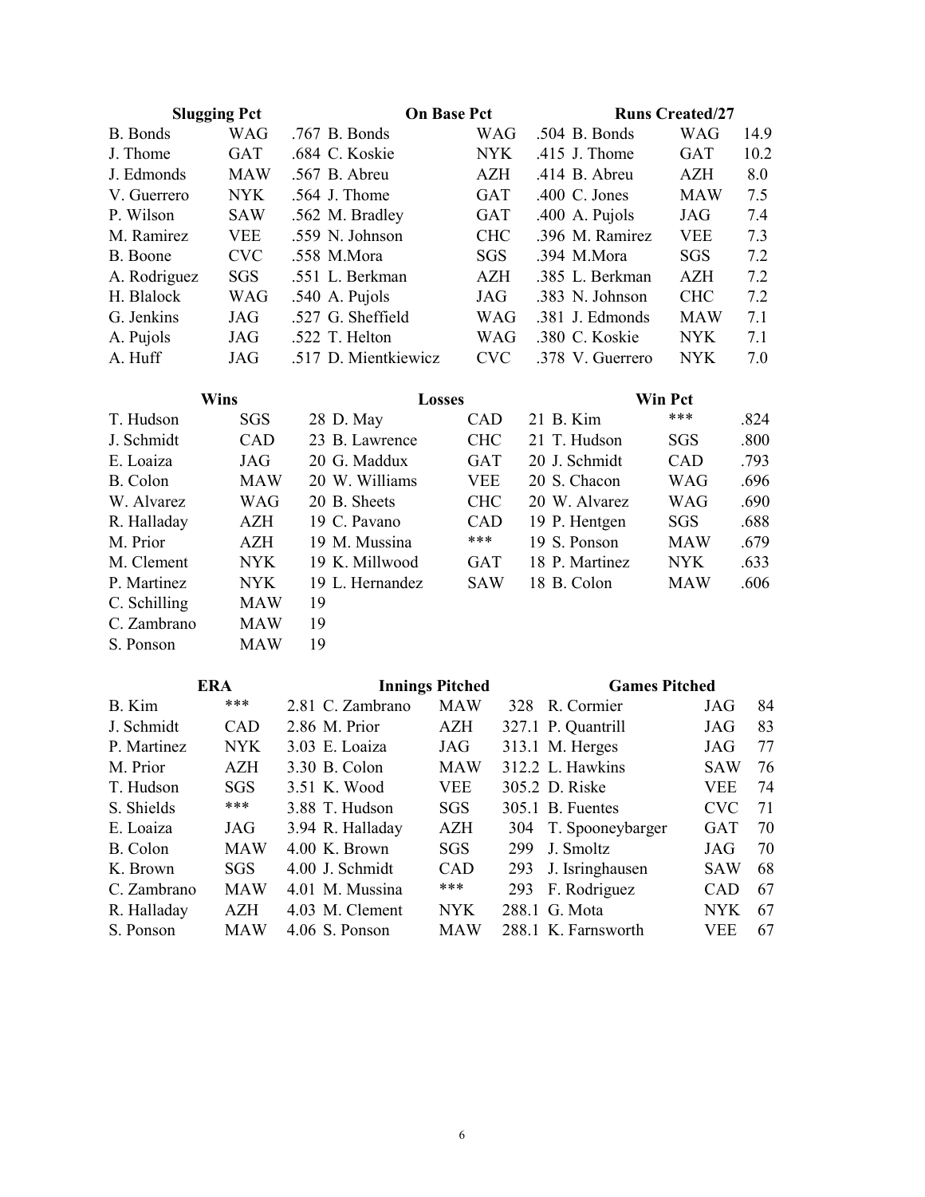**Slugging Pct**

| Player | Team | Value |
|---|---|---|
| B. Bonds | WAG | .767 |
| J. Thome | GAT | .684 |
| J. Edmonds | MAW | .567 |
| V. Guerrero | NYK | .564 |
| P. Wilson | SAW | .562 |
| M. Ramirez | VEE | .559 |
| B. Boone | CVC | .558 |
| A. Rodriguez | SGS | .551 |
| H. Blalock | WAG | .540 |
| G. Jenkins | JAG | .527 |
| A. Pujols | JAG | .522 |
| A. Huff | JAG | .517 |

**On Base Pct**

| Player | Team | Value |
|---|---|---|
| B. Bonds | WAG | .504 |
| C. Koskie | NYK | .415 |
| B. Abreu | AZH | .414 |
| J. Thome | GAT | .400 |
| M. Bradley | GAT | .400 |
| N. Johnson | CHC | .396 |
| M.Mora | SGS | .394 |
| L. Berkman | AZH | .385 |
| A. Pujols | JAG | .383 |
| G. Sheffield | WAG | .381 |
| T. Helton | WAG | .380 |
| D. Mientkiewicz | CVC | .378 |

**Runs Created/27**

| Player | Team | Value |
|---|---|---|
| B. Bonds | WAG | 14.9 |
| J. Thome | GAT | 10.2 |
| B. Abreu | AZH | 8.0 |
| C. Jones | MAW | 7.5 |
| A. Pujols | JAG | 7.4 |
| M. Ramirez | VEE | 7.3 |
| M.Mora | SGS | 7.2 |
| L. Berkman | AZH | 7.2 |
| N. Johnson | CHC | 7.2 |
| J. Edmonds | MAW | 7.1 |
| C. Koskie | NYK | 7.1 |
| V. Guerrero | NYK | 7.0 |

**Wins**

| Player | Team | Value |
|---|---|---|
| T. Hudson | SGS | 28 |
| J. Schmidt | CAD | 23 |
| E. Loaiza | JAG | 20 |
| B. Colon | MAW | 20 |
| W. Alvarez | WAG | 20 |
| R. Halladay | AZH | 19 |
| M. Prior | AZH | 19 |
| M. Clement | NYK | 19 |
| P. Martinez | NYK | 19 |
| C. Schilling | MAW | 19 |
| C. Zambrano | MAW | 19 |
| S. Ponson | MAW | 19 |

**Losses**

| Player | Team | Value |
|---|---|---|
| D. May | CAD | 21 |
| B. Lawrence | CHC | 21 |
| G. Maddux | GAT | 20 |
| W. Williams | VEE | 20 |
| B. Sheets | CHC | 20 |
| C. Pavano | CAD | 19 |
| M. Mussina | *** | 19 |
| K. Millwood | GAT | 18 |
| L. Hernandez | SAW | 18 |

**Win Pct**

| Player | Team | Value |
|---|---|---|
| B. Kim | *** | .824 |
| T. Hudson | SGS | .800 |
| J. Schmidt | CAD | .793 |
| S. Chacon | WAG | .696 |
| W. Alvarez | WAG | .690 |
| P. Hentgen | SGS | .688 |
| S. Ponson | MAW | .679 |
| P. Martinez | NYK | .633 |
| B. Colon | MAW | .606 |

**ERA**

| Player | Team | Value |
|---|---|---|
| B. Kim | *** | 2.81 |
| J. Schmidt | CAD | 2.86 |
| P. Martinez | NYK | 3.03 |
| M. Prior | AZH | 3.30 |
| T. Hudson | SGS | 3.51 |
| S. Shields | *** | 3.88 |
| E. Loaiza | JAG | 3.94 |
| B. Colon | MAW | 4.00 |
| K. Brown | SGS | 4.00 |
| C. Zambrano | MAW | 4.01 |
| R. Halladay | AZH | 4.03 |
| S. Ponson | MAW | 4.06 |

**Innings Pitched**

| Player | Team | Value |
|---|---|---|
| C. Zambrano | MAW | 328 |
| M. Prior | AZH | 327.1 |
| E. Loaiza | JAG | 313.1 |
| B. Colon | MAW | 312.2 |
| K. Wood | VEE | 305.2 |
| T. Hudson | SGS | 305.1 |
| R. Halladay | AZH | 304 |
| K. Brown | SGS | 299 |
| J. Schmidt | CAD | 293 |
| M. Mussina | *** | 293 |
| M. Clement | NYK | 288.1 |
| S. Ponson | MAW | 288.1 |

**Games Pitched**

| Player | Team | Value |
|---|---|---|
| R. Cormier | JAG | 84 |
| P. Quantrill | JAG | 83 |
| M. Herges | JAG | 77 |
| L. Hawkins | SAW | 76 |
| D. Riske | VEE | 74 |
| B. Fuentes | CVC | 71 |
| T. Spooneybarger | GAT | 70 |
| J. Smoltz | JAG | 70 |
| J. Isringhausen | SAW | 68 |
| F. Rodriguez | CAD | 67 |
| G. Mota | NYK | 67 |
| K. Farnsworth | VEE | 67 |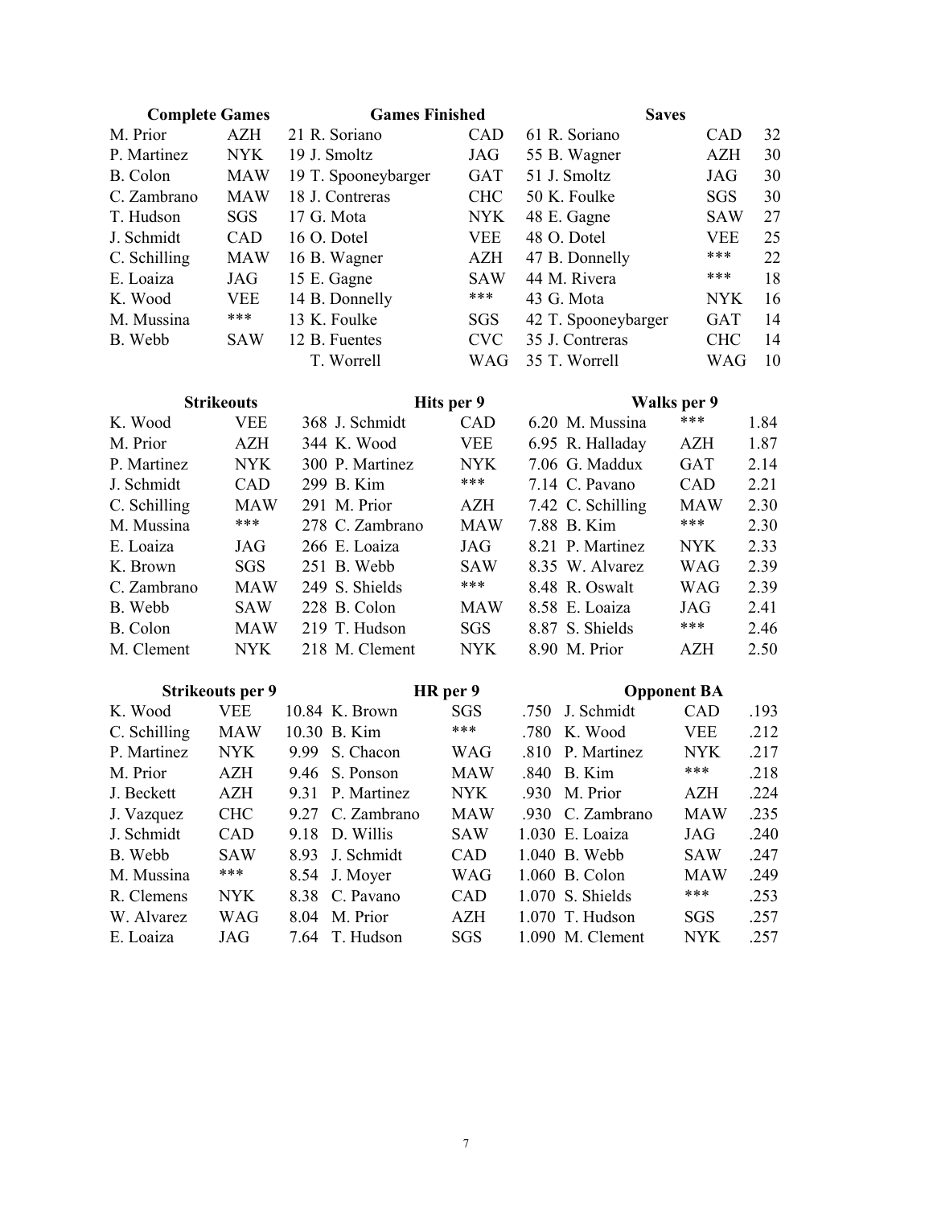### Complete Games

| Player | Team | CG |
|---|---|---|
| M. Prior | AZH | 21 |
| P. Martinez | NYK | 19 |
| B. Colon | MAW | 19 |
| C. Zambrano | MAW | 18 |
| T. Hudson | SGS | 17 |
| J. Schmidt | CAD | 16 |
| C. Schilling | MAW | 16 |
| E. Loaiza | JAG | 15 |
| K. Wood | VEE | 14 |
| M. Mussina | *** | 13 |
| B. Webb | SAW | 12 |

### Games Finished

| Player | Team | GF |
|---|---|---|
| R. Soriano | CAD | 61 |
| J. Smoltz | JAG | 55 |
| T. Spooneybarger | GAT | 51 |
| J. Contreras | CHC | 50 |
| G. Mota | NYK | 48 |
| O. Dotel | VEE | 48 |
| B. Wagner | AZH | 47 |
| E. Gagne | SAW | 44 |
| B. Donnelly | *** | 43 |
| K. Foulke | SGS | 42 |
| B. Fuentes | CVC | 35 |
| T. Worrell | WAG | 35 |

### Saves

| Player | Team | SV |
|---|---|---|
| R. Soriano | CAD | 32 |
| B. Wagner | AZH | 30 |
| J. Smoltz | JAG | 30 |
| K. Foulke | SGS | 30 |
| E. Gagne | SAW | 27 |
| O. Dotel | VEE | 25 |
| B. Donnelly | *** | 22 |
| M. Rivera | *** | 18 |
| G. Mota | NYK | 16 |
| T. Spooneybarger | GAT | 14 |
| J. Contreras | CHC | 14 |
| T. Worrell | WAG | 10 |

### Strikeouts

| Player | Team | K |
|---|---|---|
| K. Wood | VEE | 368 |
| M. Prior | AZH | 344 |
| P. Martinez | NYK | 300 |
| J. Schmidt | CAD | 299 |
| C. Schilling | MAW | 291 |
| M. Mussina | *** | 278 |
| E. Loaiza | JAG | 266 |
| K. Brown | SGS | 251 |
| C. Zambrano | MAW | 249 |
| B. Webb | SAW | 228 |
| B. Colon | MAW | 219 |
| M. Clement | NYK | 218 |

### Hits per 9

| Player | Team | H/9 |
|---|---|---|
| J. Schmidt | CAD | 6.20 |
| K. Wood | VEE | 6.95 |
| P. Martinez | NYK | 7.06 |
| B. Kim | *** | 7.14 |
| M. Prior | AZH | 7.42 |
| C. Zambrano | MAW | 7.88 |
| E. Loaiza | JAG | 8.21 |
| B. Webb | SAW | 8.35 |
| S. Shields | *** | 8.48 |
| B. Colon | MAW | 8.58 |
| T. Hudson | SGS | 8.87 |
| M. Clement | NYK | 8.90 |

### Walks per 9

| Player | Team | BB/9 |
|---|---|---|
| M. Mussina | *** | 1.84 |
| R. Halladay | AZH | 1.87 |
| G. Maddux | GAT | 2.14 |
| C. Pavano | CAD | 2.21 |
| C. Schilling | MAW | 2.30 |
| B. Kim | *** | 2.30 |
| P. Martinez | NYK | 2.33 |
| W. Alvarez | WAG | 2.39 |
| R. Oswalt | WAG | 2.39 |
| E. Loaiza | JAG | 2.41 |
| S. Shields | *** | 2.46 |
| M. Prior | AZH | 2.50 |

### Strikeouts per 9

| Player | Team | K/9 |
|---|---|---|
| K. Wood | VEE | 10.84 |
| C. Schilling | MAW | 10.30 |
| P. Martinez | NYK | 9.99 |
| M. Prior | AZH | 9.46 |
| J. Beckett | AZH | 9.31 |
| J. Vazquez | CHC | 9.27 |
| J. Schmidt | CAD | 9.18 |
| B. Webb | SAW | 8.93 |
| M. Mussina | *** | 8.54 |
| R. Clemens | NYK | 8.38 |
| W. Alvarez | WAG | 8.04 |
| E. Loaiza | JAG | 7.64 |

### HR per 9

| Player | Team | HR/9 |
|---|---|---|
| K. Brown | SGS | .750 |
| B. Kim | *** | .780 |
| S. Chacon | WAG | .810 |
| S. Ponson | MAW | .840 |
| P. Martinez | NYK | .930 |
| C. Zambrano | MAW | .930 |
| D. Willis | SAW | 1.030 |
| J. Schmidt | CAD | 1.040 |
| J. Moyer | WAG | 1.060 |
| C. Pavano | CAD | 1.070 |
| M. Prior | AZH | 1.070 |
| T. Hudson | SGS | 1.090 |

### Opponent BA

| Player | Team | BA |
|---|---|---|
| J. Schmidt | CAD | .193 |
| K. Wood | VEE | .212 |
| P. Martinez | NYK | .217 |
| B. Kim | *** | .218 |
| M. Prior | AZH | .224 |
| C. Zambrano | MAW | .235 |
| E. Loaiza | JAG | .240 |
| B. Webb | SAW | .247 |
| B. Colon | MAW | .249 |
| S. Shields | *** | .253 |
| T. Hudson | SGS | .257 |
| M. Clement | NYK | .257 |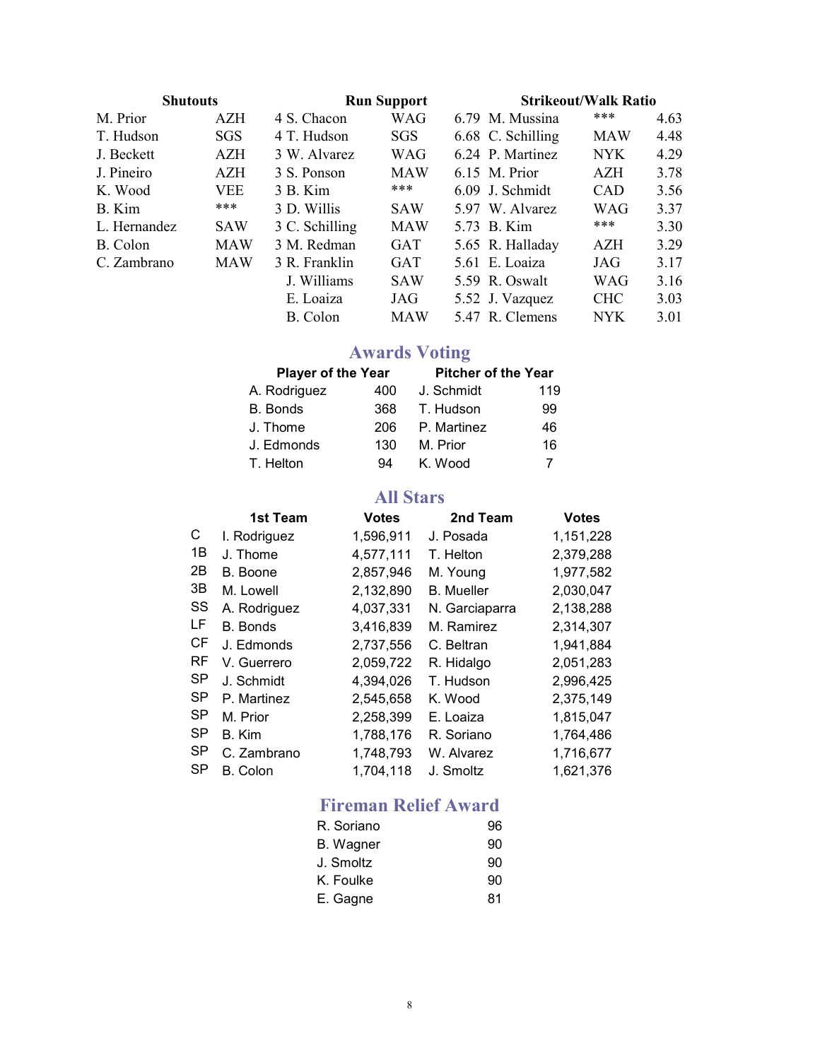| Shutouts | | | Run Support | | | Strikeout/Walk Ratio | | |
|---|---|---|---|---|---|---|---|---|
| M. Prior | AZH | 4 | S. Chacon | WAG | 6.79 | M. Mussina | *** | 4.63 |
| T. Hudson | SGS | 4 | T. Hudson | SGS | 6.68 | C. Schilling | MAW | 4.48 |
| J. Beckett | AZH | 3 | W. Alvarez | WAG | 6.24 | P. Martinez | NYK | 4.29 |
| J. Pineiro | AZH | 3 | S. Ponson | MAW | 6.15 | M. Prior | AZH | 3.78 |
| K. Wood | VEE | 3 | B. Kim | *** | 6.09 | J. Schmidt | CAD | 3.56 |
| B. Kim | *** | 3 | D. Willis | SAW | 5.97 | W. Alvarez | WAG | 3.37 |
| L. Hernandez | SAW | 3 | C. Schilling | MAW | 5.73 | B. Kim | *** | 3.30 |
| B. Colon | MAW | 3 | M. Redman | GAT | 5.65 | R. Halladay | AZH | 3.29 |
| C. Zambrano | MAW | 3 | R. Franklin | GAT | 5.61 | E. Loaiza | JAG | 3.17 |
| | | | J. Williams | SAW | 5.59 | R. Oswalt | WAG | 3.16 |
| | | | E. Loaiza | JAG | 5.52 | J. Vazquez | CHC | 3.03 |
| | | | B. Colon | MAW | 5.47 | R. Clemens | NYK | 3.01 |

## Awards Voting

| Player of the Year | | Pitcher of the Year | |
|---|---|---|---|
| A. Rodriguez | 400 | J. Schmidt | 119 |
| B. Bonds | 368 | T. Hudson | 99 |
| J. Thome | 206 | P. Martinez | 46 |
| J. Edmonds | 130 | M. Prior | 16 |
| T. Helton | 94 | K. Wood | 7 |

## All Stars

| | 1st Team | Votes | 2nd Team | Votes |
|---|---|---|---|---|
| C | I. Rodriguez | 1,596,911 | J. Posada | 1,151,228 |
| 1B | J. Thome | 4,577,111 | T. Helton | 2,379,288 |
| 2B | B. Boone | 2,857,946 | M. Young | 1,977,582 |
| 3B | M. Lowell | 2,132,890 | B. Mueller | 2,030,047 |
| SS | A. Rodriguez | 4,037,331 | N. Garciaparra | 2,138,288 |
| LF | B. Bonds | 3,416,839 | M. Ramirez | 2,314,307 |
| CF | J. Edmonds | 2,737,556 | C. Beltran | 1,941,884 |
| RF | V. Guerrero | 2,059,722 | R. Hidalgo | 2,051,283 |
| SP | J. Schmidt | 4,394,026 | T. Hudson | 2,996,425 |
| SP | P. Martinez | 2,545,658 | K. Wood | 2,375,149 |
| SP | M. Prior | 2,258,399 | E. Loaiza | 1,815,047 |
| SP | B. Kim | 1,788,176 | R. Soriano | 1,764,486 |
| SP | C. Zambrano | 1,748,793 | W. Alvarez | 1,716,677 |
| SP | B. Colon | 1,704,118 | J. Smoltz | 1,621,376 |

## Fireman Relief Award

| | |
|---|---|
| R. Soriano | 96 |
| B. Wagner | 90 |
| J. Smoltz | 90 |
| K. Foulke | 90 |
| E. Gagne | 81 |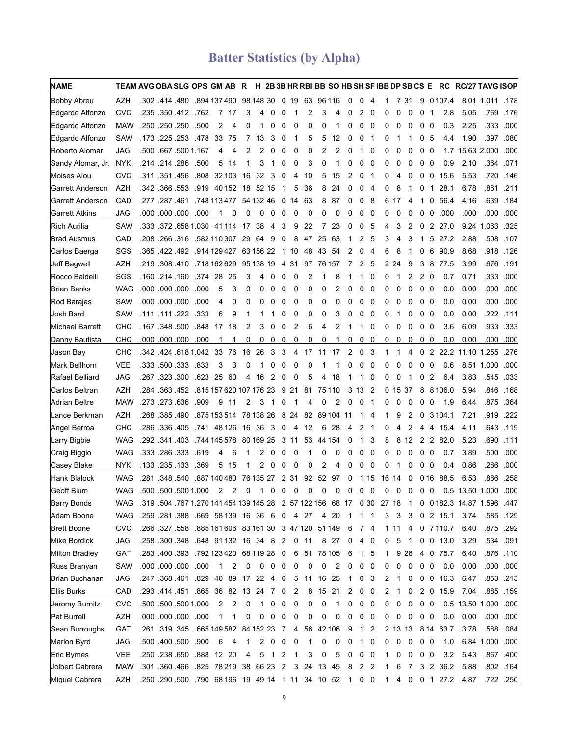# Batter Statistics (by Alpha)

| NAME | TEAM | AVG | OBA | SLG | OPS | GM | AB | R | H | 2B | 3B | HR | RBI | BB | SO | HB | SH | SF | IBB | DP | SB | CS | E | RC | RC/27 | TAVG | ISOP |
|---|---|---|---|---|---|---|---|---|---|---|---|---|---|---|---|---|---|---|---|---|---|---|---|---|---|---|---|
| Bobby Abreu | AZH | .302 | .414 | .480 | .894 | 137 | 490 | 98 | 148 | 30 | 0 | 19 | 63 | 96 | 116 | 0 | 0 | 4 | 1 | 7 | 31 | 9 | 0 | 107.4 | 8.01 | 1.011 | .178 |
| Edgardo Alfonzo | CVC | .235 | .350 | .412 | .762 | 7 | 17 | 3 | 4 | 0 | 0 | 1 | 2 | 3 | 4 | 0 | 2 | 0 | 0 | 0 | 0 | 0 | 1 | 2.8 | 5.05 | .769 | .176 |
| Edgardo Alfonzo | MAW | .250 | .250 | .250 | .500 | 2 | 4 | 0 | 1 | 0 | 0 | 0 | 0 | 0 | 1 | 0 | 0 | 0 | 0 | 0 | 0 | 0 | 0 | 0.3 | 2.25 | .333 | .000 |
| Edgardo Alfonzo | SAW | .173 | .225 | .253 | .478 | 33 | 75 | 7 | 13 | 3 | 0 | 1 | 5 | 5 | 12 | 0 | 0 | 1 | 0 | 1 | 1 | 0 | 5 | 4.4 | 1.90 | .397 | .080 |
| Roberto Alomar | JAG | .500 | .667 | .500 | 1.167 | 4 | 4 | 2 | 2 | 0 | 0 | 0 | 0 | 2 | 2 | 0 | 1 | 0 | 0 | 0 | 0 | 0 | 0 | 1.7 | 15.63 | 2.000 | .000 |
| Sandy Alomar, Jr. | NYK | .214 | .214 | .286 | .500 | 5 | 14 | 1 | 3 | 1 | 0 | 0 | 3 | 0 | 1 | 0 | 0 | 0 | 0 | 0 | 0 | 0 | 0 | 0.9 | 2.10 | .364 | .071 |
| Moises Alou | CVC | .311 | .351 | .456 | .808 | 32 | 103 | 16 | 32 | 3 | 0 | 4 | 10 | 5 | 15 | 2 | 0 | 1 | 0 | 4 | 0 | 0 | 0 | 15.6 | 5.53 | .720 | .146 |
| Garrett Anderson | AZH | .342 | .366 | .553 | .919 | 40 | 152 | 18 | 52 | 15 | 1 | 5 | 36 | 8 | 24 | 0 | 0 | 4 | 0 | 8 | 1 | 0 | 1 | 28.1 | 6.78 | .861 | .211 |
| Garrett Anderson | CAD | .277 | .287 | .461 | .748 | 113 | 477 | 54 | 132 | 46 | 0 | 14 | 63 | 8 | 87 | 0 | 0 | 8 | 6 | 17 | 4 | 1 | 0 | 56.4 | 4.16 | .639 | .184 |
| Garrett Atkins | JAG | .000 | .000 | .000 | .000 | 1 | 0 | 0 | 0 | 0 | 0 | 0 | 0 | 0 | 0 | 0 | 0 | 0 | 0 | 0 | 0 | 0 | 0 | .000 | .000 | .000 | .000 |
| Rich Aurilia | SAW | .333 | .372 | .658 | 1.030 | 41 | 114 | 17 | 38 | 4 | 3 | 9 | 22 | 7 | 23 | 0 | 0 | 5 | 4 | 3 | 2 | 0 | 2 | 27.0 | 9.24 | 1.063 | .325 |
| Brad Ausmus | CAD | .208 | .266 | .316 | .582 | 110 | 307 | 29 | 64 | 9 | 0 | 8 | 47 | 25 | 63 | 1 | 2 | 5 | 3 | 4 | 3 | 1 | 5 | 27.2 | 2.88 | .508 | .107 |
| Carlos Baerga | SGS | .365 | .422 | .492 | .914 | 129 | 427 | 63 | 156 | 22 | 1 | 10 | 48 | 43 | 54 | 2 | 0 | 4 | 6 | 8 | 1 | 0 | 6 | 90.9 | 8.68 | .918 | .126 |
| Jeff Bagwell | AZH | .219 | .308 | .410 | .718 | 162 | 629 | 95 | 138 | 19 | 4 | 31 | 97 | 76 | 157 | 7 | 2 | 5 | 2 | 24 | 9 | 3 | 8 | 77.5 | 3.99 | .676 | .191 |
| Rocco Baldelli | SGS | .160 | .214 | .160 | .374 | 28 | 25 | 3 | 4 | 0 | 0 | 0 | 2 | 1 | 8 | 1 | 1 | 0 | 0 | 1 | 2 | 2 | 0 | 0.7 | 0.71 | .333 | .000 |
| Brian Banks | WAG | .000 | .000 | .000 | .000 | 5 | 3 | 0 | 0 | 0 | 0 | 0 | 0 | 0 | 2 | 0 | 0 | 0 | 0 | 0 | 0 | 0 | 0 | 0.0 | 0.00 | .000 | .000 |
| Rod Barajas | SAW | .000 | .000 | .000 | .000 | 4 | 0 | 0 | 0 | 0 | 0 | 0 | 0 | 0 | 0 | 0 | 0 | 0 | 0 | 0 | 0 | 0 | 0 | 0.0 | 0.00 | .000 | .000 |
| Josh Bard | SAW | .111 | .111 | .222 | .333 | 6 | 9 | 1 | 1 | 1 | 0 | 0 | 0 | 0 | 3 | 0 | 0 | 0 | 0 | 1 | 0 | 0 | 0 | 0.0 | 0.00 | .222 | .111 |
| Michael Barrett | CHC | .167 | .348 | .500 | .848 | 17 | 18 | 2 | 3 | 0 | 0 | 2 | 6 | 4 | 2 | 1 | 1 | 0 | 0 | 0 | 0 | 0 | 0 | 3.6 | 6.09 | .933 | .333 |
| Danny Bautista | CHC | .000 | .000 | .000 | .000 | 1 | 1 | 0 | 0 | 0 | 0 | 0 | 0 | 0 | 1 | 0 | 0 | 0 | 0 | 0 | 0 | 0 | 0 | 0.0 | 0.00 | .000 | .000 |
| Jason Bay | CHC | .342 | .424 | .618 | 1.042 | 33 | 76 | 16 | 26 | 3 | 3 | 4 | 17 | 11 | 17 | 2 | 0 | 3 | 1 | 1 | 4 | 0 | 2 | 22.2 | 11.10 | 1.255 | .276 |
| Mark Bellhorn | VEE | .333 | .500 | .333 | .833 | 3 | 3 | 0 | 1 | 0 | 0 | 0 | 0 | 1 | 1 | 0 | 0 | 0 | 0 | 0 | 0 | 0 | 0 | 0.6 | 8.51 | 1.000 | .000 |
| Rafael Belliard | JAG | .267 | .323 | .300 | .623 | 25 | 60 | 4 | 16 | 2 | 0 | 0 | 5 | 4 | 18 | 1 | 1 | 0 | 0 | 0 | 1 | 0 | 2 | 6.4 | 3.83 | .545 | .033 |
| Carlos Beltran | AZH | .284 | .363 | .452 | .815 | 157 | 620 | 107 | 176 | 23 | 9 | 21 | 81 | 75 | 110 | 3 | 13 | 2 | 0 | 15 | 37 | 8 | 8 | 106.0 | 5.94 | .846 | .168 |
| Adrian Beltre | MAW | .273 | .273 | .636 | .909 | 9 | 11 | 2 | 3 | 1 | 0 | 1 | 4 | 0 | 2 | 0 | 0 | 1 | 0 | 0 | 0 | 0 | 0 | 1.9 | 6.44 | .875 | .364 |
| Lance Berkman | AZH | .268 | .385 | .490 | .875 | 153 | 514 | 78 | 138 | 26 | 8 | 24 | 82 | 89 | 104 | 11 | 1 | 4 | 1 | 9 | 2 | 0 | 3 | 104.1 | 7.21 | .919 | .222 |
| Angel Berroa | CHC | .286 | .336 | .405 | .741 | 48 | 126 | 16 | 36 | 3 | 0 | 4 | 12 | 6 | 28 | 4 | 2 | 1 | 0 | 4 | 2 | 4 | 4 | 15.4 | 4.11 | .643 | .119 |
| Larry Bigbie | WAG | .292 | .341 | .403 | .744 | 145 | 578 | 80 | 169 | 25 | 3 | 11 | 53 | 44 | 154 | 0 | 1 | 3 | 8 | 8 | 12 | 2 | 2 | 82.0 | 5.23 | .690 | .111 |
| Craig Biggio | WAG | .333 | .286 | .333 | .619 | 4 | 6 | 1 | 2 | 0 | 0 | 0 | 1 | 0 | 0 | 0 | 0 | 0 | 0 | 0 | 0 | 0 | 0 | 0.7 | 3.89 | .500 | .000 |
| Casey Blake | NYK | .133 | .235 | .133 | .369 | 5 | 15 | 1 | 2 | 0 | 0 | 0 | 0 | 2 | 4 | 0 | 0 | 0 | 0 | 1 | 0 | 0 | 0 | 0.4 | 0.86 | .286 | .000 |
| Hank Blalock | WAG | .281 | .348 | .540 | .887 | 140 | 480 | 76 | 135 | 27 | 2 | 31 | 92 | 52 | 97 | 0 | 1 | 15 | 16 | 14 | 0 | 0 | 16 | 88.5 | 6.53 | .866 | .258 |
| Geoff Blum | WAG | .500 | .500 | .500 | 1.000 | 2 | 2 | 0 | 1 | 0 | 0 | 0 | 0 | 0 | 0 | 0 | 0 | 0 | 0 | 0 | 0 | 0 | 0 | 0.5 | 13.50 | 1.000 | .000 |
| Barry Bonds | WAG | .319 | .504 | .767 | 1.270 | 141 | 454 | 139 | 145 | 28 | 2 | 57 | 122 | 156 | 68 | 17 | 0 | 30 | 27 | 18 | 1 | 0 | 0 | 182.3 | 14.87 | 1.596 | .447 |
| Adam Boone | WAG | .259 | .281 | .388 | .669 | 58 | 139 | 16 | 36 | 6 | 0 | 4 | 27 | 4 | 20 | 1 | 1 | 1 | 3 | 3 | 3 | 0 | 2 | 15.1 | 3.74 | .585 | .129 |
| Brett Boone | CVC | .266 | .327 | .558 | .885 | 161 | 606 | 83 | 161 | 30 | 3 | 47 | 120 | 51 | 149 | 6 | 7 | 4 | 1 | 11 | 4 | 0 | 7 | 110.7 | 6.40 | .875 | .292 |
| Mike Bordick | JAG | .258 | .300 | .348 | .648 | 91 | 132 | 16 | 34 | 8 | 2 | 0 | 11 | 8 | 27 | 0 | 4 | 0 | 0 | 5 | 1 | 0 | 0 | 13.0 | 3.29 | .534 | .091 |
| Milton Bradley | GAT | .283 | .400 | .393 | .792 | 123 | 420 | 68 | 119 | 28 | 0 | 6 | 51 | 78 | 105 | 6 | 1 | 5 | 1 | 9 | 26 | 4 | 0 | 75.7 | 6.40 | .876 | .110 |
| Russ Branyan | SAW | .000 | .000 | .000 | .000 | 1 | 2 | 0 | 0 | 0 | 0 | 0 | 0 | 0 | 2 | 0 | 0 | 0 | 0 | 0 | 0 | 0 | 0 | 0.0 | 0.00 | .000 | .000 |
| Brian Buchanan | JAG | .247 | .368 | .461 | .829 | 40 | 89 | 17 | 22 | 4 | 0 | 5 | 11 | 16 | 25 | 1 | 0 | 3 | 2 | 1 | 0 | 0 | 0 | 16.3 | 6.47 | .853 | .213 |
| Ellis Burks | CAD | .293 | .414 | .451 | .865 | 36 | 82 | 13 | 24 | 7 | 0 | 2 | 8 | 15 | 21 | 2 | 0 | 0 | 2 | 1 | 0 | 2 | 0 | 15.9 | 7.04 | .885 | .159 |
| Jeromy Burnitz | CVC | .500 | .500 | .500 | 1.000 | 2 | 2 | 0 | 1 | 0 | 0 | 0 | 0 | 0 | 1 | 0 | 0 | 0 | 0 | 0 | 0 | 0 | 0 | 0.5 | 13.50 | 1.000 | .000 |
| Pat Burrell | AZH | .000 | .000 | .000 | .000 | 1 | 1 | 0 | 0 | 0 | 0 | 0 | 0 | 0 | 0 | 0 | 0 | 0 | 0 | 0 | 0 | 0 | 0 | 0.0 | 0.00 | .000 | .000 |
| Sean Burroughs | GAT | .261 | .319 | .345 | .665 | 149 | 582 | 84 | 152 | 23 | 7 | 4 | 56 | 42 | 106 | 9 | 1 | 2 | 2 | 13 | 13 | 8 | 14 | 63.7 | 3.78 | .588 | .084 |
| Marlon Byrd | JAG | .500 | .400 | .500 | .900 | 6 | 4 | 1 | 2 | 0 | 0 | 0 | 1 | 0 | 0 | 0 | 1 | 0 | 0 | 0 | 0 | 0 | 0 | 1.0 | 6.84 | 1.000 | .000 |
| Eric Byrnes | VEE | .250 | .238 | .650 | .888 | 12 | 20 | 4 | 5 | 1 | 2 | 1 | 3 | 0 | 5 | 0 | 0 | 0 | 1 | 0 | 0 | 0 | 0 | 3.2 | 5.43 | .867 | .400 |
| Jolbert Cabrera | MAW | .301 | .360 | .466 | .825 | 78 | 219 | 38 | 66 | 23 | 2 | 3 | 24 | 13 | 45 | 8 | 2 | 2 | 1 | 6 | 7 | 3 | 2 | 36.2 | 5.88 | .802 | .164 |
| Miguel Cabrera | AZH | .250 | .290 | .500 | .790 | 68 | 196 | 19 | 49 | 14 | 1 | 11 | 34 | 10 | 52 | 1 | 0 | 0 | 1 | 4 | 0 | 0 | 1 | 27.2 | 4.87 | .722 | .250 |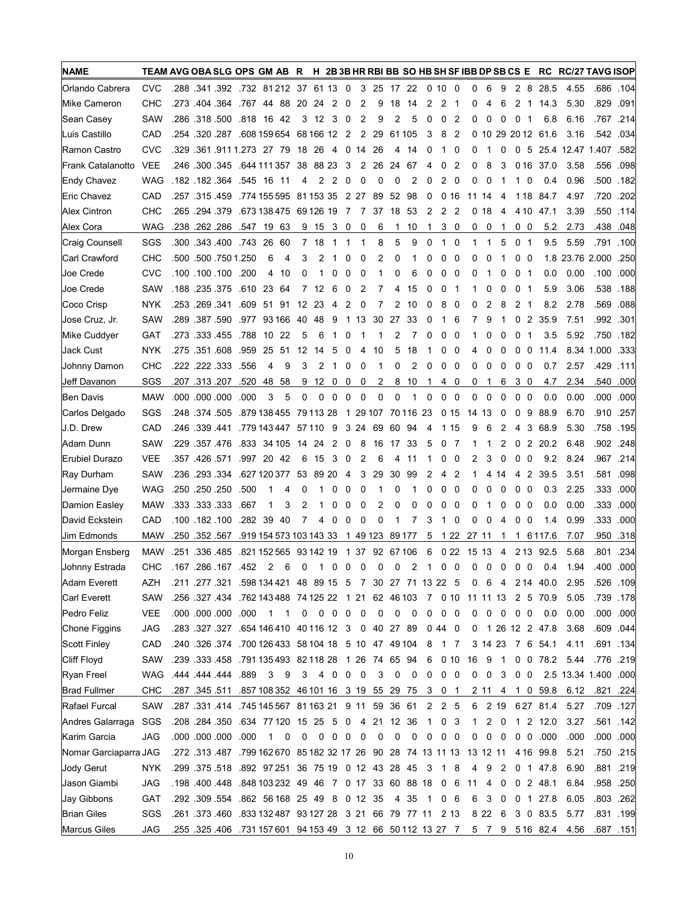| NAME | TEAM | AVG | OBA | SLG | OPS | GM | AB | R | H | 2B | 3B | HR | RBI | BB | SO | HB | SH | SF | IBB | DP | SB | CS | E | RC | RC/27 | TAVG | ISOP |
|---|---|---|---|---|---|---|---|---|---|---|---|---|---|---|---|---|---|---|---|---|---|---|---|---|---|---|---|
| Orlando Cabrera | CVC | .288 | .341 | .392 | .732 | 81 | 212 | 37 | 61 | 13 | 0 | 3 | 25 | 17 | 22 | 0 | 10 | 0 | 0 | 6 | 9 | 2 | 8 | 28.5 | 4.55 | .686 | .104 |
| Mike Cameron | CHC | .273 | .404 | .364 | .767 | 44 | 88 | 20 | 24 | 2 | 0 | 2 | 9 | 18 | 14 | 2 | 2 | 1 | 0 | 4 | 6 | 2 | 1 | 14.3 | 5.30 | .829 | .091 |
| Sean Casey | SAW | .286 | .318 | .500 | .818 | 16 | 42 | 3 | 12 | 3 | 0 | 2 | 9 | 2 | 5 | 0 | 0 | 2 | 0 | 0 | 0 | 0 | 1 | 6.8 | 6.16 | .767 | .214 |
| Luis Castillo | CAD | .254 | .320 | .287 | .608 | 159 | 654 | 68 | 166 | 12 | 2 | 2 | 29 | 61 | 105 | 3 | 8 | 2 | 0 | 10 | 29 | 20 | 12 | 61.6 | 3.16 | .542 | .034 |
| Ramon Castro | CVC | .329 | .361 | .911 | 1.273 | 27 | 79 | 18 | 26 | 4 | 0 | 14 | 26 | 4 | 14 | 0 | 1 | 0 | 0 | 1 | 0 | 0 | 5 | 25.4 | 12.47 | 1.407 | .582 |
| Frank Catalanotto | VEE | .246 | .300 | .345 | .644 | 111 | 357 | 38 | 88 | 23 | 3 | 2 | 26 | 24 | 67 | 4 | 0 | 2 | 0 | 8 | 3 | 0 | 16 | 37.0 | 3.58 | .556 | .098 |
| Endy Chavez | WAG | .182 | .182 | .364 | .545 | 16 | 11 | 4 | 2 | 2 | 0 | 0 | 0 | 0 | 2 | 0 | 2 | 0 | 0 | 0 | 1 | 1 | 0 | 0.4 | 0.96 | .500 | .182 |
| Eric Chavez | CAD | .257 | .315 | .459 | .774 | 155 | 595 | 81 | 153 | 35 | 2 | 27 | 89 | 52 | 98 | 0 | 0 | 16 | 11 | 14 | 4 | 1 | 18 | 84.7 | 4.97 | .720 | .202 |
| Alex Cintron | CHC | .265 | .294 | .379 | .673 | 138 | 475 | 69 | 126 | 19 | 7 | 7 | 37 | 18 | 53 | 2 | 2 | 2 | 0 | 18 | 4 | 4 | 10 | 47.1 | 3.39 | .550 | .114 |
| Alex Cora | WAG | .238 | .262 | .286 | .547 | 19 | 63 | 9 | 15 | 3 | 0 | 0 | 6 | 1 | 10 | 1 | 3 | 0 | 0 | 0 | 1 | 0 | 0 | 5.2 | 2.73 | .438 | .048 |
| Craig Counsell | SGS | .300 | .343 | .400 | .743 | 26 | 60 | 7 | 18 | 1 | 1 | 1 | 8 | 5 | 9 | 0 | 1 | 0 | 1 | 1 | 5 | 0 | 1 | 9.5 | 5.59 | .791 | .100 |
| Carl Crawford | CHC | .500 | .500 | .750 | 1.250 | 6 | 4 | 3 | 2 | 1 | 0 | 0 | 2 | 0 | 1 | 0 | 0 | 0 | 0 | 0 | 1 | 0 | 0 | 1.8 | 23.76 | 2.000 | .250 |
| Joe Crede | CVC | .100 | .100 | .100 | .200 | 4 | 10 | 0 | 1 | 0 | 0 | 0 | 1 | 0 | 6 | 0 | 0 | 0 | 0 | 1 | 0 | 0 | 1 | 0.0 | 0.00 | .100 | .000 |
| Joe Crede | SAW | .188 | .235 | .375 | .610 | 23 | 64 | 7 | 12 | 6 | 0 | 2 | 7 | 4 | 15 | 0 | 0 | 1 | 1 | 0 | 0 | 0 | 1 | 5.9 | 3.06 | .538 | .188 |
| Coco Crisp | NYK | .253 | .269 | .341 | .609 | 51 | 91 | 12 | 23 | 4 | 2 | 0 | 7 | 2 | 10 | 0 | 8 | 0 | 0 | 2 | 8 | 2 | 1 | 8.2 | 2.78 | .569 | .088 |
| Jose Cruz, Jr. | SAW | .289 | .387 | .590 | .977 | 93 | 166 | 40 | 48 | 9 | 1 | 13 | 30 | 27 | 33 | 0 | 1 | 6 | 7 | 9 | 1 | 0 | 2 | 35.9 | 7.51 | .992 | .301 |
| Mike Cuddyer | GAT | .273 | .333 | .455 | .788 | 10 | 22 | 5 | 6 | 1 | 0 | 1 | 1 | 2 | 7 | 0 | 0 | 0 | 1 | 0 | 0 | 0 | 1 | 3.5 | 5.92 | .750 | .182 |
| Jack Cust | NYK | .275 | .351 | .608 | .959 | 25 | 51 | 12 | 14 | 5 | 0 | 4 | 10 | 5 | 18 | 1 | 0 | 0 | 4 | 0 | 0 | 0 | 0 | 11.4 | 8.34 | 1.000 | .333 |
| Johnny Damon | CHC | .222 | .222 | .333 | .556 | 4 | 9 | 3 | 2 | 1 | 0 | 0 | 1 | 0 | 2 | 0 | 0 | 0 | 0 | 0 | 0 | 0 | 0 | 0.7 | 2.57 | .429 | .111 |
| Jeff Davanon | SGS | .207 | .313 | .207 | .520 | 48 | 58 | 9 | 12 | 0 | 0 | 0 | 2 | 8 | 10 | 1 | 4 | 0 | 0 | 1 | 6 | 3 | 0 | 4.7 | 2.34 | .540 | .000 |
| Ben Davis | MAW | .000 | .000 | .000 | .000 | 3 | 5 | 0 | 0 | 0 | 0 | 0 | 0 | 0 | 1 | 0 | 0 | 0 | 0 | 0 | 0 | 0 | 0 | 0.0 | 0.00 | .000 | .000 |
| Carlos Delgado | SGS | .248 | .374 | .505 | .879 | 138 | 455 | 79 | 113 | 28 | 1 | 29 | 107 | 70 | 116 | 23 | 0 | 15 | 14 | 13 | 0 | 0 | 9 | 88.9 | 6.70 | .910 | .257 |
| J.D. Drew | CAD | .246 | .339 | .441 | .779 | 143 | 447 | 57 | 110 | 9 | 3 | 24 | 69 | 60 | 94 | 4 | 1 | 15 | 9 | 6 | 2 | 4 | 3 | 68.9 | 5.30 | .758 | .195 |
| Adam Dunn | SAW | .229 | .357 | .476 | .833 | 34 | 105 | 14 | 24 | 2 | 0 | 8 | 16 | 17 | 33 | 5 | 0 | 7 | 1 | 1 | 2 | 0 | 2 | 20.2 | 6.48 | .902 | .248 |
| Erubiel Durazo | VEE | .357 | .426 | .571 | .997 | 20 | 42 | 6 | 15 | 3 | 0 | 2 | 6 | 4 | 11 | 1 | 0 | 0 | 2 | 3 | 0 | 0 | 0 | 9.2 | 8.24 | .967 | .214 |
| Ray Durham | SAW | .236 | .293 | .334 | .627 | 120 | 377 | 53 | 89 | 20 | 4 | 3 | 29 | 30 | 99 | 2 | 4 | 2 | 1 | 4 | 14 | 4 | 2 | 39.5 | 3.51 | .581 | .098 |
| Jermaine Dye | WAG | .250 | .250 | .250 | .500 | 1 | 4 | 0 | 1 | 0 | 0 | 0 | 1 | 0 | 1 | 0 | 0 | 0 | 0 | 0 | 0 | 0 | 0 | 0.3 | 2.25 | .333 | .000 |
| Damion Easley | MAW | .333 | .333 | .333 | .667 | 1 | 3 | 2 | 1 | 0 | 0 | 0 | 2 | 0 | 0 | 0 | 0 | 0 | 0 | 1 | 0 | 0 | 0 | 0.0 | 0.00 | .333 | .000 |
| David Eckstein | CAD | .100 | .182 | .100 | .282 | 39 | 40 | 7 | 4 | 0 | 0 | 0 | 0 | 1 | 7 | 3 | 1 | 0 | 0 | 0 | 4 | 0 | 0 | 1.4 | 0.99 | .333 | .000 |
| Jim Edmonds | MAW | .250 | .352 | .567 | .919 | 154 | 573 | 103 | 143 | 33 | 1 | 49 | 123 | 89 | 177 | 5 | 1 | 22 | 27 | 11 | 1 | 1 | 6 | 117.6 | 7.07 | .950 | .318 |
| Morgan Ensberg | MAW | .251 | .336 | .485 | .821 | 152 | 565 | 93 | 142 | 19 | 1 | 37 | 92 | 67 | 106 | 6 | 0 | 22 | 15 | 13 | 4 | 2 | 13 | 92.5 | 5.68 | .801 | .234 |
| Johnny Estrada | CHC | .167 | .286 | .167 | .452 | 2 | 6 | 0 | 1 | 0 | 0 | 0 | 0 | 0 | 2 | 1 | 0 | 0 | 0 | 0 | 0 | 0 | 0 | 0.4 | 1.94 | .400 | .000 |
| Adam Everett | AZH | .211 | .277 | .321 | .598 | 134 | 421 | 48 | 89 | 15 | 5 | 7 | 30 | 27 | 71 | 13 | 22 | 5 | 0 | 6 | 4 | 2 | 14 | 40.0 | 2.95 | .526 | .109 |
| Carl Everett | SAW | .256 | .327 | .434 | .762 | 143 | 488 | 74 | 125 | 22 | 1 | 21 | 62 | 46 | 103 | 7 | 0 | 10 | 11 | 11 | 13 | 2 | 5 | 70.9 | 5.05 | .739 | .178 |
| Pedro Feliz | VEE | .000 | .000 | .000 | .000 | 1 | 1 | 0 | 0 | 0 | 0 | 0 | 0 | 0 | 0 | 0 | 0 | 0 | 0 | 0 | 0 | 0 | 0 | 0.0 | 0.00 | .000 | .000 |
| Chone Figgins | JAG | .283 | .327 | .327 | .654 | 146 | 410 | 40 | 116 | 12 | 3 | 0 | 40 | 27 | 89 | 0 | 44 | 0 | 0 | 1 | 26 | 12 | 2 | 47.8 | 3.68 | .609 | .044 |
| Scott Finley | CAD | .240 | .326 | .374 | .700 | 126 | 433 | 58 | 104 | 18 | 5 | 10 | 47 | 49 | 104 | 8 | 1 | 7 | 3 | 14 | 23 | 7 | 6 | 54.1 | 4.11 | .691 | .134 |
| Cliff Floyd | SAW | .239 | .333 | .458 | .791 | 135 | 493 | 82 | 118 | 28 | 1 | 26 | 74 | 65 | 94 | 6 | 0 | 10 | 16 | 9 | 1 | 0 | 0 | 78.2 | 5.44 | .776 | .219 |
| Ryan Freel | WAG | .444 | .444 | .444 | .889 | 3 | 9 | 3 | 4 | 0 | 0 | 0 | 3 | 0 | 0 | 0 | 0 | 0 | 0 | 0 | 3 | 0 | 0 | 2.5 | 13.34 | 1.400 | .000 |
| Brad Fullmer | CHC | .287 | .345 | .511 | .857 | 108 | 352 | 46 | 101 | 16 | 3 | 19 | 55 | 29 | 75 | 3 | 0 | 1 | 2 | 11 | 4 | 1 | 0 | 59.8 | 6.12 | .821 | .224 |
| Rafael Furcal | SAW | .287 | .331 | .414 | .745 | 145 | 567 | 81 | 163 | 21 | 9 | 11 | 59 | 36 | 61 | 2 | 2 | 5 | 6 | 2 | 19 | 6 | 27 | 81.4 | 5.27 | .709 | .127 |
| Andres Galarraga | SGS | .208 | .284 | .350 | .634 | 77 | 120 | 15 | 25 | 5 | 0 | 4 | 21 | 12 | 36 | 1 | 0 | 3 | 1 | 2 | 0 | 1 | 2 | 12.0 | 3.27 | .561 | .142 |
| Karim Garcia | JAG | .000 | .000 | .000 | .000 | 1 | 0 | 0 | 0 | 0 | 0 | 0 | 0 | 0 | 0 | 0 | 0 | 0 | 0 | 0 | 0 | 0 | 0 | .000 | .000 | .000 | .000 |
| Nomar Garciaparra | JAG | .272 | .313 | .487 | .799 | 162 | 670 | 85 | 182 | 32 | 17 | 26 | 90 | 28 | 74 | 13 | 11 | 13 | 13 | 12 | 11 | 4 | 16 | 99.8 | 5.21 | .750 | .215 |
| Jody Gerut | NYK | .299 | .375 | .518 | .892 | 97 | 251 | 36 | 75 | 19 | 0 | 12 | 43 | 28 | 45 | 3 | 1 | 8 | 4 | 9 | 2 | 0 | 1 | 47.8 | 6.90 | .881 | .219 |
| Jason Giambi | JAG | .198 | .400 | .448 | .848 | 103 | 232 | 49 | 46 | 7 | 0 | 17 | 33 | 60 | 88 | 18 | 0 | 6 | 11 | 4 | 0 | 0 | 2 | 48.1 | 6.84 | .958 | .250 |
| Jay Gibbons | GAT | .292 | .309 | .554 | .862 | 56 | 168 | 25 | 49 | 8 | 0 | 12 | 35 | 4 | 35 | 1 | 0 | 6 | 6 | 3 | 0 | 0 | 1 | 27.8 | 6.05 | .803 | .262 |
| Brian Giles | SGS | .261 | .373 | .460 | .833 | 132 | 487 | 93 | 127 | 28 | 3 | 21 | 66 | 79 | 77 | 11 | 2 | 13 | 8 | 22 | 6 | 3 | 0 | 83.5 | 5.77 | .831 | .199 |
| Marcus Giles | JAG | .255 | .325 | .406 | .731 | 157 | 601 | 94 | 153 | 49 | 3 | 12 | 66 | 50 | 112 | 13 | 27 | 7 | 5 | 7 | 9 | 5 | 16 | 82.4 | 4.56 | .687 | .151 |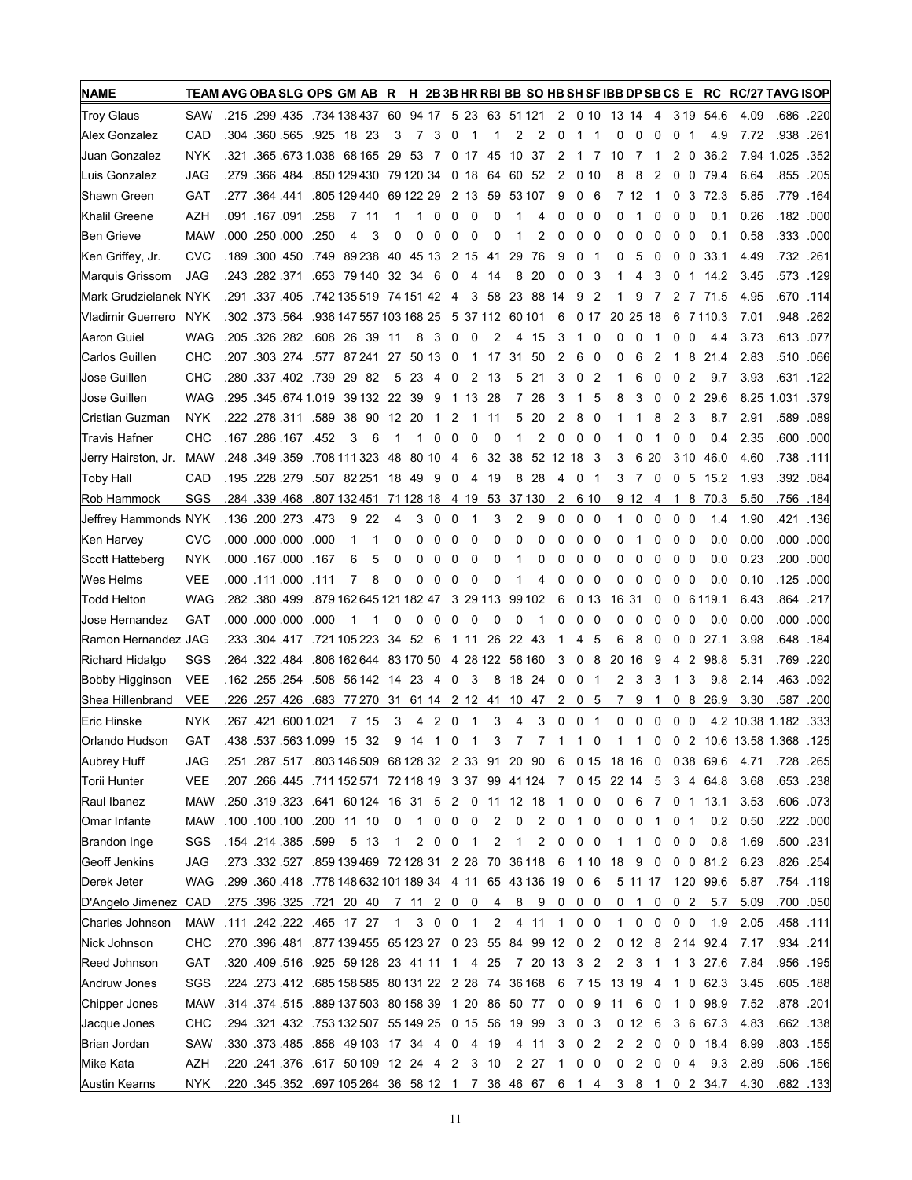| NAME | TEAM | AVG | OBA | SLG | OPS | GM | AB | R | H | 2B | 3B | HR | RBI | BB | SO | HB | SH | SF | IBB | DP | SB | CS | E | RC | RC/27 | TAVG | ISOP |
|---|---|---|---|---|---|---|---|---|---|---|---|---|---|---|---|---|---|---|---|---|---|---|---|---|---|---|---|
| Troy Glaus | SAW | .215 | .299 | .435 | .734 | 138 | 437 | 60 | 94 | 17 | 5 | 23 | 63 | 51 | 121 | 2 | 0 | 10 | 13 | 14 | 4 | 3 | 19 | 54.6 | 4.09 | .686 | .220 |
| Alex Gonzalez | CAD | .304 | .360 | .565 | .925 | 18 | 23 | 3 | 7 | 3 | 0 | 1 | 1 | 2 | 2 | 0 | 1 | 1 | 0 | 0 | 0 | 0 | 1 | 4.9 | 7.72 | .938 | .261 |
| Juan Gonzalez | NYK | .321 | .365 | .673 | 1.038 | 68 | 165 | 29 | 53 | 7 | 0 | 17 | 45 | 10 | 37 | 2 | 1 | 7 | 10 | 7 | 1 | 2 | 0 | 36.2 | 7.94 | 1.025 | .352 |
| Luis Gonzalez | JAG | .279 | .366 | .484 | .850 | 129 | 430 | 79 | 120 | 34 | 0 | 18 | 64 | 60 | 52 | 2 | 0 | 10 | 8 | 8 | 2 | 0 | 0 | 79.4 | 6.64 | .855 | .205 |
| Shawn Green | GAT | .277 | .364 | .441 | .805 | 129 | 440 | 69 | 122 | 29 | 2 | 13 | 59 | 53 | 107 | 9 | 0 | 6 | 7 | 12 | 1 | 0 | 3 | 72.3 | 5.85 | .779 | .164 |
| Khalil Greene | AZH | .091 | .167 | .091 | .258 | 7 | 11 | 1 | 1 | 0 | 0 | 0 | 0 | 1 | 4 | 0 | 0 | 0 | 0 | 1 | 0 | 0 | 0 | 0.1 | 0.26 | .182 | .000 |
| Ben Grieve | MAW | .000 | .250 | .000 | .250 | 4 | 3 | 0 | 0 | 0 | 0 | 0 | 0 | 1 | 2 | 0 | 0 | 0 | 0 | 0 | 0 | 0 | 0 | 0.1 | 0.58 | .333 | .000 |
| Ken Griffey, Jr. | CVC | .189 | .300 | .450 | .749 | 89 | 238 | 40 | 45 | 13 | 2 | 15 | 41 | 29 | 76 | 9 | 0 | 1 | 0 | 5 | 0 | 0 | 0 | 33.1 | 4.49 | .732 | .261 |
| Marquis Grissom | JAG | .243 | .282 | .371 | .653 | 79 | 140 | 32 | 34 | 6 | 0 | 4 | 14 | 8 | 20 | 0 | 0 | 3 | 1 | 4 | 3 | 0 | 1 | 14.2 | 3.45 | .573 | .129 |
| Mark Grudzielanek | NYK | .291 | .337 | .405 | .742 | 135 | 519 | 74 | 151 | 42 | 4 | 3 | 58 | 23 | 88 | 14 | 9 | 2 | 1 | 9 | 7 | 2 | 7 | 71.5 | 4.95 | .670 | .114 |
| Vladimir Guerrero | NYK | .302 | .373 | .564 | .936 | 147 | 557 | 103 | 168 | 25 | 5 | 37 | 112 | 60 | 101 | 6 | 0 | 17 | 20 | 25 | 18 | 6 | 7 | 110.3 | 7.01 | .948 | .262 |
| Aaron Guiel | WAG | .205 | .326 | .282 | .608 | 26 | 39 | 11 | 8 | 3 | 0 | 0 | 2 | 4 | 15 | 3 | 1 | 0 | 0 | 0 | 1 | 0 | 0 | 4.4 | 3.73 | .613 | .077 |
| Carlos Guillen | CHC | .207 | .303 | .274 | .577 | 87 | 241 | 27 | 50 | 13 | 0 | 1 | 17 | 31 | 50 | 2 | 6 | 0 | 0 | 6 | 2 | 1 | 8 | 21.4 | 2.83 | .510 | .066 |
| Jose Guillen | CHC | .280 | .337 | .402 | .739 | 29 | 82 | 5 | 23 | 4 | 0 | 2 | 13 | 5 | 21 | 3 | 0 | 2 | 1 | 6 | 0 | 0 | 2 | 9.7 | 3.93 | .631 | .122 |
| Jose Guillen | WAG | .295 | .345 | .674 | 1.019 | 39 | 132 | 22 | 39 | 9 | 1 | 13 | 28 | 7 | 26 | 3 | 1 | 5 | 8 | 3 | 0 | 0 | 2 | 29.6 | 8.25 | 1.031 | .379 |
| Cristian Guzman | NYK | .222 | .278 | .311 | .589 | 38 | 90 | 12 | 20 | 1 | 2 | 1 | 11 | 5 | 20 | 2 | 8 | 0 | 1 | 1 | 8 | 2 | 3 | 8.7 | 2.91 | .589 | .089 |
| Travis Hafner | CHC | .167 | .286 | .167 | .452 | 3 | 6 | 1 | 1 | 0 | 0 | 0 | 0 | 1 | 2 | 0 | 0 | 0 | 1 | 0 | 1 | 0 | 0 | 0.4 | 2.35 | .600 | .000 |
| Jerry Hairston, Jr. | MAW | .248 | .349 | .359 | .708 | 111 | 323 | 48 | 80 | 10 | 4 | 6 | 32 | 38 | 52 | 12 | 18 | 3 | 3 | 6 | 20 | 3 | 10 | 46.0 | 4.60 | .738 | .111 |
| Toby Hall | CAD | .195 | .228 | .279 | .507 | 82 | 251 | 18 | 49 | 9 | 0 | 4 | 19 | 8 | 28 | 4 | 0 | 1 | 3 | 7 | 0 | 0 | 5 | 15.2 | 1.93 | .392 | .084 |
| Rob Hammock | SGS | .284 | .339 | .468 | .807 | 132 | 451 | 71 | 128 | 18 | 4 | 19 | 53 | 37 | 130 | 2 | 6 | 10 | 9 | 12 | 4 | 1 | 8 | 70.3 | 5.50 | .756 | .184 |
| Jeffrey Hammonds | NYK | .136 | .200 | .273 | .473 | 9 | 22 | 4 | 3 | 0 | 0 | 1 | 3 | 2 | 9 | 0 | 0 | 0 | 1 | 0 | 0 | 0 | 0 | 1.4 | 1.90 | .421 | .136 |
| Ken Harvey | CVC | .000 | .000 | .000 | .000 | 1 | 1 | 0 | 0 | 0 | 0 | 0 | 0 | 0 | 0 | 0 | 0 | 0 | 0 | 1 | 0 | 0 | 0 | 0.0 | 0.00 | .000 | .000 |
| Scott Hatteberg | NYK | .000 | .167 | .000 | .167 | 6 | 5 | 0 | 0 | 0 | 0 | 0 | 0 | 1 | 0 | 0 | 0 | 0 | 0 | 0 | 0 | 0 | 0 | 0.0 | 0.23 | .200 | .000 |
| Wes Helms | VEE | .000 | .111 | .000 | .111 | 7 | 8 | 0 | 0 | 0 | 0 | 0 | 0 | 1 | 4 | 0 | 0 | 0 | 0 | 0 | 0 | 0 | 0 | 0.0 | 0.10 | .125 | .000 |
| Todd Helton | WAG | .282 | .380 | .499 | .879 | 162 | 645 | 121 | 182 | 47 | 3 | 29 | 113 | 99 | 102 | 6 | 0 | 13 | 16 | 31 | 0 | 0 | 6 | 119.1 | 6.43 | .864 | .217 |
| Jose Hernandez | GAT | .000 | .000 | .000 | .000 | 1 | 1 | 0 | 0 | 0 | 0 | 0 | 0 | 0 | 1 | 0 | 0 | 0 | 0 | 0 | 0 | 0 | 0 | 0.0 | 0.00 | .000 | .000 |
| Ramon Hernandez | JAG | .233 | .304 | .417 | .721 | 105 | 223 | 34 | 52 | 6 | 1 | 11 | 26 | 22 | 43 | 1 | 4 | 5 | 6 | 8 | 0 | 0 | 0 | 27.1 | 3.98 | .648 | .184 |
| Richard Hidalgo | SGS | .264 | .322 | .484 | .806 | 162 | 644 | 83 | 170 | 50 | 4 | 28 | 122 | 56 | 160 | 3 | 0 | 8 | 20 | 16 | 9 | 4 | 2 | 98.8 | 5.31 | .769 | .220 |
| Bobby Higginson | VEE | .162 | .255 | .254 | .508 | 56 | 142 | 14 | 23 | 4 | 0 | 3 | 8 | 18 | 24 | 0 | 0 | 1 | 2 | 3 | 3 | 1 | 3 | 9.8 | 2.14 | .463 | .092 |
| Shea Hillenbrand | VEE | .226 | .257 | .426 | .683 | 77 | 270 | 31 | 61 | 14 | 2 | 12 | 41 | 10 | 47 | 2 | 0 | 5 | 7 | 9 | 1 | 0 | 8 | 26.9 | 3.30 | .587 | .200 |
| Eric Hinske | NYK | .267 | .421 | .600 | 1.021 | 7 | 15 | 3 | 4 | 2 | 0 | 1 | 3 | 4 | 3 | 0 | 0 | 1 | 0 | 0 | 0 | 0 | 0 | 4.2 | 10.38 | 1.182 | .333 |
| Orlando Hudson | GAT | .438 | .537 | .563 | 1.099 | 15 | 32 | 9 | 14 | 1 | 0 | 1 | 3 | 7 | 7 | 1 | 1 | 0 | 1 | 1 | 0 | 0 | 2 | 10.6 | 13.58 | 1.368 | .125 |
| Aubrey Huff | JAG | .251 | .287 | .517 | .803 | 146 | 509 | 68 | 128 | 32 | 2 | 33 | 91 | 20 | 90 | 6 | 0 | 15 | 18 | 16 | 0 | 0 | 38 | 69.6 | 4.71 | .728 | .265 |
| Torii Hunter | VEE | .207 | .266 | .445 | .711 | 152 | 571 | 72 | 118 | 19 | 3 | 37 | 99 | 41 | 124 | 7 | 0 | 15 | 22 | 14 | 5 | 3 | 4 | 64.8 | 3.68 | .653 | .238 |
| Raul Ibanez | MAW | .250 | .319 | .323 | .641 | 60 | 124 | 16 | 31 | 5 | 2 | 0 | 11 | 12 | 18 | 1 | 0 | 0 | 0 | 6 | 7 | 0 | 1 | 13.1 | 3.53 | .606 | .073 |
| Omar Infante | MAW | .100 | .100 | .100 | .200 | 11 | 10 | 0 | 1 | 0 | 0 | 0 | 2 | 0 | 2 | 0 | 1 | 0 | 0 | 0 | 1 | 0 | 1 | 0.2 | 0.50 | .222 | .000 |
| Brandon Inge | SGS | .154 | .214 | .385 | .599 | 5 | 13 | 1 | 2 | 0 | 0 | 1 | 2 | 1 | 2 | 0 | 0 | 0 | 1 | 1 | 0 | 0 | 0 | 0.8 | 1.69 | .500 | .231 |
| Geoff Jenkins | JAG | .273 | .332 | .527 | .859 | 139 | 469 | 72 | 128 | 31 | 2 | 28 | 70 | 36 | 118 | 6 | 1 | 10 | 18 | 9 | 0 | 0 | 0 | 81.2 | 6.23 | .826 | .254 |
| Derek Jeter | WAG | .299 | .360 | .418 | .778 | 148 | 632 | 101 | 189 | 34 | 4 | 11 | 65 | 43 | 136 | 19 | 0 | 6 | 5 | 11 | 17 | 1 | 20 | 99.6 | 5.87 | .754 | .119 |
| D'Angelo Jimenez | CAD | .275 | .396 | .325 | .721 | 20 | 40 | 7 | 11 | 2 | 0 | 0 | 4 | 8 | 9 | 0 | 0 | 0 | 0 | 1 | 0 | 0 | 2 | 5.7 | 5.09 | .700 | .050 |
| Charles Johnson | MAW | .111 | .242 | .222 | .465 | 17 | 27 | 1 | 3 | 0 | 0 | 1 | 2 | 4 | 11 | 1 | 0 | 0 | 1 | 0 | 0 | 0 | 0 | 1.9 | 2.05 | .458 | .111 |
| Nick Johnson | CHC | .270 | .396 | .481 | .877 | 139 | 455 | 65 | 123 | 27 | 0 | 23 | 55 | 84 | 99 | 12 | 0 | 2 | 0 | 12 | 8 | 2 | 14 | 92.4 | 7.17 | .934 | .211 |
| Reed Johnson | GAT | .320 | .409 | .516 | .925 | 59 | 128 | 23 | 41 | 11 | 1 | 4 | 25 | 7 | 20 | 13 | 3 | 2 | 2 | 3 | 1 | 1 | 3 | 27.6 | 7.84 | .956 | .195 |
| Andruw Jones | SGS | .224 | .273 | .412 | .685 | 158 | 585 | 80 | 131 | 22 | 2 | 28 | 74 | 36 | 168 | 6 | 7 | 15 | 13 | 19 | 4 | 1 | 0 | 62.3 | 3.45 | .605 | .188 |
| Chipper Jones | MAW | .314 | .374 | .515 | .889 | 137 | 503 | 80 | 158 | 39 | 1 | 20 | 86 | 50 | 77 | 0 | 0 | 9 | 11 | 6 | 0 | 1 | 0 | 98.9 | 7.52 | .878 | .201 |
| Jacque Jones | CHC | .294 | .321 | .432 | .753 | 132 | 507 | 55 | 149 | 25 | 0 | 15 | 56 | 19 | 99 | 3 | 0 | 3 | 0 | 12 | 6 | 3 | 6 | 67.3 | 4.83 | .662 | .138 |
| Brian Jordan | SAW | .330 | .373 | .485 | .858 | 49 | 103 | 17 | 34 | 4 | 0 | 4 | 19 | 4 | 11 | 3 | 0 | 2 | 2 | 2 | 0 | 0 | 0 | 18.4 | 6.99 | .803 | .155 |
| Mike Kata | AZH | .220 | .241 | .376 | .617 | 50 | 109 | 12 | 24 | 4 | 2 | 3 | 10 | 2 | 27 | 1 | 0 | 0 | 0 | 2 | 0 | 0 | 4 | 9.3 | 2.89 | .506 | .156 |
| Austin Kearns | NYK | .220 | .345 | .352 | .697 | 105 | 264 | 36 | 58 | 12 | 1 | 7 | 36 | 46 | 67 | 6 | 1 | 4 | 3 | 8 | 1 | 0 | 2 | 34.7 | 4.30 | .682 | .133 |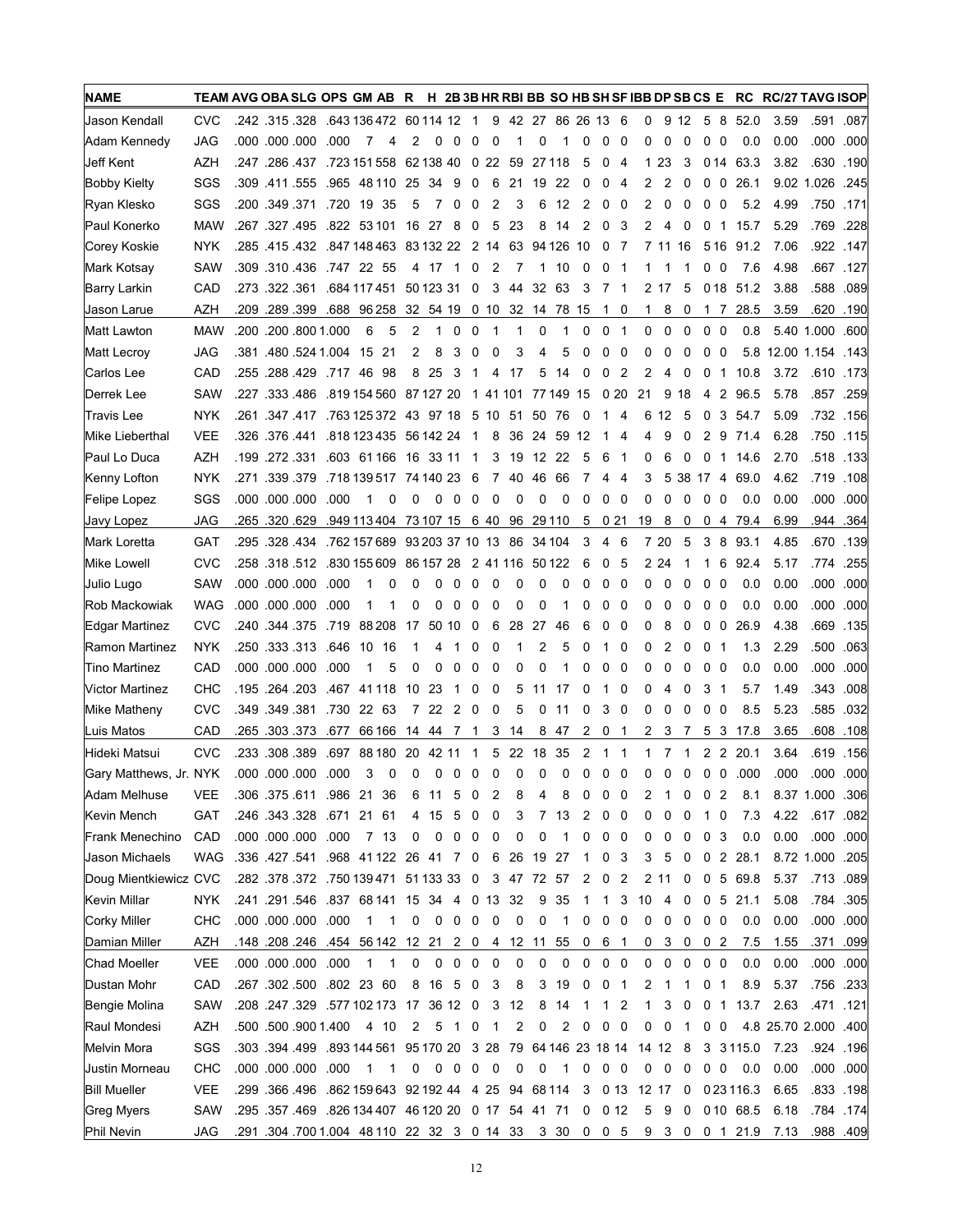| NAME | TEAM | AVG | OBA | SLG | OPS | GM | AB | R | H | 2B | 3B | HR | RBI | BB | SO | HB | SH | SF | IBB | DP | SB | CS | E | RC | RC/27 | TAVG | ISOP |
|---|---|---|---|---|---|---|---|---|---|---|---|---|---|---|---|---|---|---|---|---|---|---|---|---|---|---|---|
| Jason Kendall | CVC | .242 | .315 | .328 | .643 | 136 | 472 | 60 | 114 | 12 | 1 | 9 | 42 | 27 | 86 | 26 | 13 | 6 | 0 | 9 | 12 | 5 | 8 | 52.0 | 3.59 | .591 | .087 |
| Adam Kennedy | JAG | .000 | .000 | .000 | .000 | 7 | 4 | 2 | 0 | 0 | 0 | 0 | 1 | 0 | 1 | 0 | 0 | 0 | 0 | 0 | 0 | 0 | 0 | 0.0 | 0.00 | .000 | .000 |
| Jeff Kent | AZH | .247 | .286 | .437 | .723 | 151 | 558 | 62 | 138 | 40 | 0 | 22 | 59 | 27 | 118 | 5 | 0 | 4 | 1 | 23 | 3 | 0 | 14 | 63.3 | 3.82 | .630 | .190 |
| Bobby Kielty | SGS | .309 | .411 | .555 | .965 | 48 | 110 | 25 | 34 | 9 | 0 | 6 | 21 | 19 | 22 | 0 | 0 | 4 | 2 | 2 | 0 | 0 | 0 | 26.1 | 9.02 | 1.026 | .245 |
| Ryan Klesko | SGS | .200 | .349 | .371 | .720 | 19 | 35 | 5 | 7 | 0 | 0 | 2 | 3 | 6 | 12 | 2 | 0 | 0 | 2 | 0 | 0 | 0 | 0 | 5.2 | 4.99 | .750 | .171 |
| Paul Konerko | MAW | .267 | .327 | .495 | .822 | 53 | 101 | 16 | 27 | 8 | 0 | 5 | 23 | 8 | 14 | 2 | 0 | 3 | 2 | 4 | 0 | 0 | 1 | 15.7 | 5.29 | .769 | .228 |
| Corey Koskie | NYK | .285 | .415 | .432 | .847 | 148 | 463 | 83 | 132 | 22 | 2 | 14 | 63 | 94 | 126 | 10 | 0 | 7 | 7 | 11 | 16 | 5 | 16 | 91.2 | 7.06 | .922 | .147 |
| Mark Kotsay | SAW | .309 | .310 | .436 | .747 | 22 | 55 | 4 | 17 | 1 | 0 | 2 | 7 | 1 | 10 | 0 | 0 | 1 | 1 | 1 | 1 | 0 | 0 | 7.6 | 4.98 | .667 | .127 |
| Barry Larkin | CAD | .273 | .322 | .361 | .684 | 117 | 451 | 50 | 123 | 31 | 0 | 3 | 44 | 32 | 63 | 3 | 7 | 1 | 2 | 17 | 5 | 0 | 18 | 51.2 | 3.88 | .588 | .089 |
| Jason Larue | AZH | .209 | .289 | .399 | .688 | 96 | 258 | 32 | 54 | 19 | 0 | 10 | 32 | 14 | 78 | 15 | 1 | 0 | 1 | 8 | 0 | 1 | 7 | 28.5 | 3.59 | .620 | .190 |
| Matt Lawton | MAW | .200 | .200 | .800 | 1.000 | 6 | 5 | 2 | 1 | 0 | 0 | 1 | 1 | 0 | 1 | 0 | 0 | 1 | 0 | 0 | 0 | 0 | 0 | 0.8 | 5.40 | 1.000 | .600 |
| Matt Lecroy | JAG | .381 | .480 | .524 | 1.004 | 15 | 21 | 2 | 8 | 3 | 0 | 0 | 3 | 4 | 5 | 0 | 0 | 0 | 0 | 0 | 0 | 0 | 0 | 5.8 | 12.00 | 1.154 | .143 |
| Carlos Lee | CAD | .255 | .288 | .429 | .717 | 46 | 98 | 8 | 25 | 3 | 1 | 4 | 17 | 5 | 14 | 0 | 0 | 2 | 2 | 4 | 0 | 0 | 1 | 10.8 | 3.72 | .610 | .173 |
| Derrek Lee | SAW | .227 | .333 | .486 | .819 | 154 | 560 | 87 | 127 | 20 | 1 | 41 | 101 | 77 | 149 | 15 | 0 | 20 | 21 | 9 | 18 | 4 | 2 | 96.5 | 5.78 | .857 | .259 |
| Travis Lee | NYK | .261 | .347 | .417 | .763 | 125 | 372 | 43 | 97 | 18 | 5 | 10 | 51 | 50 | 76 | 0 | 1 | 4 | 6 | 12 | 5 | 0 | 3 | 54.7 | 5.09 | .732 | .156 |
| Mike Lieberthal | VEE | .326 | .376 | .441 | .818 | 123 | 435 | 56 | 142 | 24 | 1 | 8 | 36 | 24 | 59 | 12 | 1 | 4 | 4 | 9 | 0 | 2 | 9 | 71.4 | 6.28 | .750 | .115 |
| Paul Lo Duca | AZH | .199 | .272 | .331 | .603 | 61 | 166 | 16 | 33 | 11 | 1 | 3 | 19 | 12 | 22 | 5 | 6 | 1 | 0 | 6 | 0 | 0 | 1 | 14.6 | 2.70 | .518 | .133 |
| Kenny Lofton | NYK | .271 | .339 | .379 | .718 | 139 | 517 | 74 | 140 | 23 | 6 | 7 | 40 | 46 | 66 | 7 | 4 | 4 | 3 | 5 | 38 | 17 | 4 | 69.0 | 4.62 | .719 | .108 |
| Felipe Lopez | SGS | .000 | .000 | .000 | .000 | 1 | 0 | 0 | 0 | 0 | 0 | 0 | 0 | 0 | 0 | 0 | 0 | 0 | 0 | 0 | 0 | 0 | 0 | 0.0 | 0.00 | .000 | .000 |
| Javy Lopez | JAG | .265 | .320 | .629 | .949 | 113 | 404 | 73 | 107 | 15 | 6 | 40 | 96 | 29 | 110 | 5 | 0 | 21 | 19 | 8 | 0 | 0 | 4 | 79.4 | 6.99 | .944 | .364 |
| Mark Loretta | GAT | .295 | .328 | .434 | .762 | 157 | 689 | 93 | 203 | 37 | 10 | 13 | 86 | 34 | 104 | 3 | 4 | 6 | 7 | 20 | 5 | 3 | 8 | 93.1 | 4.85 | .670 | .139 |
| Mike Lowell | CVC | .258 | .318 | .512 | .830 | 155 | 609 | 86 | 157 | 28 | 2 | 41 | 116 | 50 | 122 | 6 | 0 | 5 | 2 | 24 | 1 | 1 | 6 | 92.4 | 5.17 | .774 | .255 |
| Julio Lugo | SAW | .000 | .000 | .000 | .000 | 1 | 0 | 0 | 0 | 0 | 0 | 0 | 0 | 0 | 0 | 0 | 0 | 0 | 0 | 0 | 0 | 0 | 0 | 0.0 | 0.00 | .000 | .000 |
| Rob Mackowiak | WAG | .000 | .000 | .000 | .000 | 1 | 1 | 0 | 0 | 0 | 0 | 0 | 0 | 0 | 1 | 0 | 0 | 0 | 0 | 0 | 0 | 0 | 0 | 0.0 | 0.00 | .000 | .000 |
| Edgar Martinez | CVC | .240 | .344 | .375 | .719 | 88 | 208 | 17 | 50 | 10 | 0 | 6 | 28 | 27 | 46 | 6 | 0 | 0 | 0 | 8 | 0 | 0 | 0 | 26.9 | 4.38 | .669 | .135 |
| Ramon Martinez | NYK | .250 | .333 | .313 | .646 | 10 | 16 | 1 | 4 | 1 | 0 | 0 | 1 | 2 | 5 | 0 | 1 | 0 | 0 | 2 | 0 | 0 | 1 | 1.3 | 2.29 | .500 | .063 |
| Tino Martinez | CAD | .000 | .000 | .000 | .000 | 1 | 5 | 0 | 0 | 0 | 0 | 0 | 0 | 0 | 1 | 0 | 0 | 0 | 0 | 0 | 0 | 0 | 0 | 0.0 | 0.00 | .000 | .000 |
| Victor Martinez | CHC | .195 | .264 | .203 | .467 | 41 | 118 | 10 | 23 | 1 | 0 | 0 | 5 | 11 | 17 | 0 | 1 | 0 | 0 | 4 | 0 | 3 | 1 | 5.7 | 1.49 | .343 | .008 |
| Mike Matheny | CVC | .349 | .349 | .381 | .730 | 22 | 63 | 7 | 22 | 2 | 0 | 0 | 5 | 0 | 11 | 0 | 3 | 0 | 0 | 0 | 0 | 0 | 0 | 8.5 | 5.23 | .585 | .032 |
| Luis Matos | CAD | .265 | .303 | .373 | .677 | 66 | 166 | 14 | 44 | 7 | 1 | 3 | 14 | 8 | 47 | 2 | 0 | 1 | 2 | 3 | 7 | 5 | 3 | 17.8 | 3.65 | .608 | .108 |
| Hideki Matsui | CVC | .233 | .308 | .389 | .697 | 88 | 180 | 20 | 42 | 11 | 1 | 5 | 22 | 18 | 35 | 2 | 1 | 1 | 1 | 7 | 1 | 2 | 2 | 20.1 | 3.64 | .619 | .156 |
| Gary Matthews, Jr. | NYK | .000 | .000 | .000 | .000 | 3 | 0 | 0 | 0 | 0 | 0 | 0 | 0 | 0 | 0 | 0 | 0 | 0 | 0 | 0 | 0 | 0 | 0 | .000 | .000 | .000 | .000 |
| Adam Melhuse | VEE | .306 | .375 | .611 | .986 | 21 | 36 | 6 | 11 | 5 | 0 | 2 | 8 | 4 | 8 | 0 | 0 | 0 | 2 | 1 | 0 | 0 | 2 | 8.1 | 8.37 | 1.000 | .306 |
| Kevin Mench | GAT | .246 | .343 | .328 | .671 | 21 | 61 | 4 | 15 | 5 | 0 | 0 | 3 | 7 | 13 | 2 | 0 | 0 | 0 | 0 | 0 | 1 | 0 | 7.3 | 4.22 | .617 | .082 |
| Frank Menechino | CAD | .000 | .000 | .000 | .000 | 7 | 13 | 0 | 0 | 0 | 0 | 0 | 0 | 0 | 1 | 0 | 0 | 0 | 0 | 0 | 0 | 0 | 3 | 0.0 | 0.00 | .000 | .000 |
| Jason Michaels | WAG | .336 | .427 | .541 | .968 | 41 | 122 | 26 | 41 | 7 | 0 | 6 | 26 | 19 | 27 | 1 | 0 | 3 | 3 | 5 | 0 | 0 | 2 | 28.1 | 8.72 | 1.000 | .205 |
| Doug Mientkiewicz | CVC | .282 | .378 | .372 | .750 | 139 | 471 | 51 | 133 | 33 | 0 | 3 | 47 | 72 | 57 | 2 | 0 | 2 | 2 | 11 | 0 | 0 | 5 | 69.8 | 5.37 | .713 | .089 |
| Kevin Millar | NYK | .241 | .291 | .546 | .837 | 68 | 141 | 15 | 34 | 4 | 0 | 13 | 32 | 9 | 35 | 1 | 1 | 3 | 10 | 4 | 0 | 0 | 5 | 21.1 | 5.08 | .784 | .305 |
| Corky Miller | CHC | .000 | .000 | .000 | .000 | 1 | 1 | 0 | 0 | 0 | 0 | 0 | 0 | 0 | 1 | 0 | 0 | 0 | 0 | 0 | 0 | 0 | 0 | 0.0 | 0.00 | .000 | .000 |
| Damian Miller | AZH | .148 | .208 | .246 | .454 | 56 | 142 | 12 | 21 | 2 | 0 | 4 | 12 | 11 | 55 | 0 | 6 | 1 | 0 | 3 | 0 | 0 | 2 | 7.5 | 1.55 | .371 | .099 |
| Chad Moeller | VEE | .000 | .000 | .000 | .000 | 1 | 1 | 0 | 0 | 0 | 0 | 0 | 0 | 0 | 0 | 0 | 0 | 0 | 0 | 0 | 0 | 0 | 0 | 0.0 | 0.00 | .000 | .000 |
| Dustan Mohr | CAD | .267 | .302 | .500 | .802 | 23 | 60 | 8 | 16 | 5 | 0 | 3 | 8 | 3 | 19 | 0 | 0 | 1 | 2 | 1 | 1 | 0 | 1 | 8.9 | 5.37 | .756 | .233 |
| Bengie Molina | SAW | .208 | .247 | .329 | .577 | 102 | 173 | 17 | 36 | 12 | 0 | 3 | 12 | 8 | 14 | 1 | 1 | 2 | 1 | 3 | 0 | 0 | 1 | 13.7 | 2.63 | .471 | .121 |
| Raul Mondesi | AZH | .500 | .500 | .900 | 1.400 | 4 | 10 | 2 | 5 | 1 | 0 | 1 | 2 | 0 | 2 | 0 | 0 | 0 | 0 | 0 | 1 | 0 | 0 | 4.8 | 25.70 | 2.000 | .400 |
| Melvin Mora | SGS | .303 | .394 | .499 | .893 | 144 | 561 | 95 | 170 | 20 | 3 | 28 | 79 | 64 | 146 | 23 | 18 | 14 | 14 | 12 | 8 | 3 | 3 | 115.0 | 7.23 | .924 | .196 |
| Justin Morneau | CHC | .000 | .000 | .000 | .000 | 1 | 1 | 0 | 0 | 0 | 0 | 0 | 0 | 0 | 1 | 0 | 0 | 0 | 0 | 0 | 0 | 0 | 0 | 0.0 | 0.00 | .000 | .000 |
| Bill Mueller | VEE | .299 | .366 | .496 | .862 | 159 | 643 | 92 | 192 | 44 | 4 | 25 | 94 | 68 | 114 | 3 | 0 | 13 | 12 | 17 | 0 | 0 | 23 | 116.3 | 6.65 | .833 | .198 |
| Greg Myers | SAW | .295 | .357 | .469 | .826 | 134 | 407 | 46 | 120 | 20 | 0 | 17 | 54 | 41 | 71 | 0 | 0 | 12 | 5 | 9 | 0 | 0 | 10 | 68.5 | 6.18 | .784 | .174 |
| Phil Nevin | JAG | .291 | .304 | .700 | 1.004 | 48 | 110 | 22 | 32 | 3 | 0 | 14 | 33 | 3 | 30 | 0 | 0 | 5 | 9 | 3 | 0 | 0 | 1 | 21.9 | 7.13 | .988 | .409 |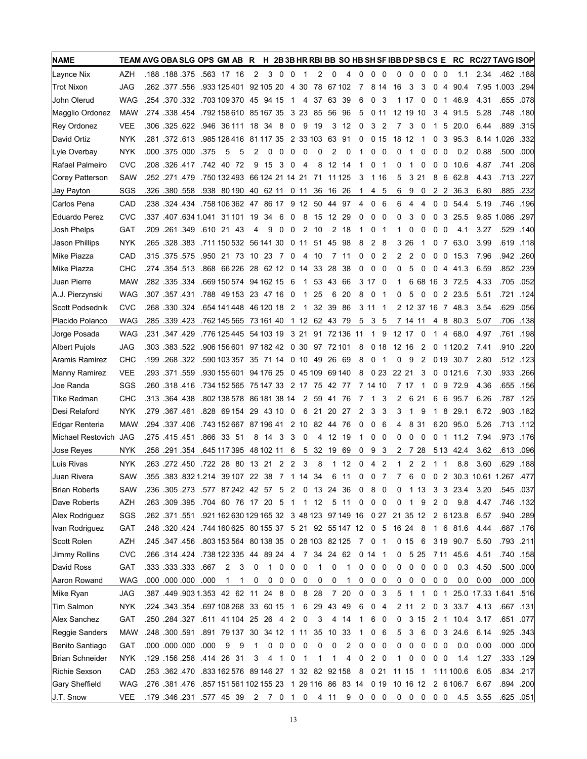| NAME | TEAM | AVG | OBA | SLG | OPS | GM | AB | R | H | 2B | 3B | HR | RBI | BB | SO | HB | SH | SF | IBB | DP | SB | CS | E | RC | RC/27 | TAVG | ISOP |
|---|---|---|---|---|---|---|---|---|---|---|---|---|---|---|---|---|---|---|---|---|---|---|---|---|---|---|---|
| Layne Nix | AZH | .188 | .188 | .375 | .563 | 17 | 16 | 2 | 3 | 0 | 0 | 1 | 2 | 0 | 4 | 0 | 0 | 0 | 0 | 0 | 0 | 0 | 0 | 1.1 | 2.34 | .462 | .188 |
| Trot Nixon | JAG | .262 | .377 | .556 | .933 | 125 | 401 | 92 | 105 | 20 | 4 | 30 | 78 | 67 | 102 | 7 | 8 | 14 | 16 | 3 | 3 | 0 | 4 | 90.4 | 7.95 | 1.003 | .294 |
| John Olerud | WAG | .254 | .370 | .332 | .703 | 109 | 370 | 45 | 94 | 15 | 1 | 4 | 37 | 63 | 39 | 6 | 0 | 3 | 1 | 17 | 0 | 0 | 1 | 46.9 | 4.31 | .655 | .078 |
| Magglio Ordonez | MAW | .274 | .338 | .454 | .792 | 158 | 610 | 85 | 167 | 35 | 3 | 23 | 85 | 56 | 96 | 5 | 0 | 11 | 12 | 19 | 10 | 3 | 4 | 91.5 | 5.28 | .748 | .180 |
| Rey Ordonez | VEE | .306 | .325 | .622 | .946 | 36 | 111 | 18 | 34 | 8 | 0 | 9 | 19 | 3 | 12 | 0 | 3 | 2 | 7 | 3 | 0 | 1 | 5 | 20.0 | 6.44 | .889 | .315 |
| David Ortiz | NYK | .281 | .372 | .613 | .985 | 128 | 416 | 81 | 117 | 35 | 2 | 33 | 103 | 63 | 91 | 0 | 0 | 15 | 18 | 12 | 1 | 0 | 3 | 95.3 | 8.14 | 1.026 | .332 |
| Lyle Overbay | NYK | .000 | .375 | .000 | .375 | 5 | 5 | 2 | 0 | 0 | 0 | 0 | 0 | 2 | 0 | 1 | 0 | 0 | 0 | 1 | 0 | 0 | 0 | 0.2 | 0.88 | .500 | .000 |
| Rafael Palmeiro | CVC | .208 | .326 | .417 | .742 | 40 | 72 | 9 | 15 | 3 | 0 | 4 | 8 | 12 | 14 | 1 | 0 | 1 | 0 | 1 | 0 | 0 | 0 | 10.6 | 4.87 | .741 | .208 |
| Corey Patterson | SAW | .252 | .271 | .479 | .750 | 132 | 493 | 66 | 124 | 21 | 14 | 21 | 71 | 11 | 125 | 3 | 1 | 16 | 5 | 3 | 21 | 8 | 6 | 62.8 | 4.43 | .713 | .227 |
| Jay Payton | SGS | .326 | .380 | .558 | .938 | 80 | 190 | 40 | 62 | 11 | 0 | 11 | 36 | 16 | 26 | 1 | 4 | 5 | 6 | 9 | 0 | 2 | 2 | 36.3 | 6.80 | .885 | .232 |
| Carlos Pena | CAD | .238 | .324 | .434 | .758 | 106 | 362 | 47 | 86 | 17 | 9 | 12 | 50 | 44 | 97 | 4 | 0 | 6 | 6 | 4 | 4 | 0 | 0 | 54.4 | 5.19 | .746 | .196 |
| Eduardo Perez | CVC | .337 | .407 | .634 | 1.041 | 31 | 101 | 19 | 34 | 6 | 0 | 8 | 15 | 12 | 29 | 0 | 0 | 0 | 0 | 3 | 0 | 0 | 3 | 25.5 | 9.85 | 1.086 | .297 |
| Josh Phelps | GAT | .209 | .261 | .349 | .610 | 21 | 43 | 4 | 9 | 0 | 0 | 2 | 10 | 2 | 18 | 1 | 0 | 1 | 1 | 0 | 0 | 0 | 0 | 4.1 | 3.27 | .529 | .140 |
| Jason Phillips | NYK | .265 | .328 | .383 | .711 | 150 | 532 | 56 | 141 | 30 | 0 | 11 | 51 | 45 | 98 | 8 | 2 | 8 | 3 | 26 | 1 | 0 | 7 | 63.0 | 3.99 | .619 | .118 |
| Mike Piazza | CAD | .315 | .375 | .575 | .950 | 21 | 73 | 10 | 23 | 7 | 0 | 4 | 10 | 7 | 11 | 0 | 0 | 2 | 2 | 2 | 0 | 0 | 0 | 15.3 | 7.96 | .942 | .260 |
| Mike Piazza | CHC | .274 | .354 | .513 | .868 | 66 | 226 | 28 | 62 | 12 | 0 | 14 | 33 | 28 | 38 | 0 | 0 | 0 | 0 | 5 | 0 | 0 | 4 | 41.3 | 6.59 | .852 | .239 |
| Juan Pierre | MAW | .282 | .335 | .334 | .669 | 150 | 574 | 94 | 162 | 15 | 6 | 1 | 53 | 43 | 66 | 3 | 17 | 0 | 1 | 6 | 68 | 16 | 3 | 72.5 | 4.33 | .705 | .052 |
| A.J. Pierzynski | WAG | .307 | .357 | .431 | .788 | 49 | 153 | 23 | 47 | 16 | 0 | 1 | 25 | 6 | 20 | 8 | 0 | 1 | 0 | 5 | 0 | 0 | 2 | 23.5 | 5.51 | .721 | .124 |
| Scott Podsednik | CVC | .268 | .330 | .324 | .654 | 141 | 448 | 46 | 120 | 18 | 2 | 1 | 32 | 39 | 86 | 3 | 11 | 1 | 2 | 12 | 37 | 16 | 7 | 48.3 | 3.54 | .629 | .056 |
| Placido Polanco | WAG | .285 | .339 | .423 | .762 | 145 | 565 | 73 | 161 | 40 | 1 | 12 | 62 | 43 | 79 | 5 | 3 | 5 | 7 | 14 | 11 | 4 | 8 | 80.3 | 5.07 | .706 | .138 |
| Jorge Posada | WAG | .231 | .347 | .429 | .776 | 125 | 445 | 54 | 103 | 19 | 3 | 21 | 91 | 72 | 136 | 11 | 1 | 9 | 12 | 17 | 0 | 1 | 4 | 68.0 | 4.97 | .761 | .198 |
| Albert Pujols | JAG | .303 | .383 | .522 | .906 | 156 | 601 | 97 | 182 | 42 | 0 | 30 | 97 | 72 | 101 | 8 | 0 | 18 | 12 | 16 | 2 | 0 | 1 | 120.2 | 7.41 | .910 | .220 |
| Aramis Ramirez | CHC | .199 | .268 | .322 | .590 | 103 | 357 | 35 | 71 | 14 | 0 | 10 | 49 | 26 | 69 | 8 | 0 | 1 | 0 | 9 | 2 | 0 | 19 | 30.7 | 2.80 | .512 | .123 |
| Manny Ramirez | VEE | .293 | .371 | .559 | .930 | 155 | 601 | 94 | 176 | 25 | 0 | 45 | 109 | 69 | 140 | 8 | 0 | 23 | 22 | 21 | 3 | 0 | 0 | 121.6 | 7.30 | .933 | .266 |
| Joe Randa | SGS | .260 | .318 | .416 | .734 | 152 | 565 | 75 | 147 | 33 | 2 | 17 | 75 | 42 | 77 | 7 | 14 | 10 | 7 | 17 | 1 | 0 | 9 | 72.9 | 4.36 | .655 | .156 |
| Tike Redman | CHC | .313 | .364 | .438 | .802 | 138 | 578 | 86 | 181 | 38 | 14 | 2 | 59 | 41 | 76 | 7 | 1 | 3 | 2 | 6 | 21 | 6 | 6 | 95.7 | 6.26 | .787 | .125 |
| Desi Relaford | NYK | .279 | .367 | .461 | .828 | 69 | 154 | 29 | 43 | 10 | 0 | 6 | 21 | 20 | 27 | 2 | 3 | 3 | 3 | 1 | 9 | 1 | 8 | 29.1 | 6.72 | .903 | .182 |
| Edgar Renteria | MAW | .294 | .337 | .406 | .743 | 152 | 667 | 87 | 196 | 41 | 2 | 10 | 82 | 44 | 76 | 0 | 0 | 6 | 4 | 8 | 31 | 6 | 20 | 95.0 | 5.26 | .713 | .112 |
| Michael Restovich | JAG | .275 | .415 | .451 | .866 | 33 | 51 | 8 | 14 | 3 | 3 | 0 | 4 | 12 | 19 | 1 | 0 | 0 | 0 | 0 | 0 | 0 | 1 | 11.2 | 7.94 | .973 | .176 |
| Jose Reyes | NYK | .258 | .291 | .354 | .645 | 117 | 395 | 48 | 102 | 11 | 6 | 5 | 32 | 19 | 69 | 0 | 9 | 3 | 2 | 7 | 28 | 5 | 13 | 42.4 | 3.62 | .613 | .096 |
| Luis Rivas | NYK | .263 | .272 | .450 | .722 | 28 | 80 | 13 | 21 | 2 | 2 | 3 | 8 | 1 | 12 | 0 | 4 | 2 | 1 | 2 | 2 | 1 | 1 | 8.8 | 3.60 | .629 | .188 |
| Juan Rivera | SAW | .355 | .383 | .832 | 1.214 | 39 | 107 | 22 | 38 | 7 | 1 | 14 | 34 | 6 | 11 | 0 | 0 | 7 | 7 | 6 | 0 | 0 | 2 | 30.3 | 10.61 | 1.267 | .477 |
| Brian Roberts | SAW | .236 | .305 | .273 | .577 | 87 | 242 | 42 | 57 | 5 | 2 | 0 | 13 | 24 | 36 | 0 | 8 | 0 | 0 | 1 | 13 | 3 | 3 | 23.4 | 3.20 | .545 | .037 |
| Dave Roberts | AZH | .263 | .309 | .395 | .704 | 60 | 76 | 17 | 20 | 5 | 1 | 1 | 12 | 5 | 11 | 0 | 0 | 0 | 0 | 1 | 9 | 2 | 0 | 9.8 | 4.47 | .746 | .132 |
| Alex Rodriguez | SGS | .262 | .371 | .551 | .921 | 162 | 630 | 129 | 165 | 32 | 3 | 48 | 123 | 97 | 149 | 16 | 0 | 27 | 21 | 35 | 12 | 2 | 6 | 123.8 | 6.57 | .940 | .289 |
| Ivan Rodriguez | GAT | .248 | .320 | .424 | .744 | 160 | 625 | 80 | 155 | 37 | 5 | 21 | 92 | 55 | 147 | 12 | 0 | 5 | 16 | 24 | 8 | 1 | 6 | 81.6 | 4.44 | .687 | .176 |
| Scott Rolen | AZH | .245 | .347 | .456 | .803 | 153 | 564 | 80 | 138 | 35 | 0 | 28 | 103 | 82 | 125 | 7 | 0 | 1 | 0 | 15 | 6 | 3 | 19 | 90.7 | 5.50 | .793 | .211 |
| Jimmy Rollins | CVC | .266 | .314 | .424 | .738 | 122 | 335 | 44 | 89 | 24 | 4 | 7 | 34 | 24 | 62 | 0 | 14 | 1 | 0 | 5 | 25 | 7 | 11 | 45.6 | 4.51 | .740 | .158 |
| David Ross | GAT | .333 | .333 | .333 | .667 | 2 | 3 | 0 | 1 | 0 | 0 | 0 | 0 | 0 | 1 | 0 | 0 | 0 | 0 | 0 | 0 | 0 | 0 | 0.3 | 4.50 | .500 | .000 |
| Aaron Rowand | WAG | .000 | .000 | .000 | .000 | 1 | 1 | 0 | 0 | 0 | 0 | 0 | 0 | 0 | 1 | 0 | 0 | 0 | 0 | 0 | 0 | 0 | 0 | 0.0 | 0.00 | .000 | .000 |
| Mike Ryan | JAG | .387 | .449 | .903 | 1.353 | 42 | 62 | 11 | 24 | 8 | 0 | 8 | 28 | 7 | 20 | 0 | 0 | 3 | 5 | 1 | 1 | 0 | 1 | 25.0 | 17.33 | 1.641 | .516 |
| Tim Salmon | NYK | .224 | .343 | .354 | .697 | 108 | 268 | 33 | 60 | 15 | 1 | 6 | 29 | 43 | 49 | 6 | 0 | 4 | 2 | 11 | 2 | 0 | 3 | 33.7 | 4.13 | .667 | .131 |
| Alex Sanchez | GAT | .250 | .284 | .327 | .611 | 41 | 104 | 25 | 26 | 4 | 2 | 0 | 3 | 4 | 14 | 1 | 6 | 0 | 0 | 3 | 15 | 2 | 1 | 10.4 | 3.17 | .651 | .077 |
| Reggie Sanders | MAW | .248 | .300 | .591 | .891 | 79 | 137 | 30 | 34 | 12 | 1 | 11 | 35 | 10 | 33 | 1 | 0 | 6 | 5 | 3 | 6 | 0 | 3 | 24.6 | 6.14 | .925 | .343 |
| Benito Santiago | GAT | .000 | .000 | .000 | .000 | 9 | 9 | 1 | 0 | 0 | 0 | 0 | 0 | 0 | 2 | 0 | 0 | 0 | 0 | 0 | 0 | 0 | 0 | 0.0 | 0.00 | .000 | .000 |
| Brian Schneider | NYK | .129 | .156 | .258 | .414 | 26 | 31 | 3 | 4 | 1 | 0 | 1 | 1 | 1 | 4 | 0 | 2 | 0 | 1 | 0 | 0 | 0 | 0 | 1.4 | 1.27 | .333 | .129 |
| Richie Sexson | CAD | .253 | .362 | .470 | .833 | 162 | 576 | 89 | 146 | 27 | 1 | 32 | 82 | 92 | 158 | 8 | 0 | 21 | 11 | 15 | 1 | 1 | 11 | 100.6 | 6.05 | .834 | .217 |
| Gary Sheffield | WAG | .276 | .381 | .476 | .857 | 151 | 561 | 102 | 155 | 23 | 1 | 29 | 116 | 86 | 83 | 14 | 0 | 19 | 10 | 16 | 12 | 2 | 6 | 106.7 | 6.67 | .894 | .200 |
| J.T. Snow | VEE | .179 | .346 | .231 | .577 | 45 | 39 | 2 | 7 | 0 | 1 | 0 | 4 | 11 | 9 | 0 | 0 | 0 | 0 | 0 | 0 | 0 | 0 | 4.5 | 3.55 | .625 | .051 |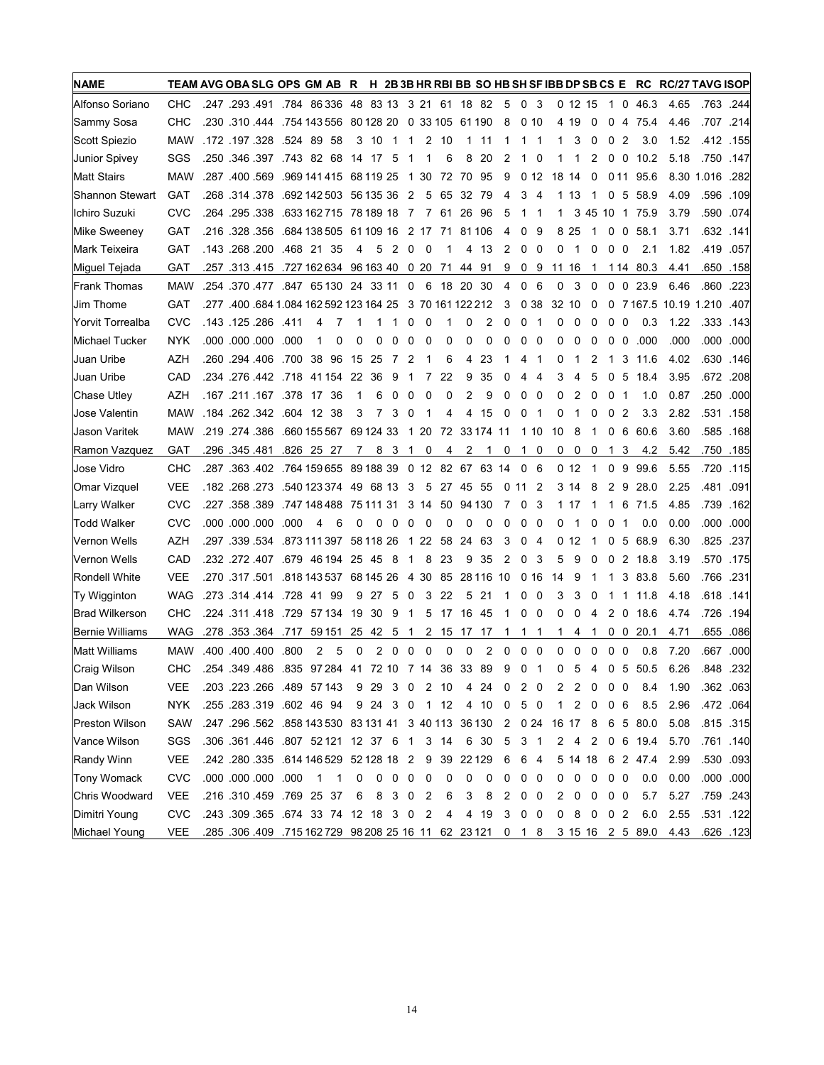| NAME | TEAM | AVG | OBA | SLG | OPS | GM | AB | R | H | 2B | 3B | HR | RBI | BB | SO | HB | SH | SF | IBB | DP | SB | CS | E | RC | RC/27 | TAVG | ISOP |
|---|---|---|---|---|---|---|---|---|---|---|---|---|---|---|---|---|---|---|---|---|---|---|---|---|---|---|---|
| Alfonso Soriano | CHC | .247 | .293 | .491 | .784 | 86 | 336 | 48 | 83 | 13 | 3 | 21 | 61 | 18 | 82 | 5 | 0 | 3 | 0 | 12 | 15 | 1 | 0 | 46.3 | 4.65 | .763 | .244 |
| Sammy Sosa | CHC | .230 | .310 | .444 | .754 | 143 | 556 | 80 | 128 | 20 | 0 | 33 | 105 | 61 | 190 | 8 | 0 | 10 | 4 | 19 | 0 | 0 | 4 | 75.4 | 4.46 | .707 | .214 |
| Scott Spiezio | MAW | .172 | .197 | .328 | .524 | 89 | 58 | 3 | 10 | 1 | 1 | 2 | 10 | 1 | 11 | 1 | 1 | 1 | 1 | 3 | 0 | 0 | 2 | 3.0 | 1.52 | .412 | .155 |
| Junior Spivey | SGS | .250 | .346 | .397 | .743 | 82 | 68 | 14 | 17 | 5 | 1 | 1 | 6 | 8 | 20 | 2 | 1 | 0 | 1 | 1 | 2 | 0 | 0 | 10.2 | 5.18 | .750 | .147 |
| Matt Stairs | MAW | .287 | .400 | .569 | .969 | 141 | 415 | 68 | 119 | 25 | 1 | 30 | 72 | 70 | 95 | 9 | 0 | 12 | 18 | 14 | 0 | 0 | 11 | 95.6 | 8.30 | 1.016 | .282 |
| Shannon Stewart | GAT | .268 | .314 | .378 | .692 | 142 | 503 | 56 | 135 | 36 | 2 | 5 | 65 | 32 | 79 | 4 | 3 | 4 | 1 | 13 | 1 | 0 | 5 | 58.9 | 4.09 | .596 | .109 |
| Ichiro Suzuki | CVC | .264 | .295 | .338 | .633 | 162 | 715 | 78 | 189 | 18 | 7 | 7 | 61 | 26 | 96 | 5 | 1 | 1 | 1 | 3 | 45 | 10 | 1 | 75.9 | 3.79 | .590 | .074 |
| Mike Sweeney | GAT | .216 | .328 | .356 | .684 | 138 | 505 | 61 | 109 | 16 | 2 | 17 | 71 | 81 | 106 | 4 | 0 | 9 | 8 | 25 | 1 | 0 | 0 | 58.1 | 3.71 | .632 | .141 |
| Mark Teixeira | GAT | .143 | .268 | .200 | .468 | 21 | 35 | 4 | 5 | 2 | 0 | 0 | 1 | 4 | 13 | 2 | 0 | 0 | 0 | 1 | 0 | 0 | 0 | 2.1 | 1.82 | .419 | .057 |
| Miguel Tejada | GAT | .257 | .313 | .415 | .727 | 162 | 634 | 96 | 163 | 40 | 0 | 20 | 71 | 44 | 91 | 9 | 0 | 9 | 11 | 16 | 1 | 1 | 14 | 80.3 | 4.41 | .650 | .158 |
| Frank Thomas | MAW | .254 | .370 | .477 | .847 | 65 | 130 | 24 | 33 | 11 | 0 | 6 | 18 | 20 | 30 | 4 | 0 | 6 | 0 | 3 | 0 | 0 | 0 | 23.9 | 6.46 | .860 | .223 |
| Jim Thome | GAT | .277 | .400 | .684 | 1.084 | 162 | 592 | 123 | 164 | 25 | 3 | 70 | 161 | 122 | 212 | 3 | 0 | 38 | 32 | 10 | 0 | 0 | 7 | 167.5 | 10.19 | 1.210 | .407 |
| Yorvit Torrealba | CVC | .143 | .125 | .286 | .411 | 4 | 7 | 1 | 1 | 1 | 0 | 0 | 1 | 0 | 2 | 0 | 0 | 1 | 0 | 0 | 0 | 0 | 0 | 0.3 | 1.22 | .333 | .143 |
| Michael Tucker | NYK | .000 | .000 | .000 | .000 | 1 | 0 | 0 | 0 | 0 | 0 | 0 | 0 | 0 | 0 | 0 | 0 | 0 | 0 | 0 | 0 | 0 | 0 | .000 | .000 | .000 | .000 |
| Juan Uribe | AZH | .260 | .294 | .406 | .700 | 38 | 96 | 15 | 25 | 7 | 2 | 1 | 6 | 4 | 23 | 1 | 4 | 1 | 0 | 1 | 2 | 1 | 3 | 11.6 | 4.02 | .630 | .146 |
| Juan Uribe | CAD | .234 | .276 | .442 | .718 | 41 | 154 | 22 | 36 | 9 | 1 | 7 | 22 | 9 | 35 | 0 | 4 | 4 | 3 | 4 | 5 | 0 | 5 | 18.4 | 3.95 | .672 | .208 |
| Chase Utley | AZH | .167 | .211 | .167 | .378 | 17 | 36 | 1 | 6 | 0 | 0 | 0 | 0 | 2 | 9 | 0 | 0 | 0 | 0 | 2 | 0 | 0 | 1 | 1.0 | 0.87 | .250 | .000 |
| Jose Valentin | MAW | .184 | .262 | .342 | .604 | 12 | 38 | 3 | 7 | 3 | 0 | 1 | 4 | 4 | 15 | 0 | 0 | 1 | 0 | 1 | 0 | 0 | 2 | 3.3 | 2.82 | .531 | .158 |
| Jason Varitek | MAW | .219 | .274 | .386 | .660 | 155 | 567 | 69 | 124 | 33 | 1 | 20 | 72 | 33 | 174 | 11 | 1 | 10 | 10 | 8 | 1 | 0 | 6 | 60.6 | 3.60 | .585 | .168 |
| Ramon Vazquez | GAT | .296 | .345 | .481 | .826 | 25 | 27 | 7 | 8 | 3 | 1 | 0 | 4 | 2 | 1 | 0 | 1 | 0 | 0 | 0 | 0 | 1 | 3 | 4.2 | 5.42 | .750 | .185 |
| Jose Vidro | CHC | .287 | .363 | .402 | .764 | 159 | 655 | 89 | 188 | 39 | 0 | 12 | 82 | 67 | 63 | 14 | 0 | 6 | 0 | 12 | 1 | 0 | 9 | 99.6 | 5.55 | .720 | .115 |
| Omar Vizquel | VEE | .182 | .268 | .273 | .540 | 123 | 374 | 49 | 68 | 13 | 3 | 5 | 27 | 45 | 55 | 0 | 11 | 2 | 3 | 14 | 8 | 2 | 9 | 28.0 | 2.25 | .481 | .091 |
| Larry Walker | CVC | .227 | .358 | .389 | .747 | 148 | 488 | 75 | 111 | 31 | 3 | 14 | 50 | 94 | 130 | 7 | 0 | 3 | 1 | 17 | 1 | 1 | 6 | 71.5 | 4.85 | .739 | .162 |
| Todd Walker | CVC | .000 | .000 | .000 | .000 | 4 | 6 | 0 | 0 | 0 | 0 | 0 | 0 | 0 | 0 | 0 | 0 | 0 | 0 | 1 | 0 | 0 | 1 | 0.0 | 0.00 | .000 | .000 |
| Vernon Wells | AZH | .297 | .339 | .534 | .873 | 111 | 397 | 58 | 118 | 26 | 1 | 22 | 58 | 24 | 63 | 3 | 0 | 4 | 0 | 12 | 1 | 0 | 5 | 68.9 | 6.30 | .825 | .237 |
| Vernon Wells | CAD | .232 | .272 | .407 | .679 | 46 | 194 | 25 | 45 | 8 | 1 | 8 | 23 | 9 | 35 | 2 | 0 | 3 | 5 | 9 | 0 | 0 | 2 | 18.8 | 3.19 | .570 | .175 |
| Rondell White | VEE | .270 | .317 | .501 | .818 | 143 | 537 | 68 | 145 | 26 | 4 | 30 | 85 | 28 | 116 | 10 | 0 | 16 | 14 | 9 | 1 | 1 | 3 | 83.8 | 5.60 | .766 | .231 |
| Ty Wigginton | WAG | .273 | .314 | .414 | .728 | 41 | 99 | 9 | 27 | 5 | 0 | 3 | 22 | 5 | 21 | 1 | 0 | 0 | 3 | 3 | 0 | 1 | 1 | 11.8 | 4.18 | .618 | .141 |
| Brad Wilkerson | CHC | .224 | .311 | .418 | .729 | 57 | 134 | 19 | 30 | 9 | 1 | 5 | 17 | 16 | 45 | 1 | 0 | 0 | 0 | 0 | 4 | 2 | 0 | 18.6 | 4.74 | .726 | .194 |
| Bernie Williams | WAG | .278 | .353 | .364 | .717 | 59 | 151 | 25 | 42 | 5 | 1 | 2 | 15 | 17 | 17 | 1 | 1 | 1 | 1 | 4 | 1 | 0 | 0 | 20.1 | 4.71 | .655 | .086 |
| Matt Williams | MAW | .400 | .400 | .400 | .800 | 2 | 5 | 0 | 2 | 0 | 0 | 0 | 0 | 0 | 2 | 0 | 0 | 0 | 0 | 0 | 0 | 0 | 0 | 0.8 | 7.20 | .667 | .000 |
| Craig Wilson | CHC | .254 | .349 | .486 | .835 | 97 | 284 | 41 | 72 | 10 | 7 | 14 | 36 | 33 | 89 | 9 | 0 | 1 | 0 | 5 | 4 | 0 | 5 | 50.5 | 6.26 | .848 | .232 |
| Dan Wilson | VEE | .203 | .223 | .266 | .489 | 57 | 143 | 9 | 29 | 3 | 0 | 2 | 10 | 4 | 24 | 0 | 2 | 0 | 2 | 2 | 0 | 0 | 0 | 8.4 | 1.90 | .362 | .063 |
| Jack Wilson | NYK | .255 | .283 | .319 | .602 | 46 | 94 | 9 | 24 | 3 | 0 | 1 | 12 | 4 | 10 | 0 | 5 | 0 | 1 | 2 | 0 | 0 | 6 | 8.5 | 2.96 | .472 | .064 |
| Preston Wilson | SAW | .247 | .296 | .562 | .858 | 143 | 530 | 83 | 131 | 41 | 3 | 40 | 113 | 36 | 130 | 2 | 0 | 24 | 16 | 17 | 8 | 6 | 5 | 80.0 | 5.08 | .815 | .315 |
| Vance Wilson | SGS | .306 | .361 | .446 | .807 | 52 | 121 | 12 | 37 | 6 | 1 | 3 | 14 | 6 | 30 | 5 | 3 | 1 | 2 | 4 | 2 | 0 | 6 | 19.4 | 5.70 | .761 | .140 |
| Randy Winn | VEE | .242 | .280 | .335 | .614 | 146 | 529 | 52 | 128 | 18 | 2 | 9 | 39 | 22 | 129 | 6 | 6 | 4 | 5 | 14 | 18 | 6 | 2 | 47.4 | 2.99 | .530 | .093 |
| Tony Womack | CVC | .000 | .000 | .000 | .000 | 1 | 1 | 0 | 0 | 0 | 0 | 0 | 0 | 0 | 0 | 0 | 0 | 0 | 0 | 0 | 0 | 0 | 0 | 0.0 | 0.00 | .000 | .000 |
| Chris Woodward | VEE | .216 | .310 | .459 | .769 | 25 | 37 | 6 | 8 | 3 | 0 | 2 | 6 | 3 | 8 | 2 | 0 | 0 | 2 | 0 | 0 | 0 | 0 | 5.7 | 5.27 | .759 | .243 |
| Dimitri Young | CVC | .243 | .309 | .365 | .674 | 33 | 74 | 12 | 18 | 3 | 0 | 2 | 4 | 4 | 19 | 3 | 0 | 0 | 0 | 8 | 0 | 0 | 2 | 6.0 | 2.55 | .531 | .122 |
| Michael Young | VEE | .285 | .306 | .409 | .715 | 162 | 729 | 98 | 208 | 25 | 16 | 11 | 62 | 23 | 121 | 0 | 1 | 8 | 3 | 15 | 16 | 2 | 5 | 89.0 | 4.43 | .626 | .123 |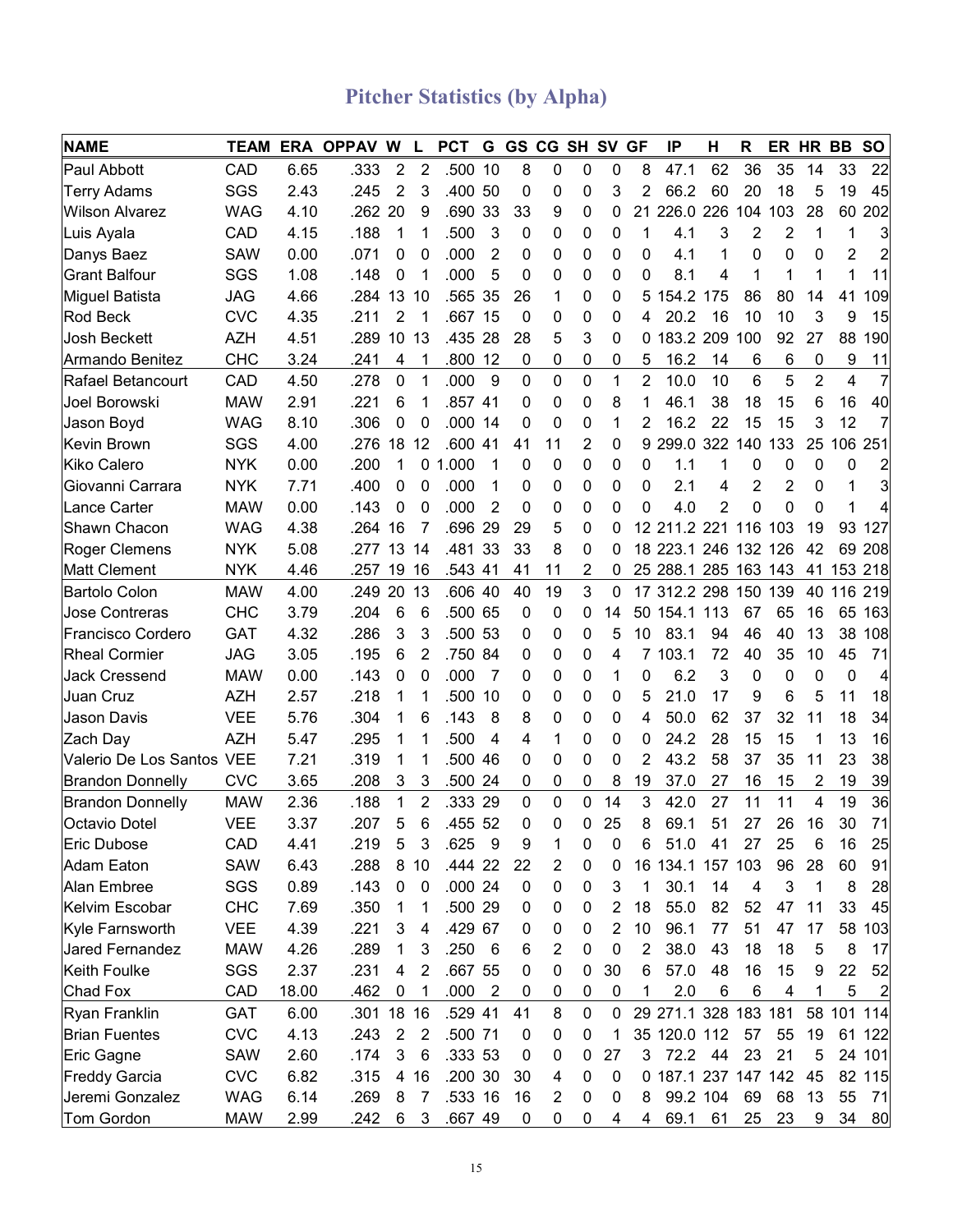# Pitcher Statistics (by Alpha)

| NAME | TEAM | ERA | OPPAV | W | L | PCT | G | GS | CG | SH | SV | GF | IP | H | R | ER | HR | BB | SO |
|---|---|---|---|---|---|---|---|---|---|---|---|---|---|---|---|---|---|---|---|
| Paul Abbott | CAD | 6.65 | .333 | 2 | 2 | .500 | 10 | 8 | 0 | 0 | 0 | 8 | 47.1 | 62 | 36 | 35 | 14 | 33 | 22 |
| Terry Adams | SGS | 2.43 | .245 | 2 | 3 | .400 | 50 | 0 | 0 | 0 | 3 | 2 | 66.2 | 60 | 20 | 18 | 5 | 19 | 45 |
| Wilson Alvarez | WAG | 4.10 | .262 | 20 | 9 | .690 | 33 | 33 | 9 | 0 | 0 | 21 | 226.0 | 226 | 104 | 103 | 28 | 60 | 202 |
| Luis Ayala | CAD | 4.15 | .188 | 1 | 1 | .500 | 3 | 0 | 0 | 0 | 0 | 1 | 4.1 | 3 | 2 | 2 | 1 | 1 | 3 |
| Danys Baez | SAW | 0.00 | .071 | 0 | 0 | .000 | 2 | 0 | 0 | 0 | 0 | 0 | 4.1 | 1 | 0 | 0 | 0 | 2 | 2 |
| Grant Balfour | SGS | 1.08 | .148 | 0 | 1 | .000 | 5 | 0 | 0 | 0 | 0 | 0 | 8.1 | 4 | 1 | 1 | 1 | 1 | 11 |
| Miguel Batista | JAG | 4.66 | .284 | 13 | 10 | .565 | 35 | 26 | 1 | 0 | 0 | 5 | 154.2 | 175 | 86 | 80 | 14 | 41 | 109 |
| Rod Beck | CVC | 4.35 | .211 | 2 | 1 | .667 | 15 | 0 | 0 | 0 | 0 | 4 | 20.2 | 16 | 10 | 10 | 3 | 9 | 15 |
| Josh Beckett | AZH | 4.51 | .289 | 10 | 13 | .435 | 28 | 28 | 5 | 3 | 0 | 0 | 183.2 | 209 | 100 | 92 | 27 | 88 | 190 |
| Armando Benitez | CHC | 3.24 | .241 | 4 | 1 | .800 | 12 | 0 | 0 | 0 | 0 | 5 | 16.2 | 14 | 6 | 6 | 0 | 9 | 11 |
| Rafael Betancourt | CAD | 4.50 | .278 | 0 | 1 | .000 | 9 | 0 | 0 | 0 | 1 | 2 | 10.0 | 10 | 6 | 5 | 2 | 4 | 7 |
| Joel Borowski | MAW | 2.91 | .221 | 6 | 1 | .857 | 41 | 0 | 0 | 0 | 8 | 1 | 46.1 | 38 | 18 | 15 | 6 | 16 | 40 |
| Jason Boyd | WAG | 8.10 | .306 | 0 | 0 | .000 | 14 | 0 | 0 | 0 | 1 | 2 | 16.2 | 22 | 15 | 15 | 3 | 12 | 7 |
| Kevin Brown | SGS | 4.00 | .276 | 18 | 12 | .600 | 41 | 41 | 11 | 2 | 0 | 9 | 299.0 | 322 | 140 | 133 | 25 | 106 | 251 |
| Kiko Calero | NYK | 0.00 | .200 | 1 | 0 | 1.000 | 1 | 0 | 0 | 0 | 0 | 0 | 1.1 | 1 | 0 | 0 | 0 | 0 | 2 |
| Giovanni Carrara | NYK | 7.71 | .400 | 0 | 0 | .000 | 1 | 0 | 0 | 0 | 0 | 0 | 2.1 | 4 | 2 | 2 | 0 | 1 | 3 |
| Lance Carter | MAW | 0.00 | .143 | 0 | 0 | .000 | 2 | 0 | 0 | 0 | 0 | 0 | 4.0 | 2 | 0 | 0 | 0 | 1 | 4 |
| Shawn Chacon | WAG | 4.38 | .264 | 16 | 7 | .696 | 29 | 29 | 5 | 0 | 0 | 12 | 211.2 | 221 | 116 | 103 | 19 | 93 | 127 |
| Roger Clemens | NYK | 5.08 | .277 | 13 | 14 | .481 | 33 | 33 | 8 | 0 | 0 | 18 | 223.1 | 246 | 132 | 126 | 42 | 69 | 208 |
| Matt Clement | NYK | 4.46 | .257 | 19 | 16 | .543 | 41 | 41 | 11 | 2 | 0 | 25 | 288.1 | 285 | 163 | 143 | 41 | 153 | 218 |
| Bartolo Colon | MAW | 4.00 | .249 | 20 | 13 | .606 | 40 | 40 | 19 | 3 | 0 | 17 | 312.2 | 298 | 150 | 139 | 40 | 116 | 219 |
| Jose Contreras | CHC | 3.79 | .204 | 6 | 6 | .500 | 65 | 0 | 0 | 0 | 14 | 50 | 154.1 | 113 | 67 | 65 | 16 | 65 | 163 |
| Francisco Cordero | GAT | 4.32 | .286 | 3 | 3 | .500 | 53 | 0 | 0 | 0 | 5 | 10 | 83.1 | 94 | 46 | 40 | 13 | 38 | 108 |
| Rheal Cormier | JAG | 3.05 | .195 | 6 | 2 | .750 | 84 | 0 | 0 | 0 | 4 | 7 | 103.1 | 72 | 40 | 35 | 10 | 45 | 71 |
| Jack Cressend | MAW | 0.00 | .143 | 0 | 0 | .000 | 7 | 0 | 0 | 0 | 1 | 0 | 6.2 | 3 | 0 | 0 | 0 | 0 | 4 |
| Juan Cruz | AZH | 2.57 | .218 | 1 | 1 | .500 | 10 | 0 | 0 | 0 | 0 | 5 | 21.0 | 17 | 9 | 6 | 5 | 11 | 18 |
| Jason Davis | VEE | 5.76 | .304 | 1 | 6 | .143 | 8 | 8 | 0 | 0 | 0 | 4 | 50.0 | 62 | 37 | 32 | 11 | 18 | 34 |
| Zach Day | AZH | 5.47 | .295 | 1 | 1 | .500 | 4 | 4 | 1 | 0 | 0 | 0 | 24.2 | 28 | 15 | 15 | 1 | 13 | 16 |
| Valerio De Los Santos | VEE | 7.21 | .319 | 1 | 1 | .500 | 46 | 0 | 0 | 0 | 0 | 2 | 43.2 | 58 | 37 | 35 | 11 | 23 | 38 |
| Brandon Donnelly | CVC | 3.65 | .208 | 3 | 3 | .500 | 24 | 0 | 0 | 0 | 8 | 19 | 37.0 | 27 | 16 | 15 | 2 | 19 | 39 |
| Brandon Donnelly | MAW | 2.36 | .188 | 1 | 2 | .333 | 29 | 0 | 0 | 0 | 14 | 3 | 42.0 | 27 | 11 | 11 | 4 | 19 | 36 |
| Octavio Dotel | VEE | 3.37 | .207 | 5 | 6 | .455 | 52 | 0 | 0 | 0 | 25 | 8 | 69.1 | 51 | 27 | 26 | 16 | 30 | 71 |
| Eric Dubose | CAD | 4.41 | .219 | 5 | 3 | .625 | 9 | 9 | 1 | 0 | 0 | 6 | 51.0 | 41 | 27 | 25 | 6 | 16 | 25 |
| Adam Eaton | SAW | 6.43 | .288 | 8 | 10 | .444 | 22 | 22 | 2 | 0 | 0 | 16 | 134.1 | 157 | 103 | 96 | 28 | 60 | 91 |
| Alan Embree | SGS | 0.89 | .143 | 0 | 0 | .000 | 24 | 0 | 0 | 0 | 3 | 1 | 30.1 | 14 | 4 | 3 | 1 | 8 | 28 |
| Kelvim Escobar | CHC | 7.69 | .350 | 1 | 1 | .500 | 29 | 0 | 0 | 0 | 2 | 18 | 55.0 | 82 | 52 | 47 | 11 | 33 | 45 |
| Kyle Farnsworth | VEE | 4.39 | .221 | 3 | 4 | .429 | 67 | 0 | 0 | 0 | 2 | 10 | 96.1 | 77 | 51 | 47 | 17 | 58 | 103 |
| Jared Fernandez | MAW | 4.26 | .289 | 1 | 3 | .250 | 6 | 6 | 2 | 0 | 0 | 2 | 38.0 | 43 | 18 | 18 | 5 | 8 | 17 |
| Keith Foulke | SGS | 2.37 | .231 | 4 | 2 | .667 | 55 | 0 | 0 | 0 | 30 | 6 | 57.0 | 48 | 16 | 15 | 9 | 22 | 52 |
| Chad Fox | CAD | 18.00 | .462 | 0 | 1 | .000 | 2 | 0 | 0 | 0 | 0 | 1 | 2.0 | 6 | 6 | 4 | 1 | 5 | 2 |
| Ryan Franklin | GAT | 6.00 | .301 | 18 | 16 | .529 | 41 | 41 | 8 | 0 | 0 | 29 | 271.1 | 328 | 183 | 181 | 58 | 101 | 114 |
| Brian Fuentes | CVC | 4.13 | .243 | 2 | 2 | .500 | 71 | 0 | 0 | 0 | 1 | 35 | 120.0 | 112 | 57 | 55 | 19 | 61 | 122 |
| Eric Gagne | SAW | 2.60 | .174 | 3 | 6 | .333 | 53 | 0 | 0 | 0 | 27 | 3 | 72.2 | 44 | 23 | 21 | 5 | 24 | 101 |
| Freddy Garcia | CVC | 6.82 | .315 | 4 | 16 | .200 | 30 | 30 | 4 | 0 | 0 | 0 | 187.1 | 237 | 147 | 142 | 45 | 82 | 115 |
| Jeremi Gonzalez | WAG | 6.14 | .269 | 8 | 7 | .533 | 16 | 16 | 2 | 0 | 0 | 8 | 99.2 | 104 | 69 | 68 | 13 | 55 | 71 |
| Tom Gordon | MAW | 2.99 | .242 | 6 | 3 | .667 | 49 | 0 | 0 | 0 | 4 | 4 | 69.1 | 61 | 25 | 23 | 9 | 34 | 80 |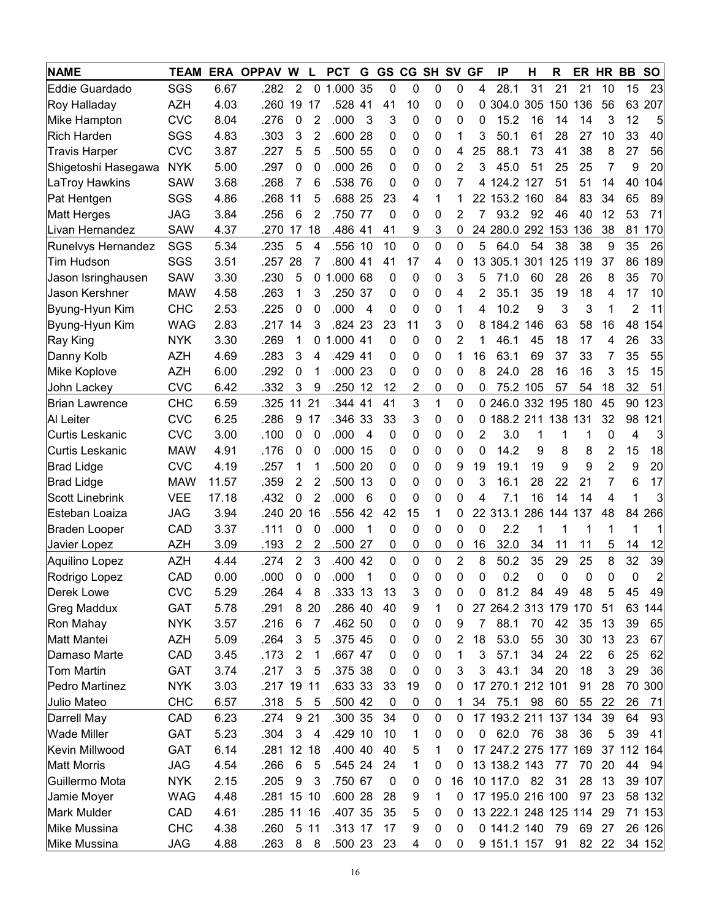| NAME | TEAM | ERA | OPPAV | W | L | PCT | G | GS | CG | SH | SV | GF | IP | H | R | ER | HR | BB | SO |
|---|---|---|---|---|---|---|---|---|---|---|---|---|---|---|---|---|---|---|---|
| Eddie Guardado | SGS | 6.67 | .282 | 2 | 0 | 1.000 | 35 | 0 | 0 | 0 | 0 | 4 | 28.1 | 31 | 21 | 21 | 10 | 15 | 23 |
| Roy Halladay | AZH | 4.03 | .260 | 19 | 17 | .528 | 41 | 41 | 10 | 0 | 0 | 0 | 304.0 | 305 | 150 | 136 | 56 | 63 | 207 |
| Mike Hampton | CVC | 8.04 | .276 | 0 | 2 | .000 | 3 | 3 | 0 | 0 | 0 | 0 | 15.2 | 16 | 14 | 14 | 3 | 12 | 5 |
| Rich Harden | SGS | 4.83 | .303 | 3 | 2 | .600 | 28 | 0 | 0 | 0 | 1 | 3 | 50.1 | 61 | 28 | 27 | 10 | 33 | 40 |
| Travis Harper | CVC | 3.87 | .227 | 5 | 5 | .500 | 55 | 0 | 0 | 0 | 4 | 25 | 88.1 | 73 | 41 | 38 | 8 | 27 | 56 |
| Shigetoshi Hasegawa | NYK | 5.00 | .297 | 0 | 0 | .000 | 26 | 0 | 0 | 0 | 2 | 3 | 45.0 | 51 | 25 | 25 | 7 | 9 | 20 |
| LaTroy Hawkins | SAW | 3.68 | .268 | 7 | 6 | .538 | 76 | 0 | 0 | 0 | 7 | 4 | 124.2 | 127 | 51 | 51 | 14 | 40 | 104 |
| Pat Hentgen | SGS | 4.86 | .268 | 11 | 5 | .688 | 25 | 23 | 4 | 1 | 1 | 22 | 153.2 | 160 | 84 | 83 | 34 | 65 | 89 |
| Matt Herges | JAG | 3.84 | .256 | 6 | 2 | .750 | 77 | 0 | 0 | 0 | 2 | 7 | 93.2 | 92 | 46 | 40 | 12 | 53 | 71 |
| Livan Hernandez | SAW | 4.37 | .270 | 17 | 18 | .486 | 41 | 41 | 9 | 3 | 0 | 24 | 280.0 | 292 | 153 | 136 | 38 | 81 | 170 |
| Runelvys Hernandez | SGS | 5.34 | .235 | 5 | 4 | .556 | 10 | 10 | 0 | 0 | 0 | 5 | 64.0 | 54 | 38 | 38 | 9 | 35 | 26 |
| Tim Hudson | SGS | 3.51 | .257 | 28 | 7 | .800 | 41 | 41 | 17 | 4 | 0 | 13 | 305.1 | 301 | 125 | 119 | 37 | 86 | 189 |
| Jason Isringhausen | SAW | 3.30 | .230 | 5 | 0 | 1.000 | 68 | 0 | 0 | 0 | 3 | 5 | 71.0 | 60 | 28 | 26 | 8 | 35 | 70 |
| Jason Kershner | MAW | 4.58 | .263 | 1 | 3 | .250 | 37 | 0 | 0 | 0 | 4 | 2 | 35.1 | 35 | 19 | 18 | 4 | 17 | 10 |
| Byung-Hyun Kim | CHC | 2.53 | .225 | 0 | 0 | .000 | 4 | 0 | 0 | 0 | 1 | 4 | 10.2 | 9 | 3 | 3 | 1 | 2 | 11 |
| Byung-Hyun Kim | WAG | 2.83 | .217 | 14 | 3 | .824 | 23 | 23 | 11 | 3 | 0 | 8 | 184.2 | 146 | 63 | 58 | 16 | 48 | 154 |
| Ray King | NYK | 3.30 | .269 | 1 | 0 | 1.000 | 41 | 0 | 0 | 0 | 2 | 1 | 46.1 | 45 | 18 | 17 | 4 | 26 | 33 |
| Danny Kolb | AZH | 4.69 | .283 | 3 | 4 | .429 | 41 | 0 | 0 | 0 | 1 | 16 | 63.1 | 69 | 37 | 33 | 7 | 35 | 55 |
| Mike Koplove | AZH | 6.00 | .292 | 0 | 1 | .000 | 23 | 0 | 0 | 0 | 0 | 8 | 24.0 | 28 | 16 | 16 | 3 | 15 | 15 |
| John Lackey | CVC | 6.42 | .332 | 3 | 9 | .250 | 12 | 12 | 2 | 0 | 0 | 0 | 75.2 | 105 | 57 | 54 | 18 | 32 | 51 |
| Brian Lawrence | CHC | 6.59 | .325 | 11 | 21 | .344 | 41 | 41 | 3 | 1 | 0 | 0 | 246.0 | 332 | 195 | 180 | 45 | 90 | 123 |
| Al Leiter | CVC | 6.25 | .286 | 9 | 17 | .346 | 33 | 33 | 3 | 0 | 0 | 0 | 188.2 | 211 | 138 | 131 | 32 | 98 | 121 |
| Curtis Leskanic | CVC | 3.00 | .100 | 0 | 0 | .000 | 4 | 0 | 0 | 0 | 0 | 2 | 3.0 | 1 | 1 | 1 | 0 | 4 | 3 |
| Curtis Leskanic | MAW | 4.91 | .176 | 0 | 0 | .000 | 15 | 0 | 0 | 0 | 0 | 0 | 14.2 | 9 | 8 | 8 | 2 | 15 | 18 |
| Brad Lidge | CVC | 4.19 | .257 | 1 | 1 | .500 | 20 | 0 | 0 | 0 | 9 | 19 | 19.1 | 19 | 9 | 9 | 2 | 9 | 20 |
| Brad Lidge | MAW | 11.57 | .359 | 2 | 2 | .500 | 13 | 0 | 0 | 0 | 0 | 3 | 16.1 | 28 | 22 | 21 | 7 | 6 | 17 |
| Scott Linebrink | VEE | 17.18 | .432 | 0 | 2 | .000 | 6 | 0 | 0 | 0 | 0 | 4 | 7.1 | 16 | 14 | 14 | 4 | 1 | 3 |
| Esteban Loaiza | JAG | 3.94 | .240 | 20 | 16 | .556 | 42 | 42 | 15 | 1 | 0 | 22 | 313.1 | 286 | 144 | 137 | 48 | 84 | 266 |
| Braden Looper | CAD | 3.37 | .111 | 0 | 0 | .000 | 1 | 0 | 0 | 0 | 0 | 0 | 2.2 | 1 | 1 | 1 | 1 | 1 | 1 |
| Javier Lopez | AZH | 3.09 | .193 | 2 | 2 | .500 | 27 | 0 | 0 | 0 | 0 | 16 | 32.0 | 34 | 11 | 11 | 5 | 14 | 12 |
| Aquilino Lopez | AZH | 4.44 | .274 | 2 | 3 | .400 | 42 | 0 | 0 | 0 | 2 | 8 | 50.2 | 35 | 29 | 25 | 8 | 32 | 39 |
| Rodrigo Lopez | CAD | 0.00 | .000 | 0 | 0 | .000 | 1 | 0 | 0 | 0 | 0 | 0 | 0.2 | 0 | 0 | 0 | 0 | 0 | 2 |
| Derek Lowe | CVC | 5.29 | .264 | 4 | 8 | .333 | 13 | 13 | 3 | 0 | 0 | 0 | 81.2 | 84 | 49 | 48 | 5 | 45 | 49 |
| Greg Maddux | GAT | 5.78 | .291 | 8 | 20 | .286 | 40 | 40 | 9 | 1 | 0 | 27 | 264.2 | 313 | 179 | 170 | 51 | 63 | 144 |
| Ron Mahay | NYK | 3.57 | .216 | 6 | 7 | .462 | 50 | 0 | 0 | 0 | 9 | 7 | 88.1 | 70 | 42 | 35 | 13 | 39 | 65 |
| Matt Mantei | AZH | 5.09 | .264 | 3 | 5 | .375 | 45 | 0 | 0 | 0 | 2 | 18 | 53.0 | 55 | 30 | 30 | 13 | 23 | 67 |
| Damaso Marte | CAD | 3.45 | .173 | 2 | 1 | .667 | 47 | 0 | 0 | 0 | 1 | 3 | 57.1 | 34 | 24 | 22 | 6 | 25 | 62 |
| Tom Martin | GAT | 3.74 | .217 | 3 | 5 | .375 | 38 | 0 | 0 | 0 | 3 | 3 | 43.1 | 34 | 20 | 18 | 3 | 29 | 36 |
| Pedro Martinez | NYK | 3.03 | .217 | 19 | 11 | .633 | 33 | 33 | 19 | 0 | 0 | 17 | 270.1 | 212 | 101 | 91 | 28 | 70 | 300 |
| Julio Mateo | CHC | 6.57 | .318 | 5 | 5 | .500 | 42 | 0 | 0 | 0 | 1 | 34 | 75.1 | 98 | 60 | 55 | 22 | 26 | 71 |
| Darrell May | CAD | 6.23 | .274 | 9 | 21 | .300 | 35 | 34 | 0 | 0 | 0 | 17 | 193.2 | 211 | 137 | 134 | 39 | 64 | 93 |
| Wade Miller | GAT | 5.23 | .304 | 3 | 4 | .429 | 10 | 10 | 1 | 0 | 0 | 0 | 62.0 | 76 | 38 | 36 | 5 | 39 | 41 |
| Kevin Millwood | GAT | 6.14 | .281 | 12 | 18 | .400 | 40 | 40 | 5 | 1 | 0 | 17 | 247.2 | 275 | 177 | 169 | 37 | 112 | 164 |
| Matt Morris | JAG | 4.54 | .266 | 6 | 5 | .545 | 24 | 24 | 1 | 0 | 0 | 13 | 138.2 | 143 | 77 | 70 | 20 | 44 | 94 |
| Guillermo Mota | NYK | 2.15 | .205 | 9 | 3 | .750 | 67 | 0 | 0 | 0 | 16 | 10 | 117.0 | 82 | 31 | 28 | 13 | 39 | 107 |
| Jamie Moyer | WAG | 4.48 | .281 | 15 | 10 | .600 | 28 | 28 | 9 | 1 | 0 | 17 | 195.0 | 216 | 100 | 97 | 23 | 58 | 132 |
| Mark Mulder | CAD | 4.61 | .285 | 11 | 16 | .407 | 35 | 35 | 5 | 0 | 0 | 13 | 222.1 | 248 | 125 | 114 | 29 | 71 | 153 |
| Mike Mussina | CHC | 4.38 | .260 | 5 | 11 | .313 | 17 | 17 | 9 | 0 | 0 | 0 | 141.2 | 140 | 79 | 69 | 27 | 26 | 126 |
| Mike Mussina | JAG | 4.88 | .263 | 8 | 8 | .500 | 23 | 23 | 4 | 0 | 0 | 9 | 151.1 | 157 | 91 | 82 | 22 | 34 | 152 |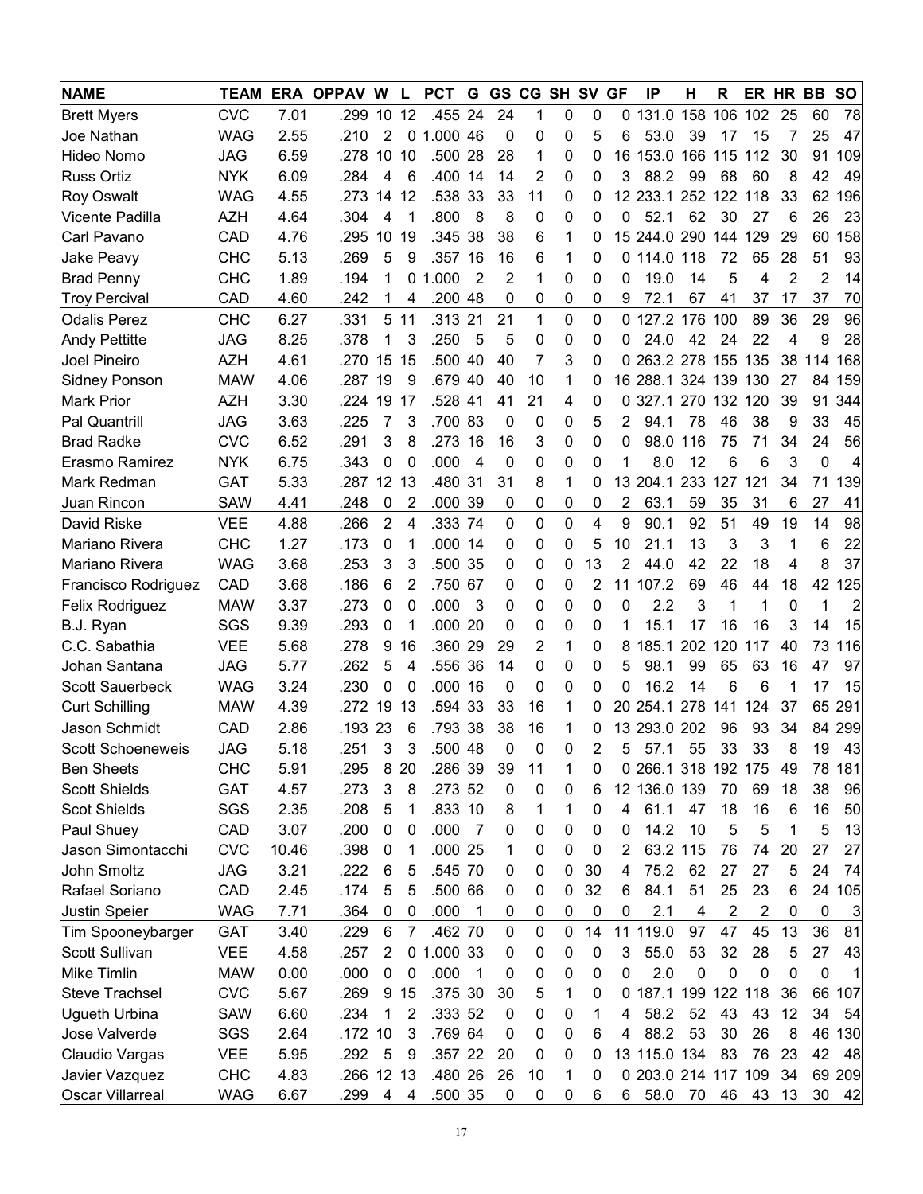| NAME | TEAM | ERA | OPPAV | W | L | PCT | G | GS | CG | SH | SV | GF | IP | H | R | ER | HR | BB | SO |
|---|---|---|---|---|---|---|---|---|---|---|---|---|---|---|---|---|---|---|---|
| Brett Myers | CVC | 7.01 | .299 | 10 | 12 | .455 | 24 | 24 | 1 | 0 | 0 | 0 | 131.0 | 158 | 106 | 102 | 25 | 60 | 78 |
| Joe Nathan | WAG | 2.55 | .210 | 2 | 0 | 1.000 | 46 | 0 | 0 | 0 | 5 | 6 | 53.0 | 39 | 17 | 15 | 7 | 25 | 47 |
| Hideo Nomo | JAG | 6.59 | .278 | 10 | 10 | .500 | 28 | 28 | 1 | 0 | 0 | 16 | 153.0 | 166 | 115 | 112 | 30 | 91 | 109 |
| Russ Ortiz | NYK | 6.09 | .284 | 4 | 6 | .400 | 14 | 14 | 2 | 0 | 0 | 3 | 88.2 | 99 | 68 | 60 | 8 | 42 | 49 |
| Roy Oswalt | WAG | 4.55 | .273 | 14 | 12 | .538 | 33 | 33 | 11 | 0 | 0 | 12 | 233.1 | 252 | 122 | 118 | 33 | 62 | 196 |
| Vicente Padilla | AZH | 4.64 | .304 | 4 | 1 | .800 | 8 | 8 | 0 | 0 | 0 | 0 | 52.1 | 62 | 30 | 27 | 6 | 26 | 23 |
| Carl Pavano | CAD | 4.76 | .295 | 10 | 19 | .345 | 38 | 38 | 6 | 1 | 0 | 15 | 244.0 | 290 | 144 | 129 | 29 | 60 | 158 |
| Jake Peavy | CHC | 5.13 | .269 | 5 | 9 | .357 | 16 | 16 | 6 | 1 | 0 | 0 | 114.0 | 118 | 72 | 65 | 28 | 51 | 93 |
| Brad Penny | CHC | 1.89 | .194 | 1 | 0 | 1.000 | 2 | 2 | 1 | 0 | 0 | 0 | 19.0 | 14 | 5 | 4 | 2 | 2 | 14 |
| Troy Percival | CAD | 4.60 | .242 | 1 | 4 | .200 | 48 | 0 | 0 | 0 | 0 | 9 | 72.1 | 67 | 41 | 37 | 17 | 37 | 70 |
| Odalis Perez | CHC | 6.27 | .331 | 5 | 11 | .313 | 21 | 21 | 1 | 0 | 0 | 0 | 127.2 | 176 | 100 | 89 | 36 | 29 | 96 |
| Andy Pettitte | JAG | 8.25 | .378 | 1 | 3 | .250 | 5 | 5 | 0 | 0 | 0 | 0 | 24.0 | 42 | 24 | 22 | 4 | 9 | 28 |
| Joel Pineiro | AZH | 4.61 | .270 | 15 | 15 | .500 | 40 | 40 | 7 | 3 | 0 | 0 | 263.2 | 278 | 155 | 135 | 38 | 114 | 168 |
| Sidney Ponson | MAW | 4.06 | .287 | 19 | 9 | .679 | 40 | 40 | 10 | 1 | 0 | 16 | 288.1 | 324 | 139 | 130 | 27 | 84 | 159 |
| Mark Prior | AZH | 3.30 | .224 | 19 | 17 | .528 | 41 | 41 | 21 | 4 | 0 | 0 | 327.1 | 270 | 132 | 120 | 39 | 91 | 344 |
| Pal Quantrill | JAG | 3.63 | .225 | 7 | 3 | .700 | 83 | 0 | 0 | 0 | 5 | 2 | 94.1 | 78 | 46 | 38 | 9 | 33 | 45 |
| Brad Radke | CVC | 6.52 | .291 | 3 | 8 | .273 | 16 | 16 | 3 | 0 | 0 | 0 | 98.0 | 116 | 75 | 71 | 34 | 24 | 56 |
| Erasmo Ramirez | NYK | 6.75 | .343 | 0 | 0 | .000 | 4 | 0 | 0 | 0 | 0 | 1 | 8.0 | 12 | 6 | 6 | 3 | 0 | 4 |
| Mark Redman | GAT | 5.33 | .287 | 12 | 13 | .480 | 31 | 31 | 8 | 1 | 0 | 13 | 204.1 | 233 | 127 | 121 | 34 | 71 | 139 |
| Juan Rincon | SAW | 4.41 | .248 | 0 | 2 | .000 | 39 | 0 | 0 | 0 | 0 | 2 | 63.1 | 59 | 35 | 31 | 6 | 27 | 41 |
| David Riske | VEE | 4.88 | .266 | 2 | 4 | .333 | 74 | 0 | 0 | 0 | 4 | 9 | 90.1 | 92 | 51 | 49 | 19 | 14 | 98 |
| Mariano Rivera | CHC | 1.27 | .173 | 0 | 1 | .000 | 14 | 0 | 0 | 0 | 5 | 10 | 21.1 | 13 | 3 | 3 | 1 | 6 | 22 |
| Mariano Rivera | WAG | 3.68 | .253 | 3 | 3 | .500 | 35 | 0 | 0 | 0 | 13 | 2 | 44.0 | 42 | 22 | 18 | 4 | 8 | 37 |
| Francisco Rodriguez | CAD | 3.68 | .186 | 6 | 2 | .750 | 67 | 0 | 0 | 0 | 2 | 11 | 107.2 | 69 | 46 | 44 | 18 | 42 | 125 |
| Felix Rodriguez | MAW | 3.37 | .273 | 0 | 0 | .000 | 3 | 0 | 0 | 0 | 0 | 0 | 2.2 | 3 | 1 | 1 | 0 | 1 | 2 |
| B.J. Ryan | SGS | 9.39 | .293 | 0 | 1 | .000 | 20 | 0 | 0 | 0 | 0 | 1 | 15.1 | 17 | 16 | 16 | 3 | 14 | 15 |
| C.C. Sabathia | VEE | 5.68 | .278 | 9 | 16 | .360 | 29 | 29 | 2 | 1 | 0 | 8 | 185.1 | 202 | 120 | 117 | 40 | 73 | 116 |
| Johan Santana | JAG | 5.77 | .262 | 5 | 4 | .556 | 36 | 14 | 0 | 0 | 0 | 5 | 98.1 | 99 | 65 | 63 | 16 | 47 | 97 |
| Scott Sauerbeck | WAG | 3.24 | .230 | 0 | 0 | .000 | 16 | 0 | 0 | 0 | 0 | 0 | 16.2 | 14 | 6 | 6 | 1 | 17 | 15 |
| Curt Schilling | MAW | 4.39 | .272 | 19 | 13 | .594 | 33 | 33 | 16 | 1 | 0 | 20 | 254.1 | 278 | 141 | 124 | 37 | 65 | 291 |
| Jason Schmidt | CAD | 2.86 | .193 | 23 | 6 | .793 | 38 | 38 | 16 | 1 | 0 | 13 | 293.0 | 202 | 96 | 93 | 34 | 84 | 299 |
| Scott Schoeneweis | JAG | 5.18 | .251 | 3 | 3 | .500 | 48 | 0 | 0 | 0 | 2 | 5 | 57.1 | 55 | 33 | 33 | 8 | 19 | 43 |
| Ben Sheets | CHC | 5.91 | .295 | 8 | 20 | .286 | 39 | 39 | 11 | 1 | 0 | 0 | 266.1 | 318 | 192 | 175 | 49 | 78 | 181 |
| Scott Shields | GAT | 4.57 | .273 | 3 | 8 | .273 | 52 | 0 | 0 | 0 | 6 | 12 | 136.0 | 139 | 70 | 69 | 18 | 38 | 96 |
| Scot Shields | SGS | 2.35 | .208 | 5 | 1 | .833 | 10 | 8 | 1 | 1 | 0 | 4 | 61.1 | 47 | 18 | 16 | 6 | 16 | 50 |
| Paul Shuey | CAD | 3.07 | .200 | 0 | 0 | .000 | 7 | 0 | 0 | 0 | 0 | 0 | 14.2 | 10 | 5 | 5 | 1 | 5 | 13 |
| Jason Simontacchi | CVC | 10.46 | .398 | 0 | 1 | .000 | 25 | 1 | 0 | 0 | 0 | 2 | 63.2 | 115 | 76 | 74 | 20 | 27 | 27 |
| John Smoltz | JAG | 3.21 | .222 | 6 | 5 | .545 | 70 | 0 | 0 | 0 | 30 | 4 | 75.2 | 62 | 27 | 27 | 5 | 24 | 74 |
| Rafael Soriano | CAD | 2.45 | .174 | 5 | 5 | .500 | 66 | 0 | 0 | 0 | 32 | 6 | 84.1 | 51 | 25 | 23 | 6 | 24 | 105 |
| Justin Speier | WAG | 7.71 | .364 | 0 | 0 | .000 | 1 | 0 | 0 | 0 | 0 | 0 | 2.1 | 4 | 2 | 2 | 0 | 0 | 3 |
| Tim Spooneybarger | GAT | 3.40 | .229 | 6 | 7 | .462 | 70 | 0 | 0 | 0 | 14 | 11 | 119.0 | 97 | 47 | 45 | 13 | 36 | 81 |
| Scott Sullivan | VEE | 4.58 | .257 | 2 | 0 | 1.000 | 33 | 0 | 0 | 0 | 0 | 3 | 55.0 | 53 | 32 | 28 | 5 | 27 | 43 |
| Mike Timlin | MAW | 0.00 | .000 | 0 | 0 | .000 | 1 | 0 | 0 | 0 | 0 | 0 | 2.0 | 0 | 0 | 0 | 0 | 0 | 1 |
| Steve Trachsel | CVC | 5.67 | .269 | 9 | 15 | .375 | 30 | 30 | 5 | 1 | 0 | 0 | 187.1 | 199 | 122 | 118 | 36 | 66 | 107 |
| Ugueth Urbina | SAW | 6.60 | .234 | 1 | 2 | .333 | 52 | 0 | 0 | 0 | 1 | 4 | 58.2 | 52 | 43 | 43 | 12 | 34 | 54 |
| Jose Valverde | SGS | 2.64 | .172 | 10 | 3 | .769 | 64 | 0 | 0 | 0 | 6 | 4 | 88.2 | 53 | 30 | 26 | 8 | 46 | 130 |
| Claudio Vargas | VEE | 5.95 | .292 | 5 | 9 | .357 | 22 | 20 | 0 | 0 | 0 | 13 | 115.0 | 134 | 83 | 76 | 23 | 42 | 48 |
| Javier Vazquez | CHC | 4.83 | .266 | 12 | 13 | .480 | 26 | 26 | 10 | 1 | 0 | 0 | 203.0 | 214 | 117 | 109 | 34 | 69 | 209 |
| Oscar Villarreal | WAG | 6.67 | .299 | 4 | 4 | .500 | 35 | 0 | 0 | 0 | 6 | 6 | 58.0 | 70 | 46 | 43 | 13 | 30 | 42 |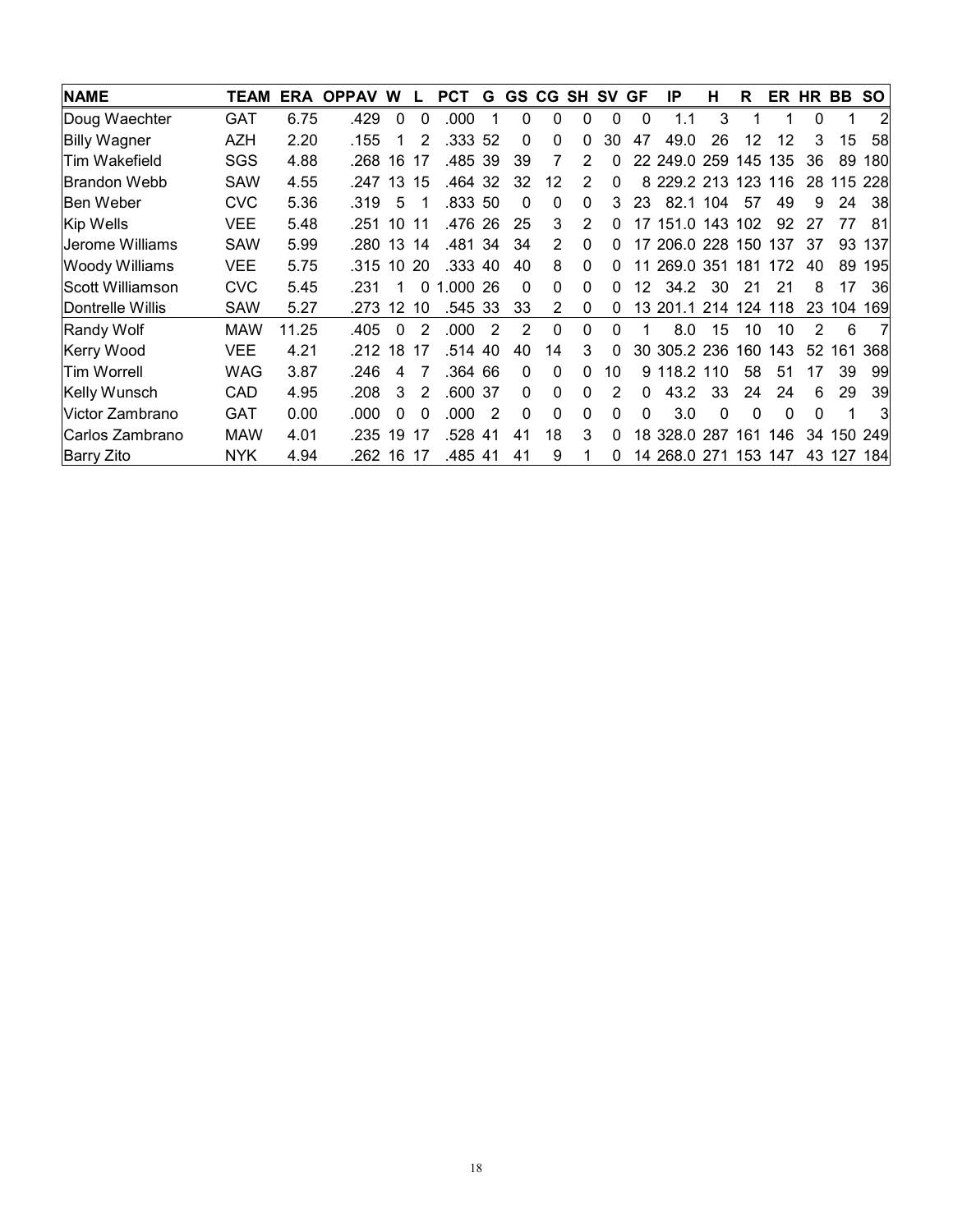| NAME | TEAM | ERA | OPPAV | W | L | PCT | G | GS | CG | SH | SV | GF | IP | H | R | ER | HR | BB | SO |
|---|---|---|---|---|---|---|---|---|---|---|---|---|---|---|---|---|---|---|---|
| Doug Waechter | GAT | 6.75 | .429 | 0 | 0 | .000 | 1 | 0 | 0 | 0 | 0 | 0 | 1.1 | 3 | 1 | 1 | 0 | 1 | 2 |
| Billy Wagner | AZH | 2.20 | .155 | 1 | 2 | .333 | 52 | 0 | 0 | 0 | 30 | 47 | 49.0 | 26 | 12 | 12 | 3 | 15 | 58 |
| Tim Wakefield | SGS | 4.88 | .268 | 16 | 17 | .485 | 39 | 39 | 7 | 2 | 0 | 22 | 249.0 | 259 | 145 | 135 | 36 | 89 | 180 |
| Brandon Webb | SAW | 4.55 | .247 | 13 | 15 | .464 | 32 | 32 | 12 | 2 | 0 | 8 | 229.2 | 213 | 123 | 116 | 28 | 115 | 228 |
| Ben Weber | CVC | 5.36 | .319 | 5 | 1 | .833 | 50 | 0 | 0 | 0 | 3 | 23 | 82.1 | 104 | 57 | 49 | 9 | 24 | 38 |
| Kip Wells | VEE | 5.48 | .251 | 10 | 11 | .476 | 26 | 25 | 3 | 2 | 0 | 17 | 151.0 | 143 | 102 | 92 | 27 | 77 | 81 |
| Jerome Williams | SAW | 5.99 | .280 | 13 | 14 | .481 | 34 | 34 | 2 | 0 | 0 | 17 | 206.0 | 228 | 150 | 137 | 37 | 93 | 137 |
| Woody Williams | VEE | 5.75 | .315 | 10 | 20 | .333 | 40 | 40 | 8 | 0 | 0 | 11 | 269.0 | 351 | 181 | 172 | 40 | 89 | 195 |
| Scott Williamson | CVC | 5.45 | .231 | 1 | 0 | 1.000 | 26 | 0 | 0 | 0 | 0 | 12 | 34.2 | 30 | 21 | 21 | 8 | 17 | 36 |
| Dontrelle Willis | SAW | 5.27 | .273 | 12 | 10 | .545 | 33 | 33 | 2 | 0 | 0 | 13 | 201.1 | 214 | 124 | 118 | 23 | 104 | 169 |
| Randy Wolf | MAW | 11.25 | .405 | 0 | 2 | .000 | 2 | 2 | 0 | 0 | 0 | 1 | 8.0 | 15 | 10 | 10 | 2 | 6 | 7 |
| Kerry Wood | VEE | 4.21 | .212 | 18 | 17 | .514 | 40 | 40 | 14 | 3 | 0 | 30 | 305.2 | 236 | 160 | 143 | 52 | 161 | 368 |
| Tim Worrell | WAG | 3.87 | .246 | 4 | 7 | .364 | 66 | 0 | 0 | 0 | 10 | 9 | 118.2 | 110 | 58 | 51 | 17 | 39 | 99 |
| Kelly Wunsch | CAD | 4.95 | .208 | 3 | 2 | .600 | 37 | 0 | 0 | 0 | 2 | 0 | 43.2 | 33 | 24 | 24 | 6 | 29 | 39 |
| Victor Zambrano | GAT | 0.00 | .000 | 0 | 0 | .000 | 2 | 0 | 0 | 0 | 0 | 0 | 3.0 | 0 | 0 | 0 | 0 | 1 | 3 |
| Carlos Zambrano | MAW | 4.01 | .235 | 19 | 17 | .528 | 41 | 41 | 18 | 3 | 0 | 18 | 328.0 | 287 | 161 | 146 | 34 | 150 | 249 |
| Barry Zito | NYK | 4.94 | .262 | 16 | 17 | .485 | 41 | 41 | 9 | 1 | 0 | 14 | 268.0 | 271 | 153 | 147 | 43 | 127 | 184 |